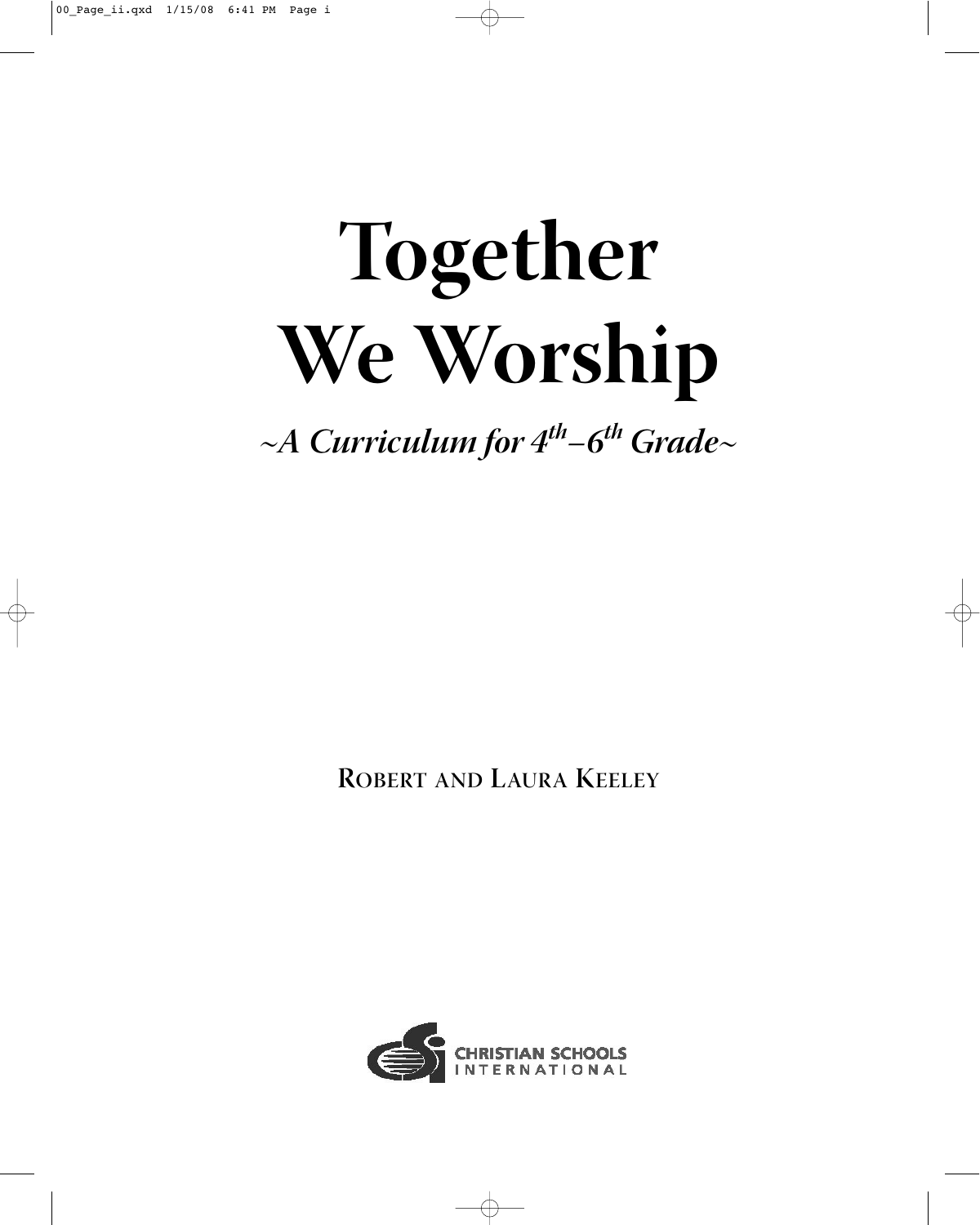# Together We Worship

*~A Curriculum for $4^{th}$–$6^{th}$ Grade~*

ROBERT AND LAURA KEELEY

CHRISTIAN SCHOOLS INTERNATIONAL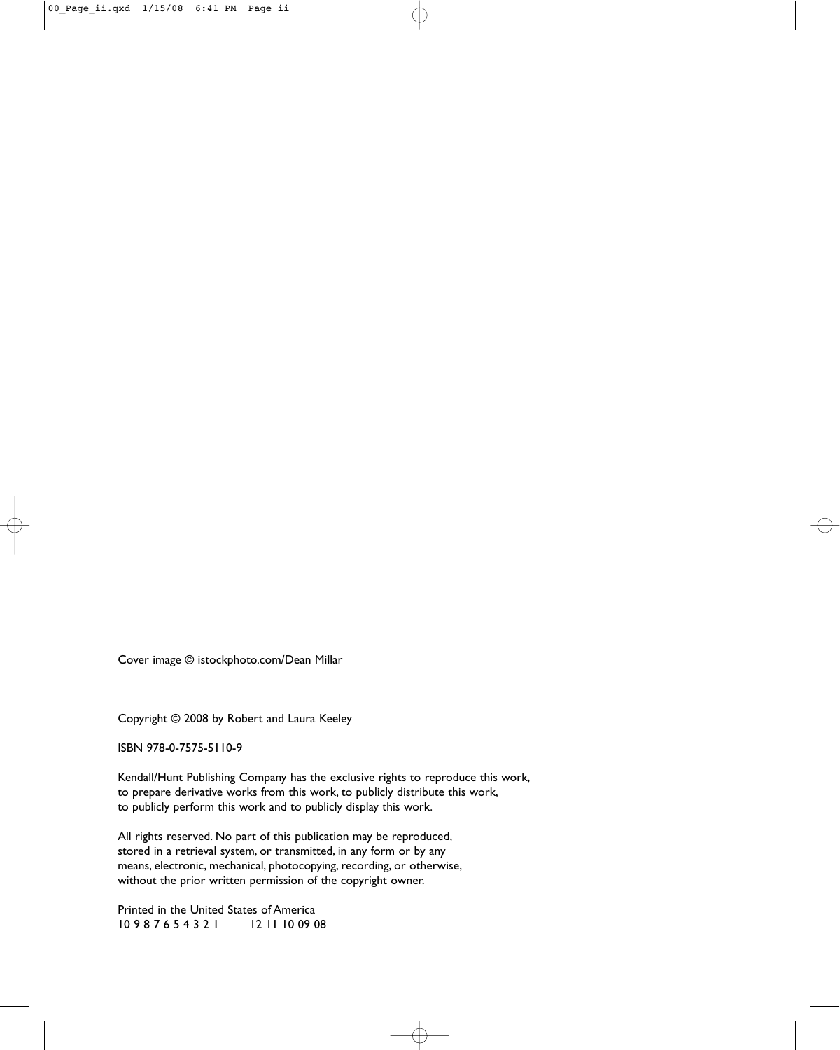Cover image © istockphoto.com/Dean Millar

Copyright © 2008 by Robert and Laura Keeley

ISBN 978-0-7575-5110-9

Kendall/Hunt Publishing Company has the exclusive rights to reproduce this work,
to prepare derivative works from this work, to publicly distribute this work,
to publicly perform this work and to publicly display this work.

All rights reserved. No part of this publication may be reproduced,
stored in a retrieval system, or transmitted, in any form or by any
means, electronic, mechanical, photocopying, recording, or otherwise,
without the prior written permission of the copyright owner.

Printed in the United States of America
10 9 8 7 6 5 4 3 2 1 12 11 10 09 08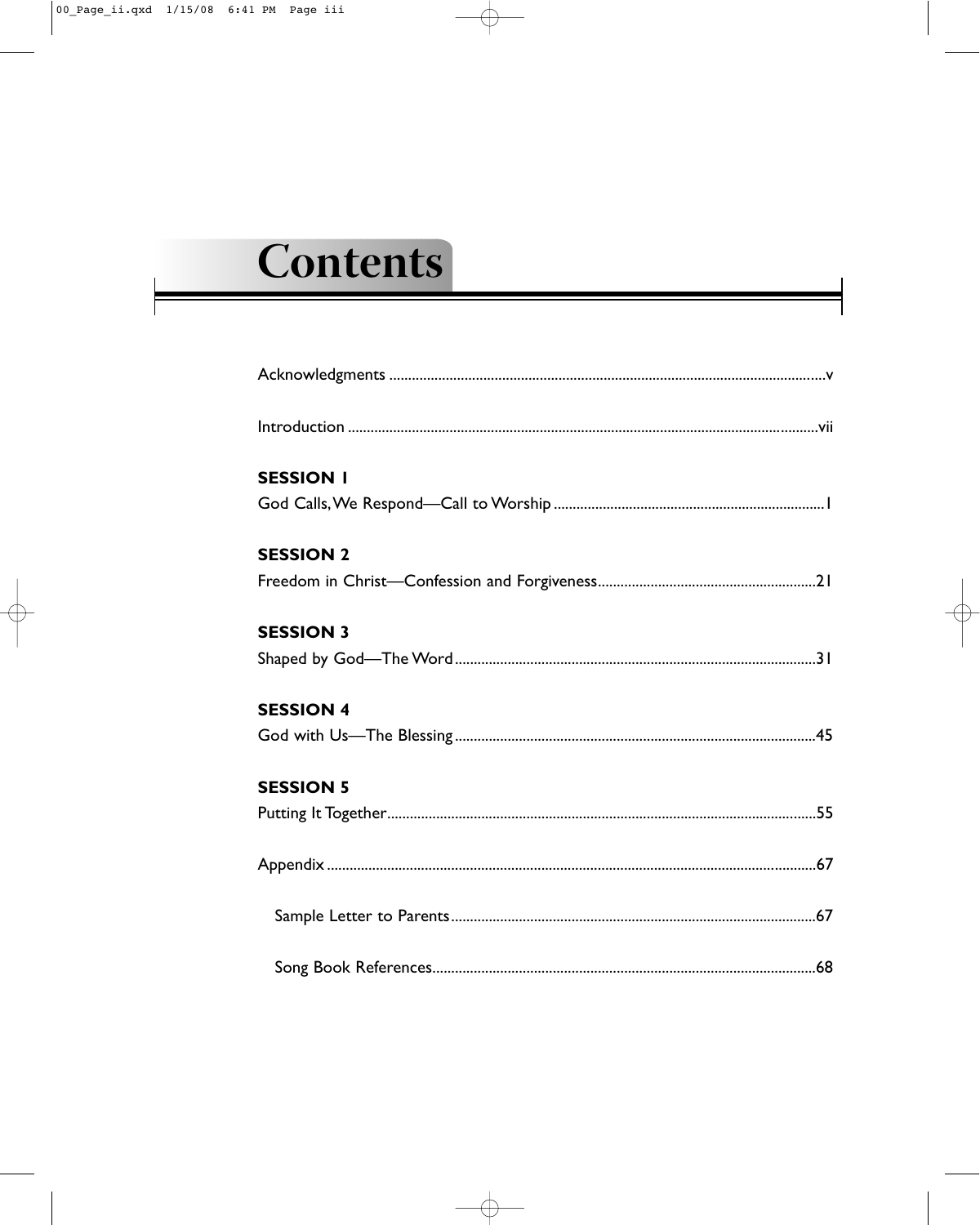# Contents

Acknowledgments ....................................................................................................................v

Introduction ..........................................................................................................................vii

**SESSION 1**

God Calls, We Respond—Call to Worship ......................................................................1

**SESSION 2**

Freedom in Christ—Confession and Forgiveness........................................................21

**SESSION 3**

Shaped by God—The Word .............................................................................................31

**SESSION 4**

God with Us—The Blessing .............................................................................................45

**SESSION 5**

Putting It Together...............................................................................................................55

Appendix ...............................................................................................................................67

Sample Letter to Parents...............................................................................................67

Song Book References...................................................................................................68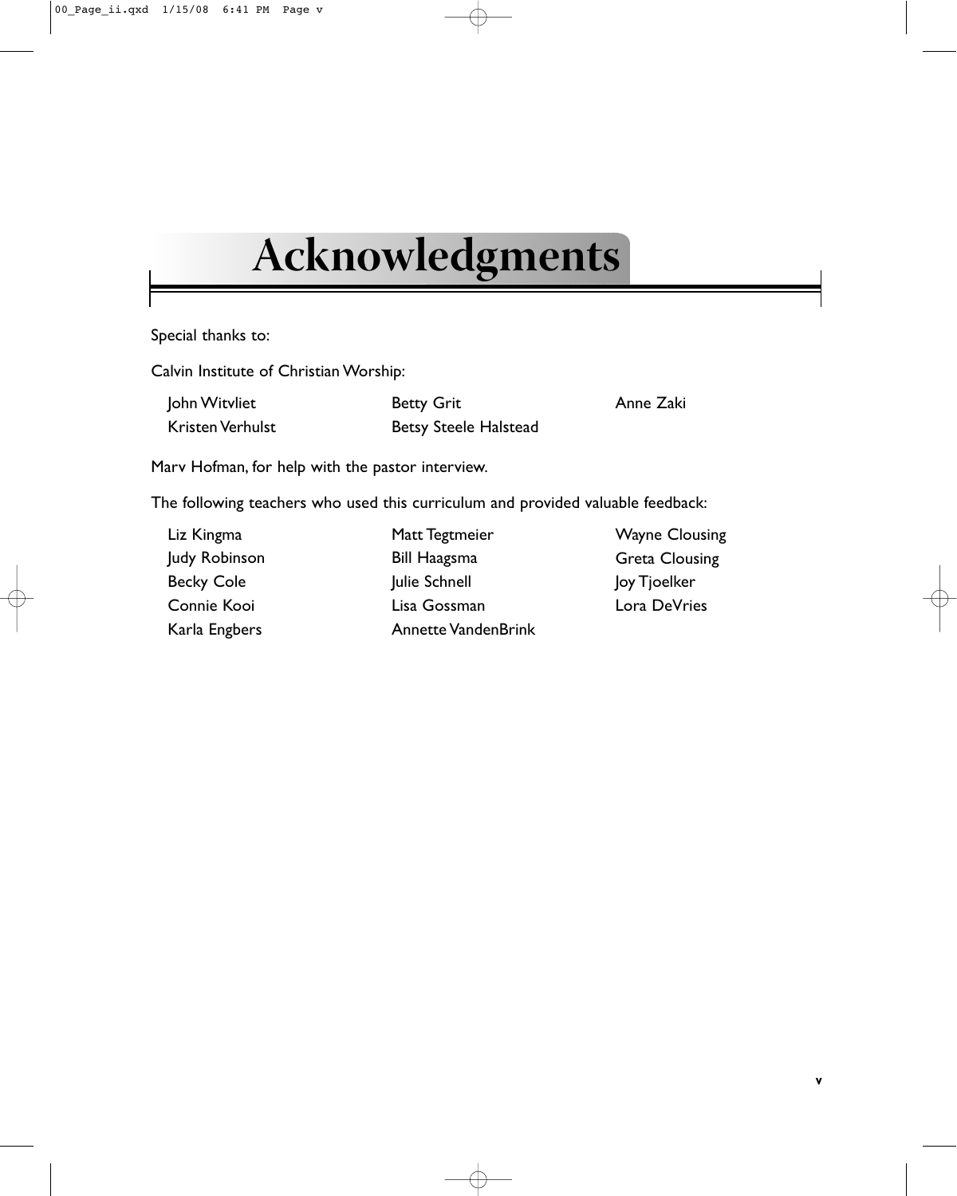# Acknowledgments

Special thanks to:

Calvin Institute of Christian Worship:

- John Witvliet
- Kristen Verhulst
- Betty Grit
- Betsy Steele Halstead
- Anne Zaki

Marv Hofman, for help with the pastor interview.

The following teachers who used this curriculum and provided valuable feedback:

- Liz Kingma
- Judy Robinson
- Becky Cole
- Connie Kooi
- Karla Engbers
- Matt Tegtmeier
- Bill Haagsma
- Julie Schnell
- Lisa Gossman
- Annette VandenBrink
- Wayne Clousing
- Greta Clousing
- Joy Tjoelker
- Lora DeVries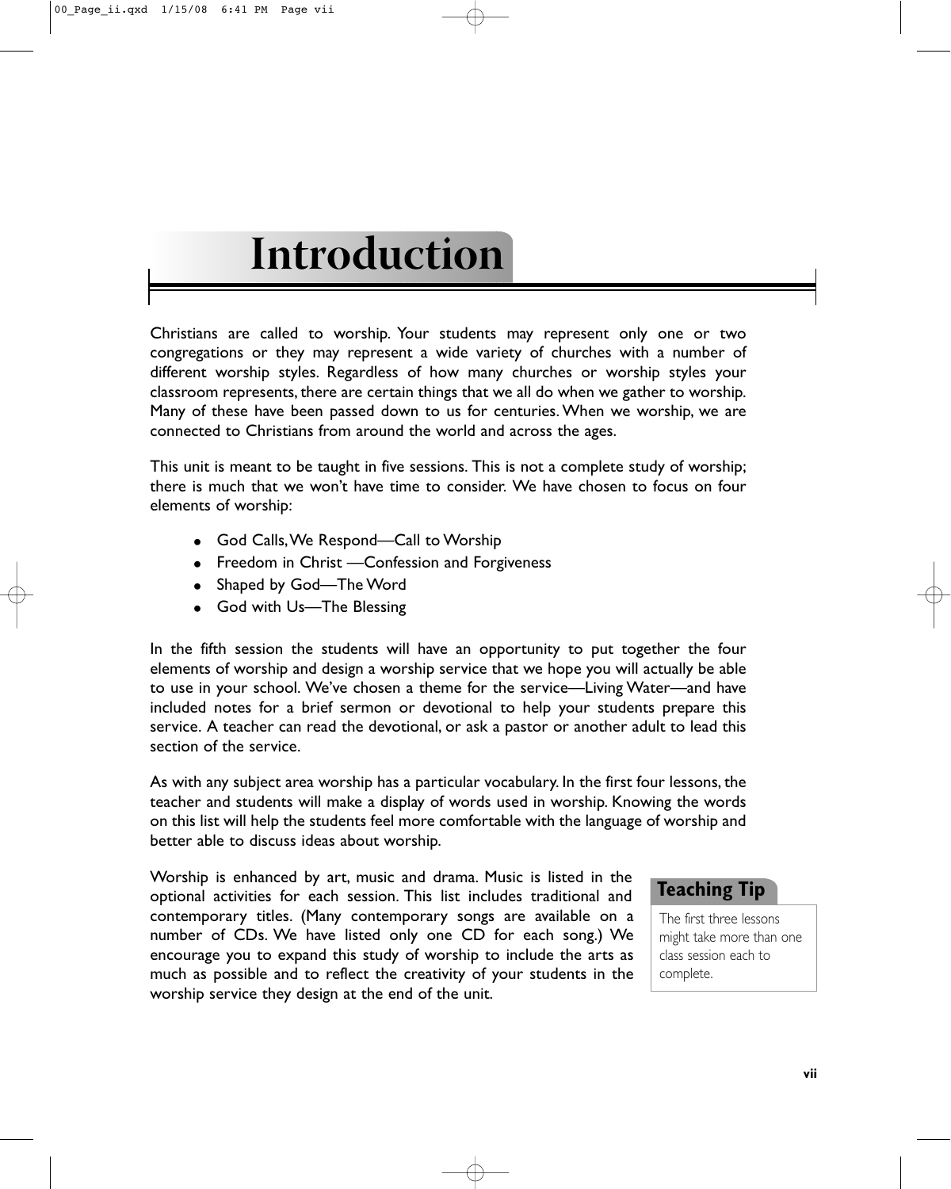# Introduction

Christians are called to worship. Your students may represent only one or two congregations or they may represent a wide variety of churches with a number of different worship styles. Regardless of how many churches or worship styles your classroom represents, there are certain things that we all do when we gather to worship. Many of these have been passed down to us for centuries. When we worship, we are connected to Christians from around the world and across the ages.

This unit is meant to be taught in five sessions. This is not a complete study of worship; there is much that we won't have time to consider. We have chosen to focus on four elements of worship:

- God Calls, We Respond—Call to Worship
- Freedom in Christ —Confession and Forgiveness
- Shaped by God—The Word
- God with Us—The Blessing

In the fifth session the students will have an opportunity to put together the four elements of worship and design a worship service that we hope you will actually be able to use in your school. We've chosen a theme for the service—Living Water—and have included notes for a brief sermon or devotional to help your students prepare this service. A teacher can read the devotional, or ask a pastor or another adult to lead this section of the service.

As with any subject area worship has a particular vocabulary. In the first four lessons, the teacher and students will make a display of words used in worship. Knowing the words on this list will help the students feel more comfortable with the language of worship and better able to discuss ideas about worship.

Worship is enhanced by art, music and drama. Music is listed in the optional activities for each session. This list includes traditional and contemporary titles. (Many contemporary songs are available on a number of CDs. We have listed only one CD for each song.) We encourage you to expand this study of worship to include the arts as much as possible and to reflect the creativity of your students in the worship service they design at the end of the unit.

**Teaching Tip**

The first three lessons might take more than one class session each to complete.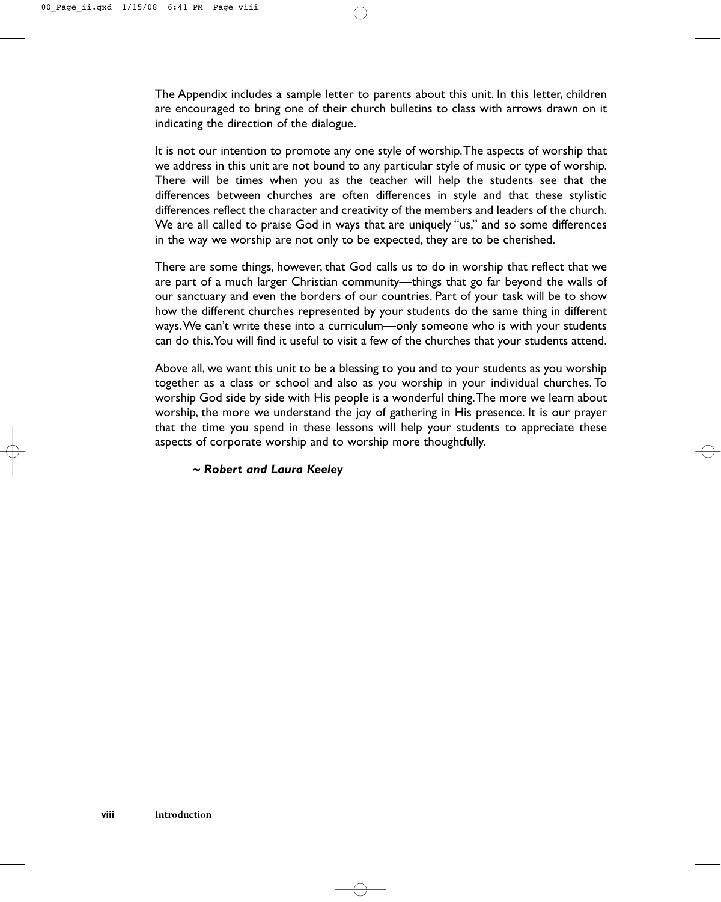The Appendix includes a sample letter to parents about this unit. In this letter, children are encouraged to bring one of their church bulletins to class with arrows drawn on it indicating the direction of the dialogue.

It is not our intention to promote any one style of worship. The aspects of worship that we address in this unit are not bound to any particular style of music or type of worship. There will be times when you as the teacher will help the students see that the differences between churches are often differences in style and that these stylistic differences reflect the character and creativity of the members and leaders of the church. We are all called to praise God in ways that are uniquely "us," and so some differences in the way we worship are not only to be expected, they are to be cherished.

There are some things, however, that God calls us to do in worship that reflect that we are part of a much larger Christian community—things that go far beyond the walls of our sanctuary and even the borders of our countries. Part of your task will be to show how the different churches represented by your students do the same thing in different ways. We can't write these into a curriculum—only someone who is with your students can do this. You will find it useful to visit a few of the churches that your students attend.

Above all, we want this unit to be a blessing to you and to your students as you worship together as a class or school and also as you worship in your individual churches. To worship God side by side with His people is a wonderful thing. The more we learn about worship, the more we understand the joy of gathering in His presence. It is our prayer that the time you spend in these lessons will help your students to appreciate these aspects of corporate worship and to worship more thoughtfully.

***~ Robert and Laura Keeley***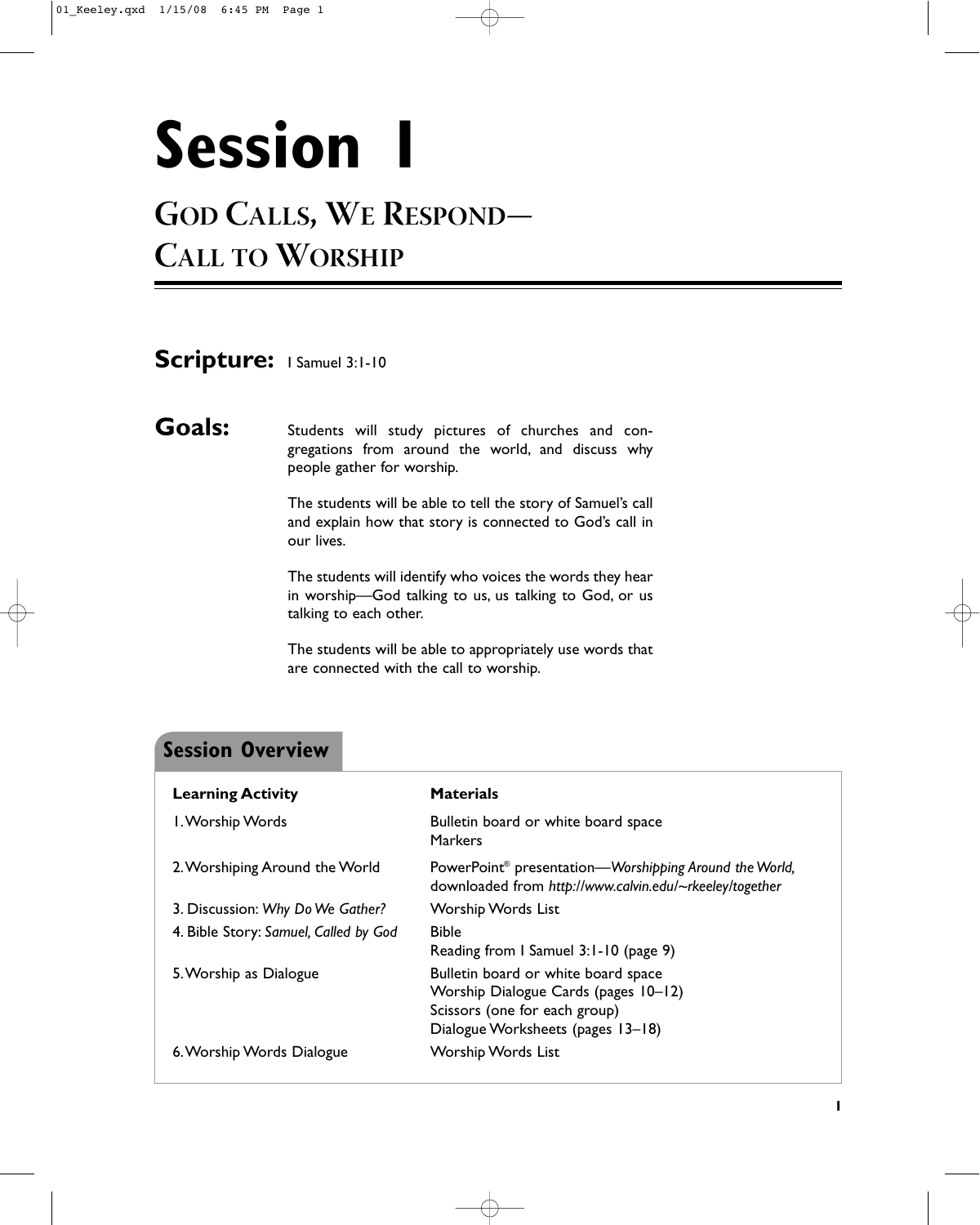# Session 1

## God Calls, We Respond— Call to Worship

**Scripture:** I Samuel 3:1-10

**Goals:**

Students will study pictures of churches and congregations from around the world, and discuss why people gather for worship.

The students will be able to tell the story of Samuel's call and explain how that story is connected to God's call in our lives.

The students will identify who voices the words they hear in worship—God talking to us, us talking to God, or us talking to each other.

The students will be able to appropriately use words that are connected with the call to worship.

### Session Overview

| Learning Activity | Materials |
|---|---|
| 1. Worship Words | Bulletin board or white board space<br>Markers |
| 2. Worshiping Around the World | PowerPoint® presentation—*Worshipping Around the World,* downloaded from *http://www.calvin.edu/~rkeeley/together* |
| 3. Discussion: *Why Do We Gather?* | Worship Words List |
| 4. Bible Story: *Samuel, Called by God* | Bible<br>Reading from I Samuel 3:1-10 (page 9) |
| 5. Worship as Dialogue | Bulletin board or white board space<br>Worship Dialogue Cards (pages 10–12)<br>Scissors (one for each group)<br>Dialogue Worksheets (pages 13–18) |
| 6. Worship Words Dialogue | Worship Words List |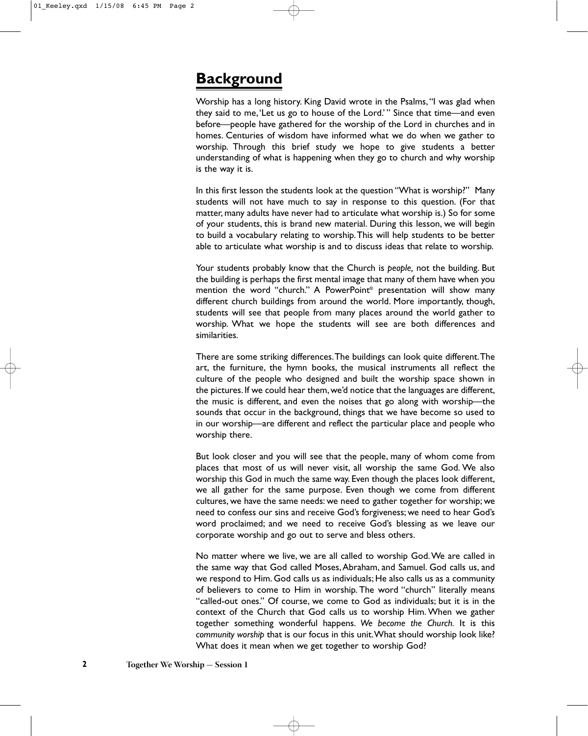## Background

Worship has a long history. King David wrote in the Psalms, "I was glad when they said to me, 'Let us go to house of the Lord.' " Since that time—and even before—people have gathered for the worship of the Lord in churches and in homes. Centuries of wisdom have informed what we do when we gather to worship. Through this brief study we hope to give students a better understanding of what is happening when they go to church and why worship is the way it is.

In this first lesson the students look at the question "What is worship?" Many students will not have much to say in response to this question. (For that matter, many adults have never had to articulate what worship is.) So for some of your students, this is brand new material. During this lesson, we will begin to build a vocabulary relating to worship. This will help students to be better able to articulate what worship is and to discuss ideas that relate to worship.

Your students probably know that the Church is *people,* not the building. But the building is perhaps the first mental image that many of them have when you mention the word "church." A PowerPoint® presentation will show many different church buildings from around the world. More importantly, though, students will see that people from many places around the world gather to worship. What we hope the students will see are both differences and similarities.

There are some striking differences. The buildings can look quite different. The art, the furniture, the hymn books, the musical instruments all reflect the culture of the people who designed and built the worship space shown in the pictures. If we could hear them, we'd notice that the languages are different, the music is different, and even the noises that go along with worship—the sounds that occur in the background, things that we have become so used to in our worship—are different and reflect the particular place and people who worship there.

But look closer and you will see that the people, many of whom come from places that most of us will never visit, all worship the same God. We also worship this God in much the same way. Even though the places look different, we all gather for the same purpose. Even though we come from different cultures, we have the same needs: we need to gather together for worship; we need to confess our sins and receive God's forgiveness; we need to hear God's word proclaimed; and we need to receive God's blessing as we leave our corporate worship and go out to serve and bless others.

No matter where we live, we are all called to worship God. We are called in the same way that God called Moses, Abraham, and Samuel. God calls us, and we respond to Him. God calls us as individuals; He also calls us as a community of believers to come to Him in worship. The word "church" literally means "called-out ones." Of course, we come to God as individuals; but it is in the context of the Church that God calls us to worship Him. When we gather together something wonderful happens. *We become the Church.* It is this *community worship* that is our focus in this unit. What should worship look like? What does it mean when we get together to worship God?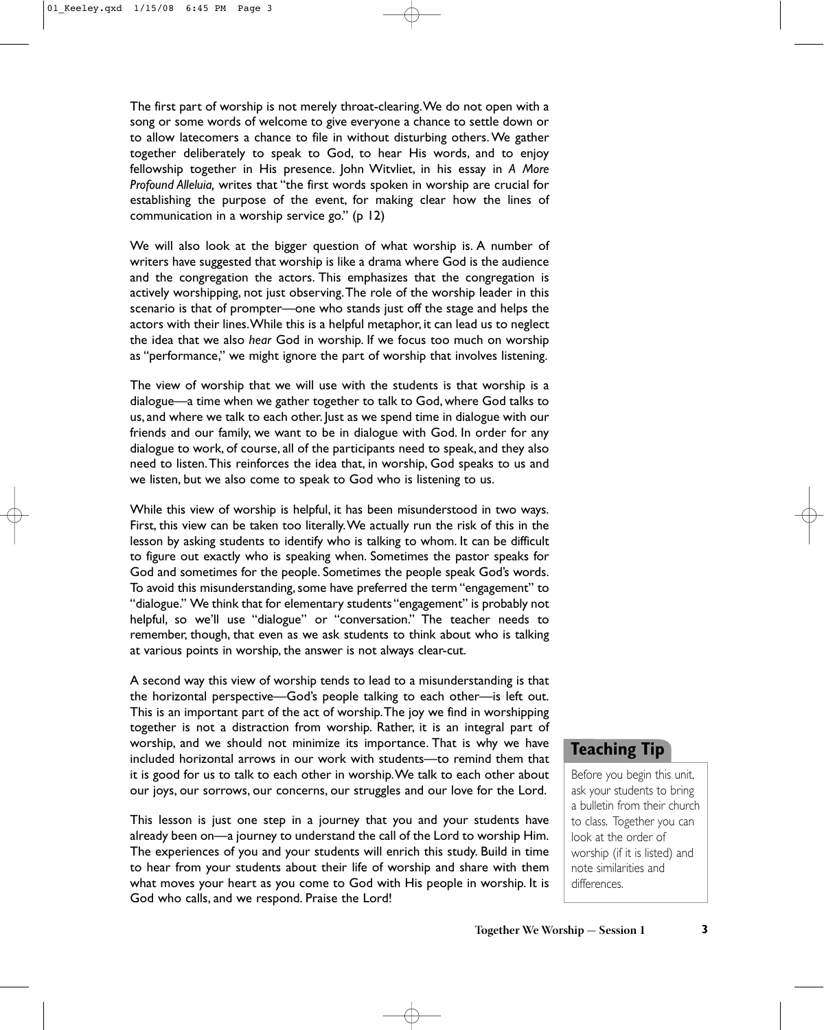The first part of worship is not merely throat-clearing. We do not open with a song or some words of welcome to give everyone a chance to settle down or to allow latecomers a chance to file in without disturbing others. We gather together deliberately to speak to God, to hear His words, and to enjoy fellowship together in His presence. John Witvliet, in his essay in *A More Profound Alleluia,* writes that "the first words spoken in worship are crucial for establishing the purpose of the event, for making clear how the lines of communication in a worship service go." (p 12)

We will also look at the bigger question of what worship is. A number of writers have suggested that worship is like a drama where God is the audience and the congregation the actors. This emphasizes that the congregation is actively worshipping, not just observing. The role of the worship leader in this scenario is that of prompter—one who stands just off the stage and helps the actors with their lines. While this is a helpful metaphor, it can lead us to neglect the idea that we also *hear* God in worship. If we focus too much on worship as "performance," we might ignore the part of worship that involves listening.

The view of worship that we will use with the students is that worship is a dialogue—a time when we gather together to talk to God, where God talks to us, and where we talk to each other. Just as we spend time in dialogue with our friends and our family, we want to be in dialogue with God. In order for any dialogue to work, of course, all of the participants need to speak, and they also need to listen. This reinforces the idea that, in worship, God speaks to us and we listen, but we also come to speak to God who is listening to us.

While this view of worship is helpful, it has been misunderstood in two ways. First, this view can be taken too literally. We actually run the risk of this in the lesson by asking students to identify who is talking to whom. It can be difficult to figure out exactly who is speaking when. Sometimes the pastor speaks for God and sometimes for the people. Sometimes the people speak God's words. To avoid this misunderstanding, some have preferred the term "engagement" to "dialogue." We think that for elementary students "engagement" is probably not helpful, so we'll use "dialogue" or "conversation." The teacher needs to remember, though, that even as we ask students to think about who is talking at various points in worship, the answer is not always clear-cut.

A second way this view of worship tends to lead to a misunderstanding is that the horizontal perspective—God's people talking to each other—is left out. This is an important part of the act of worship. The joy we find in worshipping together is not a distraction from worship. Rather, it is an integral part of worship, and we should not minimize its importance. That is why we have included horizontal arrows in our work with students—to remind them that it is good for us to talk to each other in worship. We talk to each other about our joys, our sorrows, our concerns, our struggles and our love for the Lord.

This lesson is just one step in a journey that you and your students have already been on—a journey to understand the call of the Lord to worship Him. The experiences of you and your students will enrich this study. Build in time to hear from your students about their life of worship and share with them what moves your heart as you come to God with His people in worship. It is God who calls, and we respond. Praise the Lord!

**Teaching Tip**

Before you begin this unit, ask your students to bring a bulletin from their church to class. Together you can look at the order of worship (if it is listed) and note similarities and differences.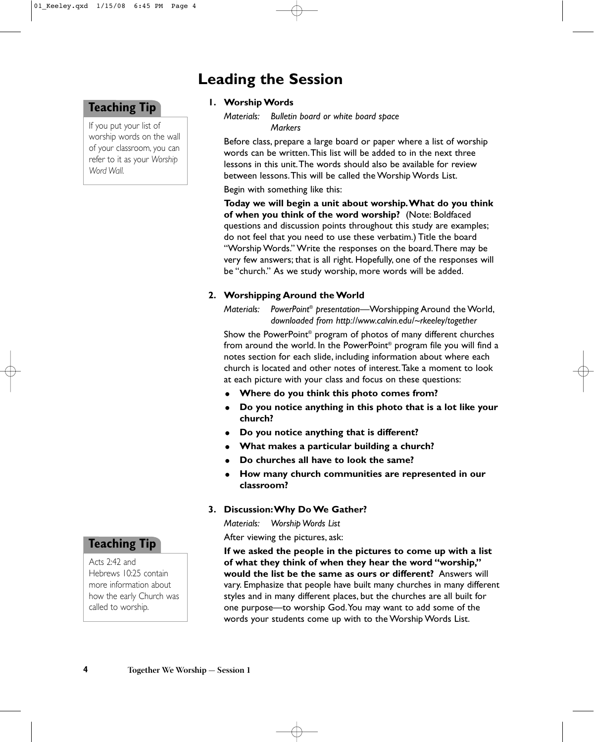# Leading the Session

> **Teaching Tip**
>
> If you put your list of worship words on the wall of your classroom, you can refer to it as your *Worship Word Wall.*

**1. Worship Words**

*Materials: Bulletin board or white board space*
*Markers*

Before class, prepare a large board or paper where a list of worship words can be written. This list will be added to in the next three lessons in this unit. The words should also be available for review between lessons. This will be called the Worship Words List.

Begin with something like this:

**Today we will begin a unit about worship. What do you think of when you think of the word worship?** (Note: Boldfaced questions and discussion points throughout this study are examples; do not feel that you need to use these verbatim.) Title the board "Worship Words." Write the responses on the board. There may be very few answers; that is all right. Hopefully, one of the responses will be "church." As we study worship, more words will be added.

**2. Worshipping Around the World**

*Materials: PowerPoint® presentation*—Worshipping Around the World, *downloaded from http://www.calvin.edu/~rkeeley/together*

Show the PowerPoint® program of photos of many different churches from around the world. In the PowerPoint® program file you will find a notes section for each slide, including information about where each church is located and other notes of interest. Take a moment to look at each picture with your class and focus on these questions:

- **Where do you think this photo comes from?**
- **Do you notice anything in this photo that is a lot like your church?**
- **Do you notice anything that is different?**
- **What makes a particular building a church?**
- **Do churches all have to look the same?**
- **How many church communities are represented in our classroom?**

**3. Discussion: Why Do We Gather?**

*Materials: Worship Words List*

After viewing the pictures, ask:

**If we asked the people in the pictures to come up with a list of what they think of when they hear the word "worship," would the list be the same as ours or different?** Answers will vary. Emphasize that people have built many churches in many different styles and in many different places, but the churches are all built for one purpose—to worship God. You may want to add some of the words your students come up with to the Worship Words List.

> **Teaching Tip**
>
> Acts 2:42 and Hebrews 10:25 contain more information about how the early Church was called to worship.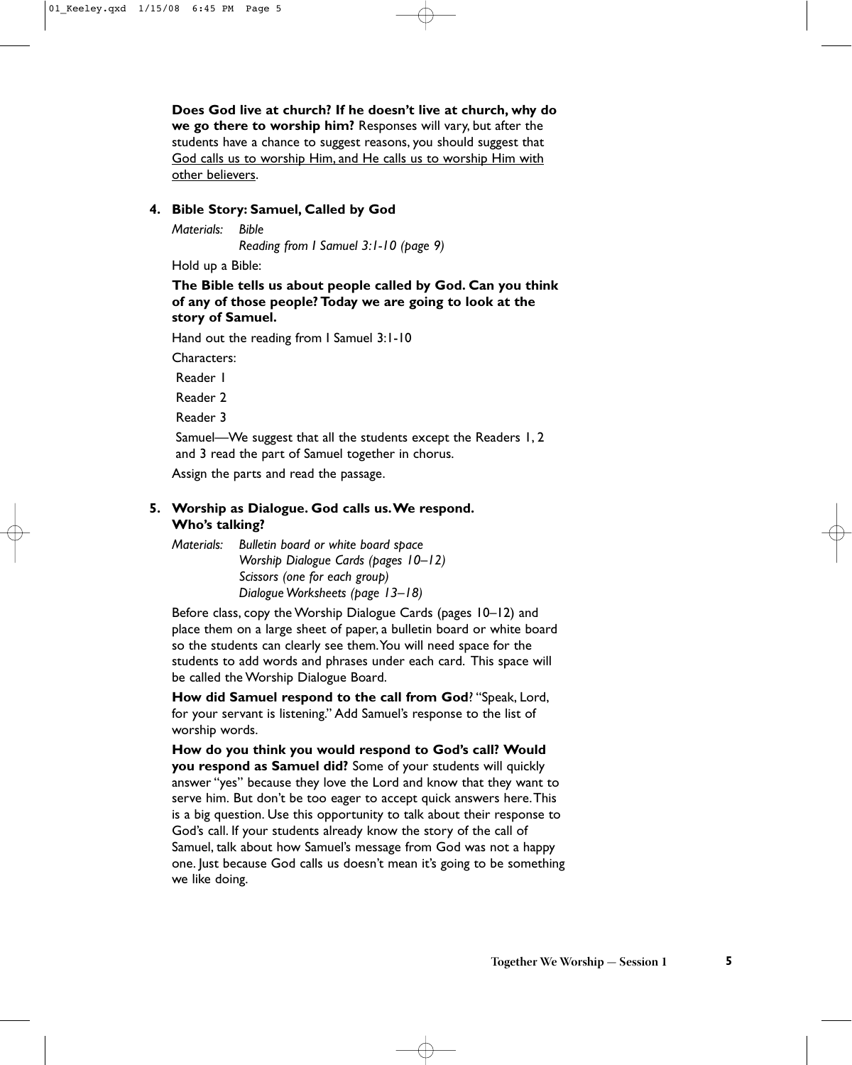**Does God live at church? If he doesn't live at church, why do we go there to worship him?** Responses will vary, but after the students have a chance to suggest reasons, you should suggest that <u>God calls us to worship Him, and He calls us to worship Him with other believers</u>.

4. **Bible Story: Samuel, Called by God**

   *Materials:* *Bible*
   *Reading from I Samuel 3:1-10 (page 9)*

   Hold up a Bible:

   **The Bible tells us about people called by God. Can you think of any of those people? Today we are going to look at the story of Samuel.**

   Hand out the reading from I Samuel 3:1-10

   Characters:

   Reader 1

   Reader 2

   Reader 3

   Samuel—We suggest that all the students except the Readers 1, 2 and 3 read the part of Samuel together in chorus.

   Assign the parts and read the passage.

5. **Worship as Dialogue. God calls us. We respond. Who's talking?**

   *Materials:* *Bulletin board or white board space*
   *Worship Dialogue Cards (pages 10–12)*
   *Scissors (one for each group)*
   *Dialogue Worksheets (page 13–18)*

   Before class, copy the Worship Dialogue Cards (pages 10–12) and place them on a large sheet of paper, a bulletin board or white board so the students can clearly see them. You will need space for the students to add words and phrases under each card. This space will be called the Worship Dialogue Board.

   **How did Samuel respond to the call from God**? "Speak, Lord, for your servant is listening." Add Samuel's response to the list of worship words.

   **How do you think you would respond to God's call? Would you respond as Samuel did?** Some of your students will quickly answer "yes" because they love the Lord and know that they want to serve him. But don't be too eager to accept quick answers here. This is a big question. Use this opportunity to talk about their response to God's call. If your students already know the story of the call of Samuel, talk about how Samuel's message from God was not a happy one. Just because God calls us doesn't mean it's going to be something we like doing.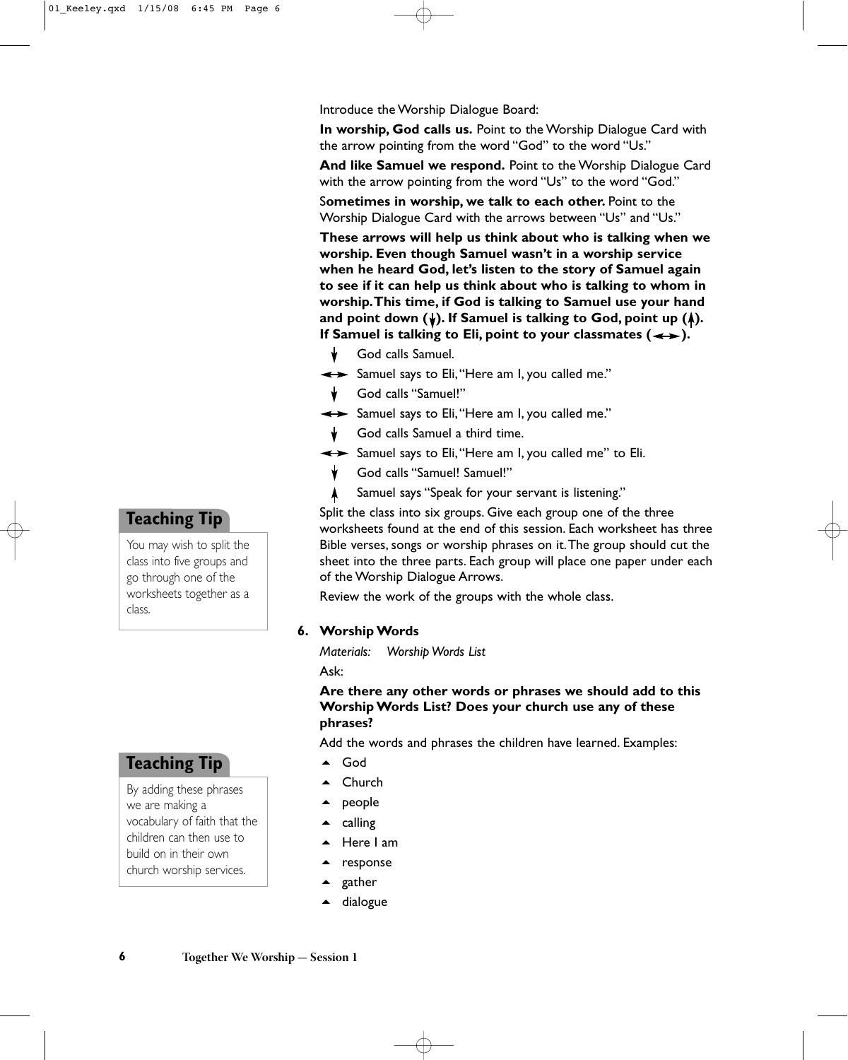Introduce the Worship Dialogue Board:

**In worship, God calls us.** Point to the Worship Dialogue Card with the arrow pointing from the word "God" to the word "Us."

**And like Samuel we respond.** Point to the Worship Dialogue Card with the arrow pointing from the word "Us" to the word "God."

S**ometimes in worship, we talk to each other.** Point to the Worship Dialogue Card with the arrows between "Us" and "Us."

**These arrows will help us think about who is talking when we worship. Even though Samuel wasn't in a worship service when he heard God, let's listen to the story of Samuel again to see if it can help us think about who is talking to whom in worship. This time, if God is talking to Samuel use your hand and point down (↓). If Samuel is talking to God, point up (↑). If Samuel is talking to Eli, point to your classmates (↔).**

- ↓ God calls Samuel.
- ↔ Samuel says to Eli, "Here am I, you called me."
- ↓ God calls "Samuel!"
- ↔ Samuel says to Eli, "Here am I, you called me."
- ↓ God calls Samuel a third time.
- ↔ Samuel says to Eli, "Here am I, you called me" to Eli.
- ↓ God calls "Samuel! Samuel!"
- ↑ Samuel says "Speak for your servant is listening."

Split the class into six groups. Give each group one of the three worksheets found at the end of this session. Each worksheet has three Bible verses, songs or worship phrases on it. The group should cut the sheet into the three parts. Each group will place one paper under each of the Worship Dialogue Arrows.

Review the work of the groups with the whole class.

> **Teaching Tip**
>
> You may wish to split the class into five groups and go through one of the worksheets together as a class.

**6. Worship Words**

*Materials: Worship Words List*

Ask:

**Are there any other words or phrases we should add to this Worship Words List? Does your church use any of these phrases?**

Add the words and phrases the children have learned. Examples:

- God
- Church
- people
- calling
- Here I am
- response
- gather
- dialogue

> **Teaching Tip**
>
> By adding these phrases we are making a vocabulary of faith that the children can then use to build on in their own church worship services.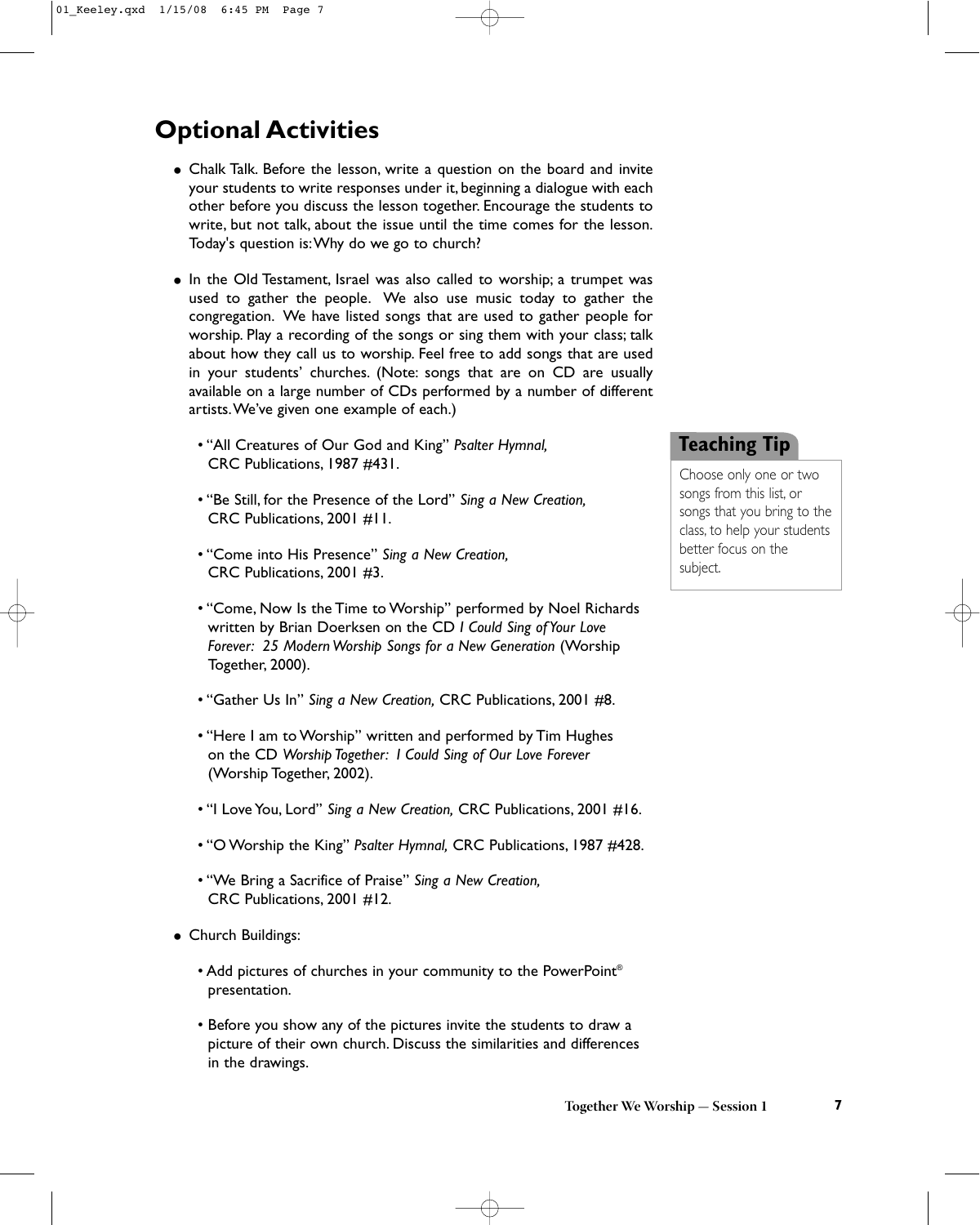## Optional Activities

- Chalk Talk. Before the lesson, write a question on the board and invite your students to write responses under it, beginning a dialogue with each other before you discuss the lesson together. Encourage the students to write, but not talk, about the issue until the time comes for the lesson. Today's question is: Why do we go to church?

- In the Old Testament, Israel was also called to worship; a trumpet was used to gather the people. We also use music today to gather the congregation. We have listed songs that are used to gather people for worship. Play a recording of the songs or sing them with your class; talk about how they call us to worship. Feel free to add songs that are used in your students' churches. (Note: songs that are on CD are usually available on a large number of CDs performed by a number of different artists. We've given one example of each.)

  - "All Creatures of Our God and King" *Psalter Hymnal,* CRC Publications, 1987 #431.

  - "Be Still, for the Presence of the Lord" *Sing a New Creation,* CRC Publications, 2001 #11.

  - "Come into His Presence" *Sing a New Creation,* CRC Publications, 2001 #3.

  - "Come, Now Is the Time to Worship" performed by Noel Richards written by Brian Doerksen on the CD *I Could Sing of Your Love Forever: 25 Modern Worship Songs for a New Generation* (Worship Together, 2000).

  - "Gather Us In" *Sing a New Creation,* CRC Publications, 2001 #8.

  - "Here I am to Worship" written and performed by Tim Hughes on the CD *Worship Together: I Could Sing of Our Love Forever* (Worship Together, 2002).

  - "I Love You, Lord" *Sing a New Creation,* CRC Publications, 2001 #16.

  - "O Worship the King" *Psalter Hymnal,* CRC Publications, 1987 #428.

  - "We Bring a Sacrifice of Praise" *Sing a New Creation,* CRC Publications, 2001 #12.

- Church Buildings:

  - Add pictures of churches in your community to the PowerPoint® presentation.

  - Before you show any of the pictures invite the students to draw a picture of their own church. Discuss the similarities and differences in the drawings.

**Teaching Tip**

Choose only one or two songs from this list, or songs that you bring to the class, to help your students better focus on the subject.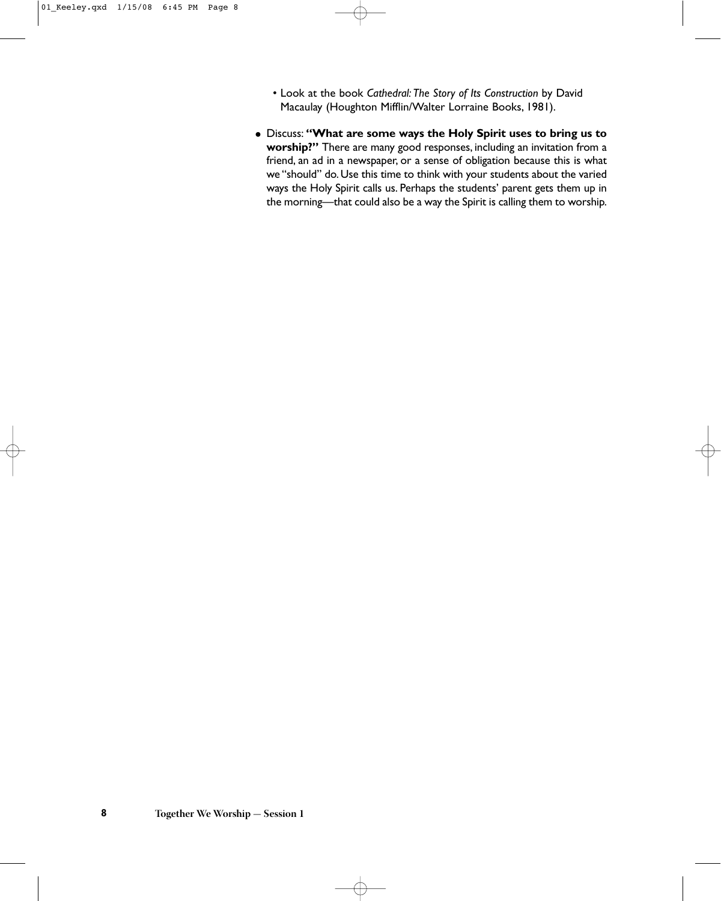- Look at the book *Cathedral: The Story of Its Construction* by David Macaulay (Houghton Mifflin/Walter Lorraine Books, 1981).

- Discuss: **"What are some ways the Holy Spirit uses to bring us to worship?"** There are many good responses, including an invitation from a friend, an ad in a newspaper, or a sense of obligation because this is what we "should" do. Use this time to think with your students about the varied ways the Holy Spirit calls us. Perhaps the students' parent gets them up in the morning—that could also be a way the Spirit is calling them to worship.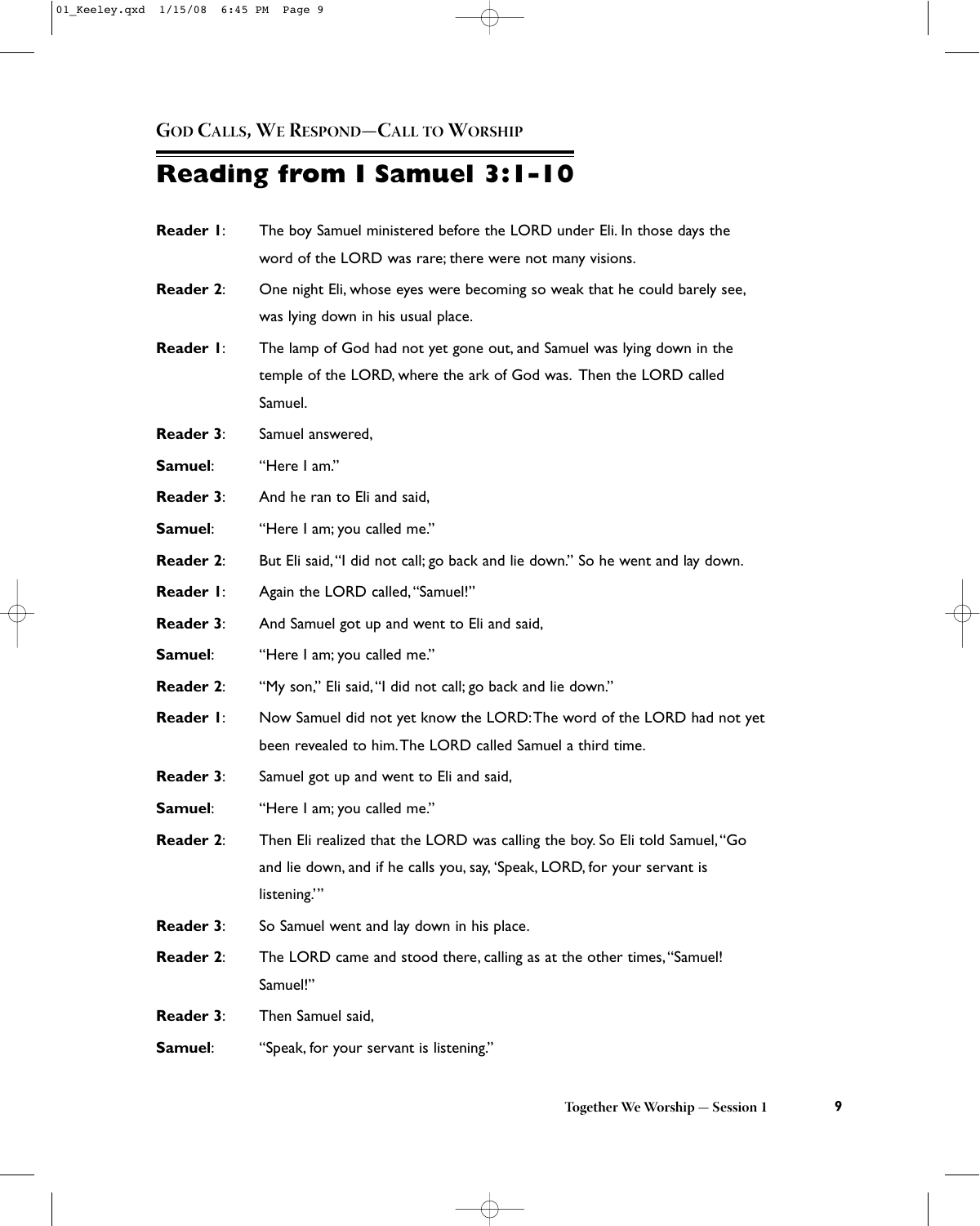GOD CALLS, WE RESPOND—CALL TO WORSHIP

# Reading from I Samuel 3:1-10

**Reader 1**: The boy Samuel ministered before the LORD under Eli. In those days the word of the LORD was rare; there were not many visions.

**Reader 2**: One night Eli, whose eyes were becoming so weak that he could barely see, was lying down in his usual place.

**Reader 1**: The lamp of God had not yet gone out, and Samuel was lying down in the temple of the LORD, where the ark of God was. Then the LORD called Samuel.

**Reader 3**: Samuel answered,

**Samuel**: "Here I am."

**Reader 3**: And he ran to Eli and said,

**Samuel**: "Here I am; you called me."

**Reader 2**: But Eli said, "I did not call; go back and lie down." So he went and lay down.

**Reader 1**: Again the LORD called, "Samuel!"

**Reader 3**: And Samuel got up and went to Eli and said,

**Samuel**: "Here I am; you called me."

**Reader 2**: "My son," Eli said, "I did not call; go back and lie down."

**Reader 1**: Now Samuel did not yet know the LORD: The word of the LORD had not yet been revealed to him. The LORD called Samuel a third time.

**Reader 3**: Samuel got up and went to Eli and said,

**Samuel**: "Here I am; you called me."

**Reader 2**: Then Eli realized that the LORD was calling the boy. So Eli told Samuel, "Go and lie down, and if he calls you, say, 'Speak, LORD, for your servant is listening.'"

**Reader 3**: So Samuel went and lay down in his place.

**Reader 2**: The LORD came and stood there, calling as at the other times, "Samuel! Samuel!"

**Reader 3**: Then Samuel said,

**Samuel**: "Speak, for your servant is listening."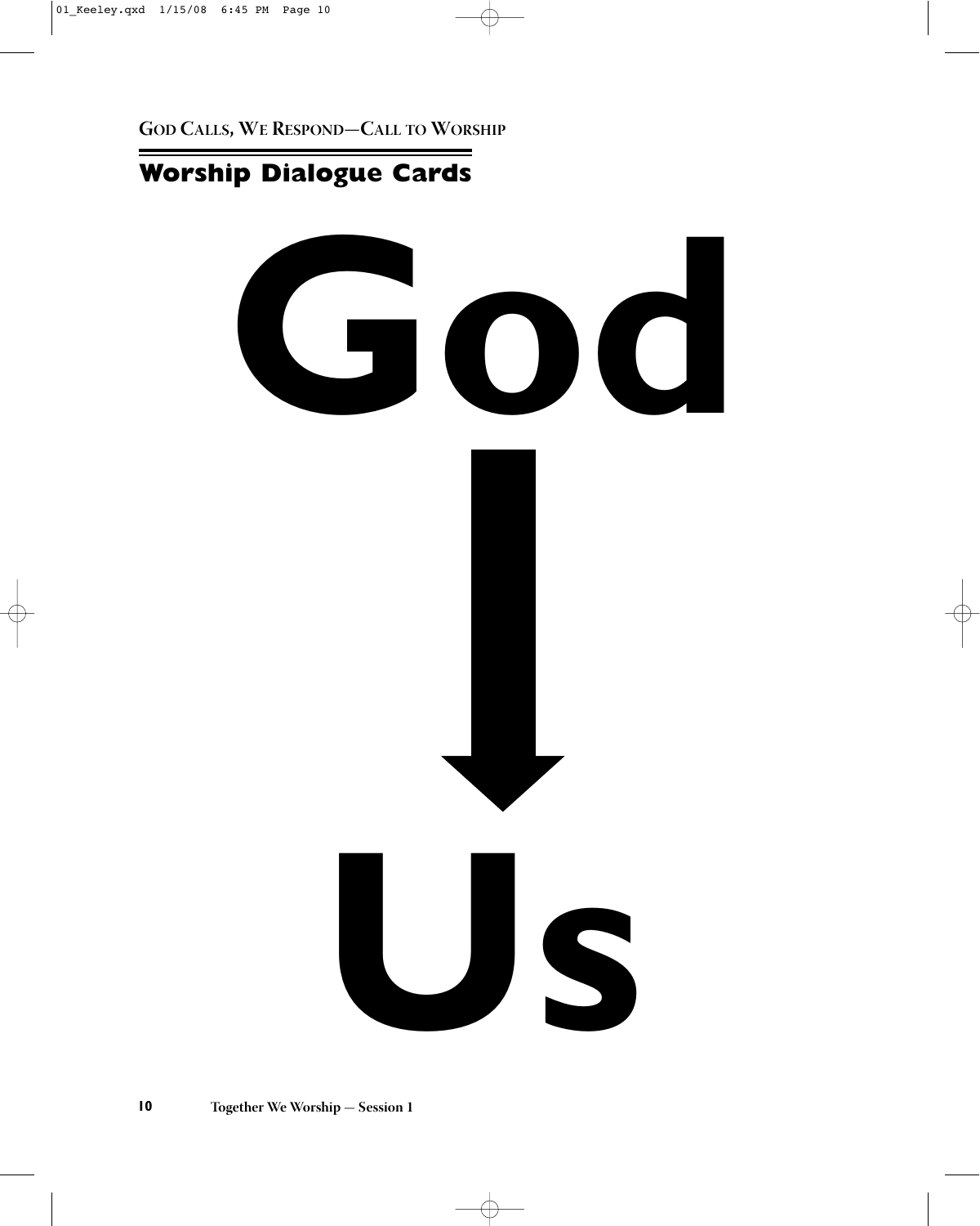GOD CALLS, WE RESPOND—CALL TO WORSHIP

## Worship Dialogue Cards

# God

↓

# Us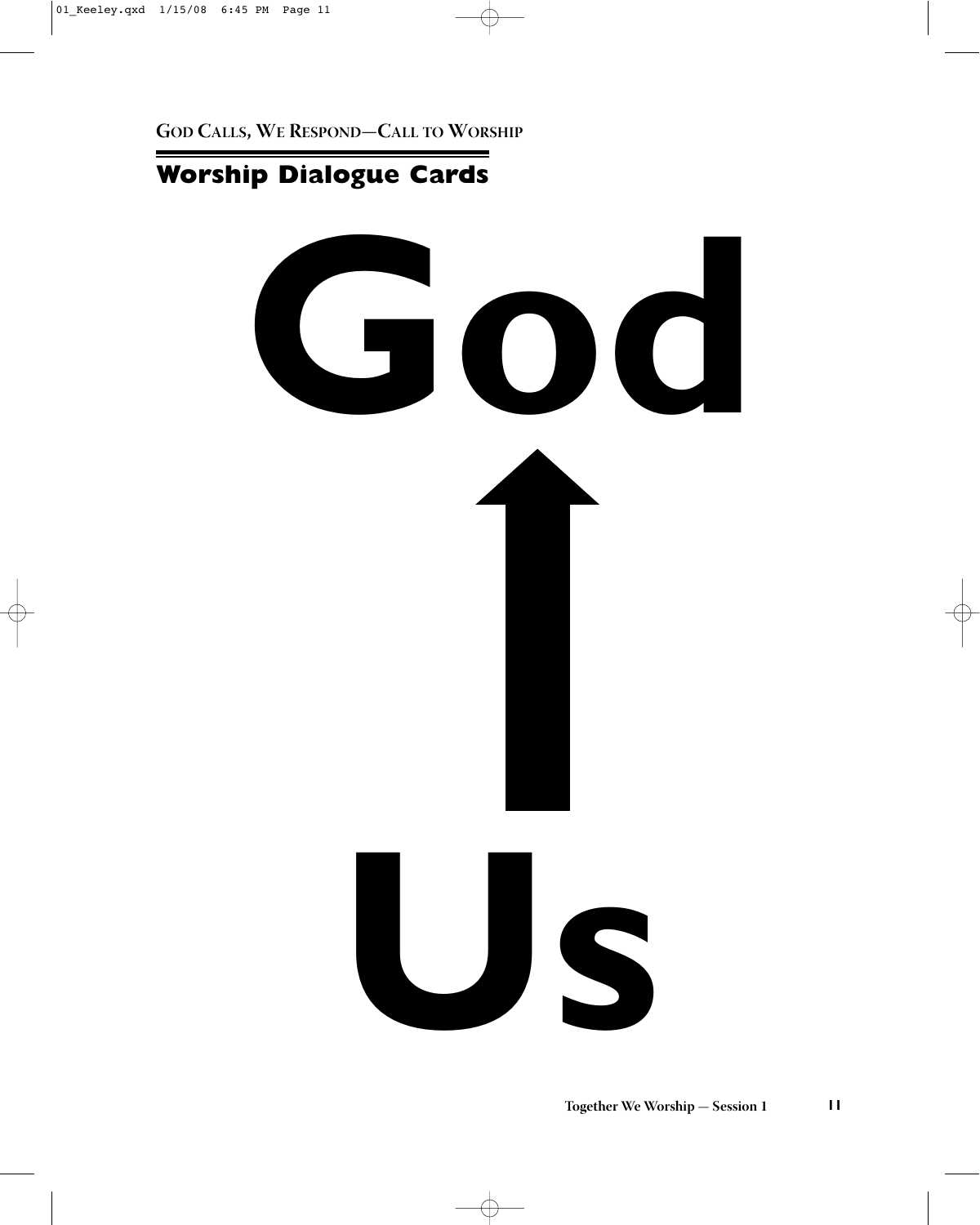GOD CALLS, WE RESPOND—CALL TO WORSHIP

## Worship Dialogue Cards

# God

↑

# Us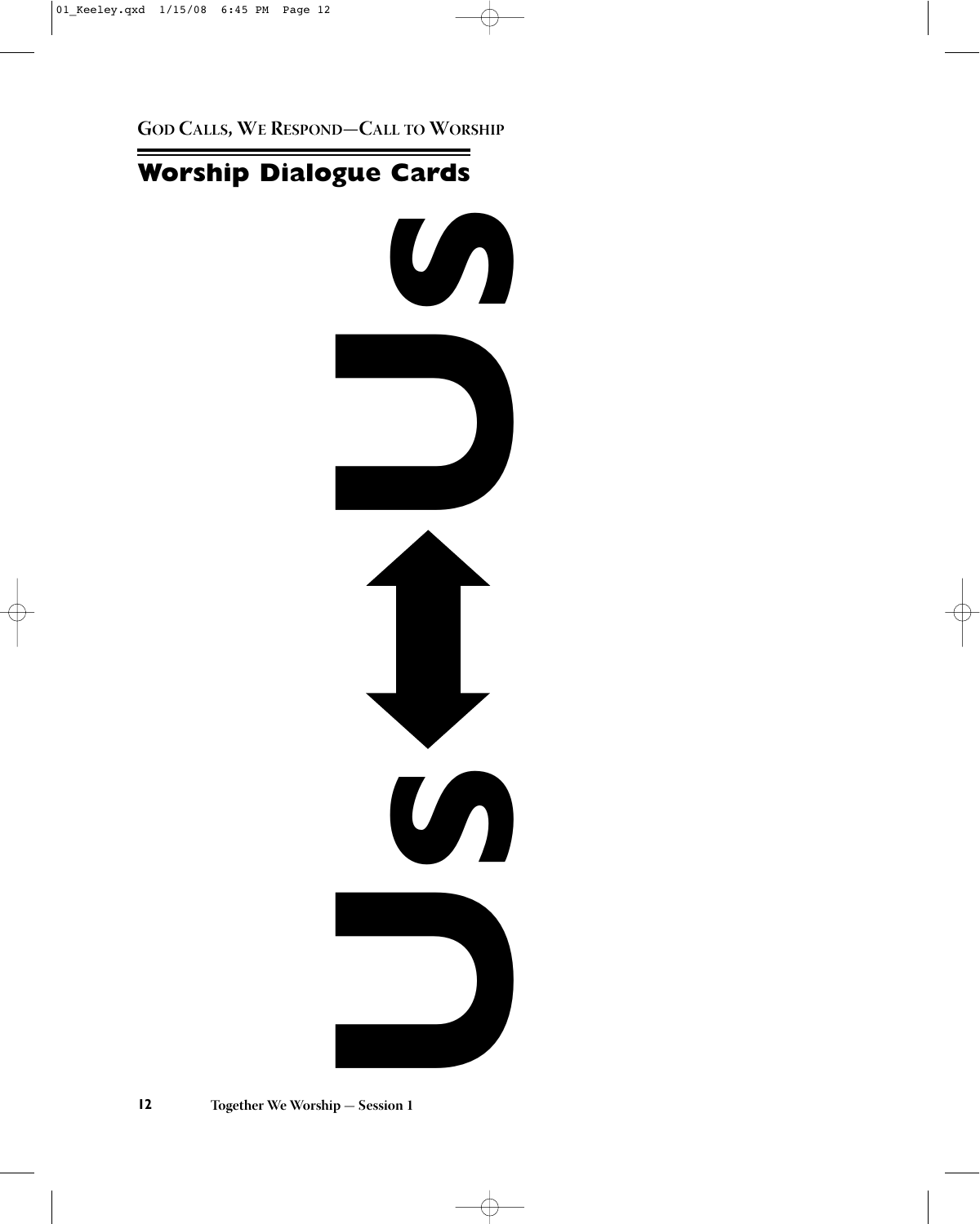GOD CALLS, WE RESPOND—CALL TO WORSHIP

## Worship Dialogue Cards

US

↕

US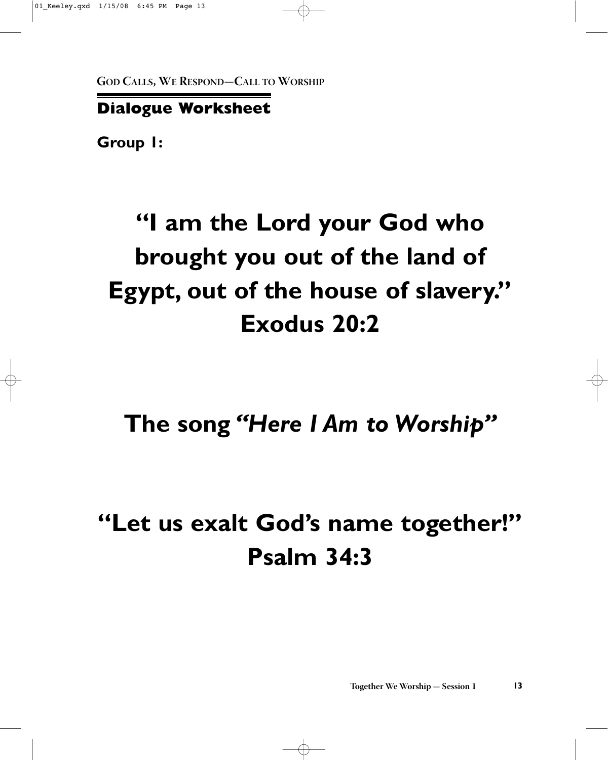**God Calls, We Respond—Call to Worship**

## Dialogue Worksheet

**Group 1:**

# "I am the Lord your God who brought you out of the land of Egypt, out of the house of slavery." Exodus 20:2

# The song *"Here I Am to Worship"*

# "Let us exalt God's name together!" Psalm 34:3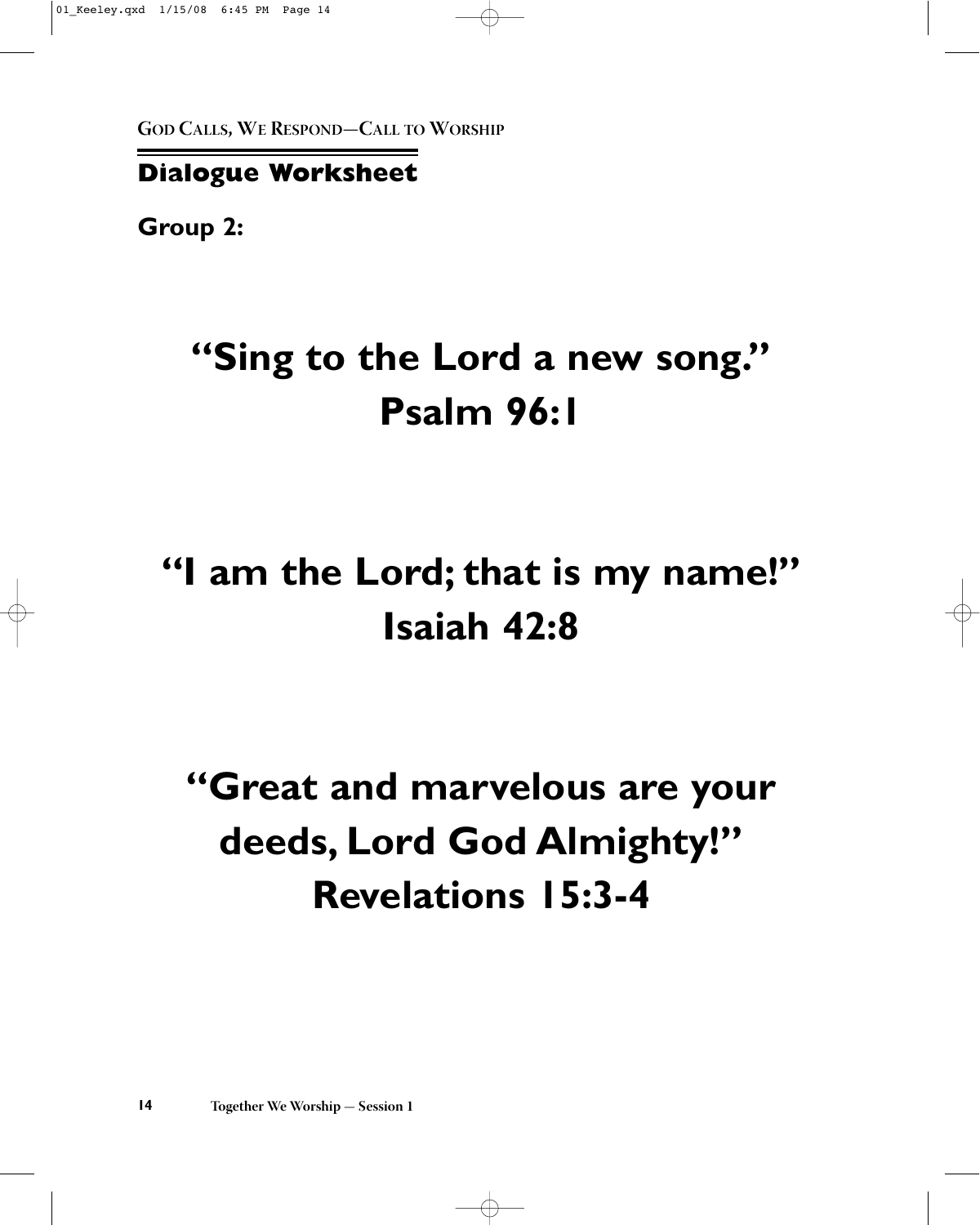## Dialogue Worksheet

**Group 2:**

# "Sing to the Lord a new song." Psalm 96:1

# "I am the Lord; that is my name!" Isaiah 42:8

# "Great and marvelous are your deeds, Lord God Almighty!" Revelations 15:3-4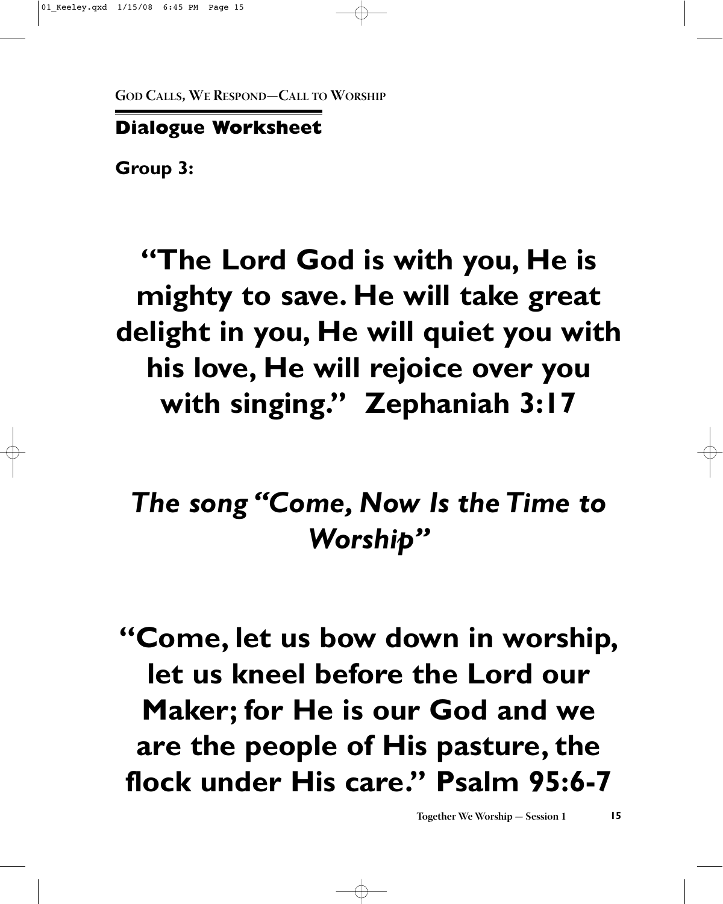GOD CALLS, WE RESPOND—CALL TO WORSHIP

## Dialogue Worksheet

**Group 3:**

**"The Lord God is with you, He is mighty to save. He will take great delight in you, He will quiet you with his love, He will rejoice over you with singing." Zephaniah 3:17**

***The song "Come, Now Is the Time to Worship"***

**"Come, let us bow down in worship, let us kneel before the Lord our Maker; for He is our God and we are the people of His pasture, the flock under His care." Psalm 95:6-7**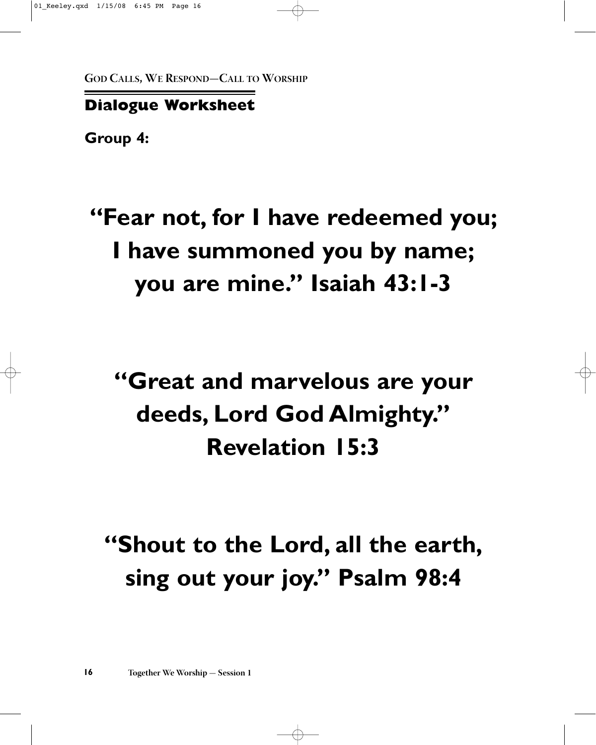## Dialogue Worksheet

**Group 4:**

**"Fear not, for I have redeemed you; I have summoned you by name; you are mine." Isaiah 43:1-3**

**"Great and marvelous are your deeds, Lord God Almighty." Revelation 15:3**

**"Shout to the Lord, all the earth, sing out your joy." Psalm 98:4**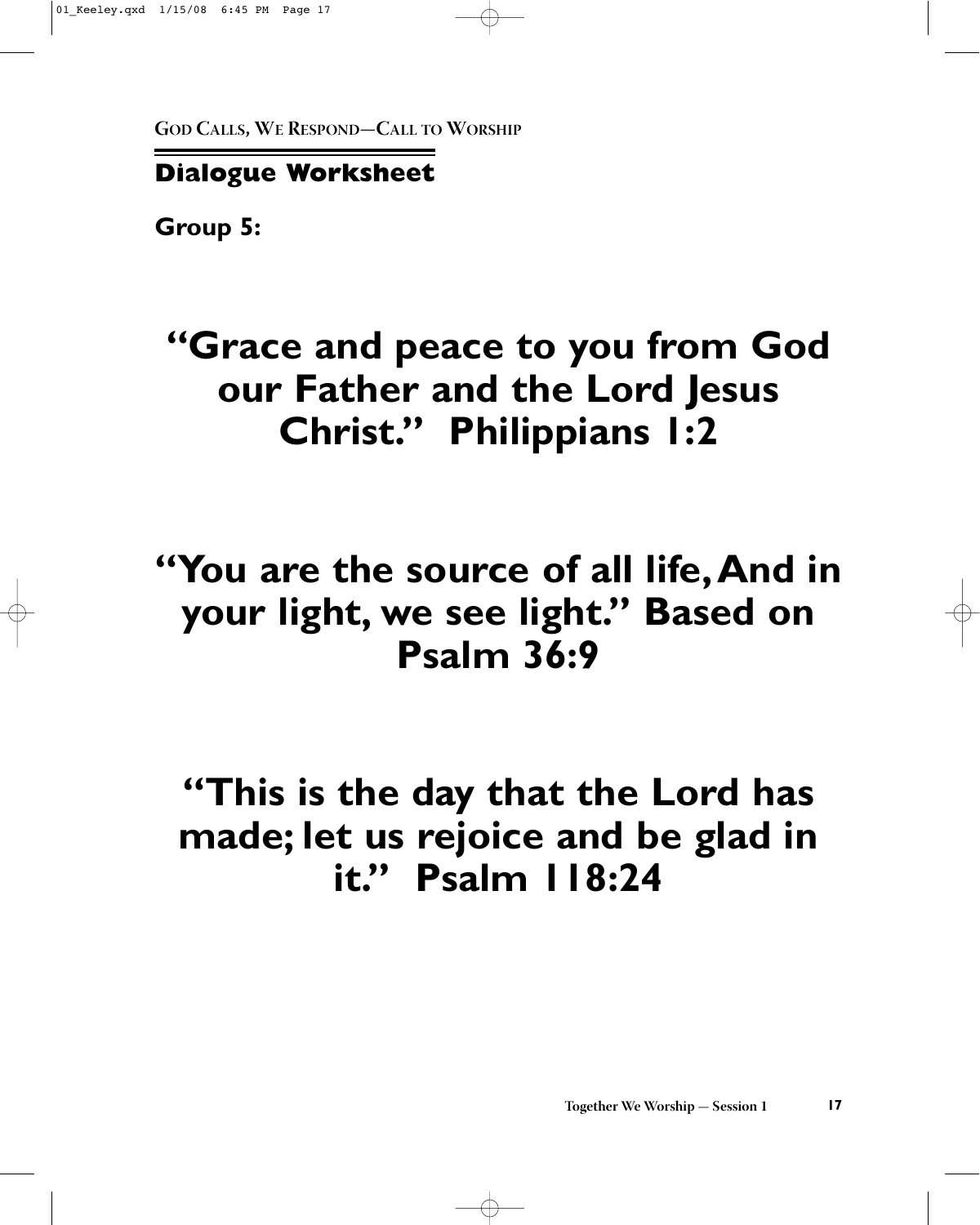GOD CALLS, WE RESPOND—CALL TO WORSHIP

## Dialogue Worksheet

**Group 5:**

# "Grace and peace to you from God our Father and the Lord Jesus Christ." Philippians 1:2

# "You are the source of all life, And in your light, we see light." Based on Psalm 36:9

# "This is the day that the Lord has made; let us rejoice and be glad in it." Psalm 118:24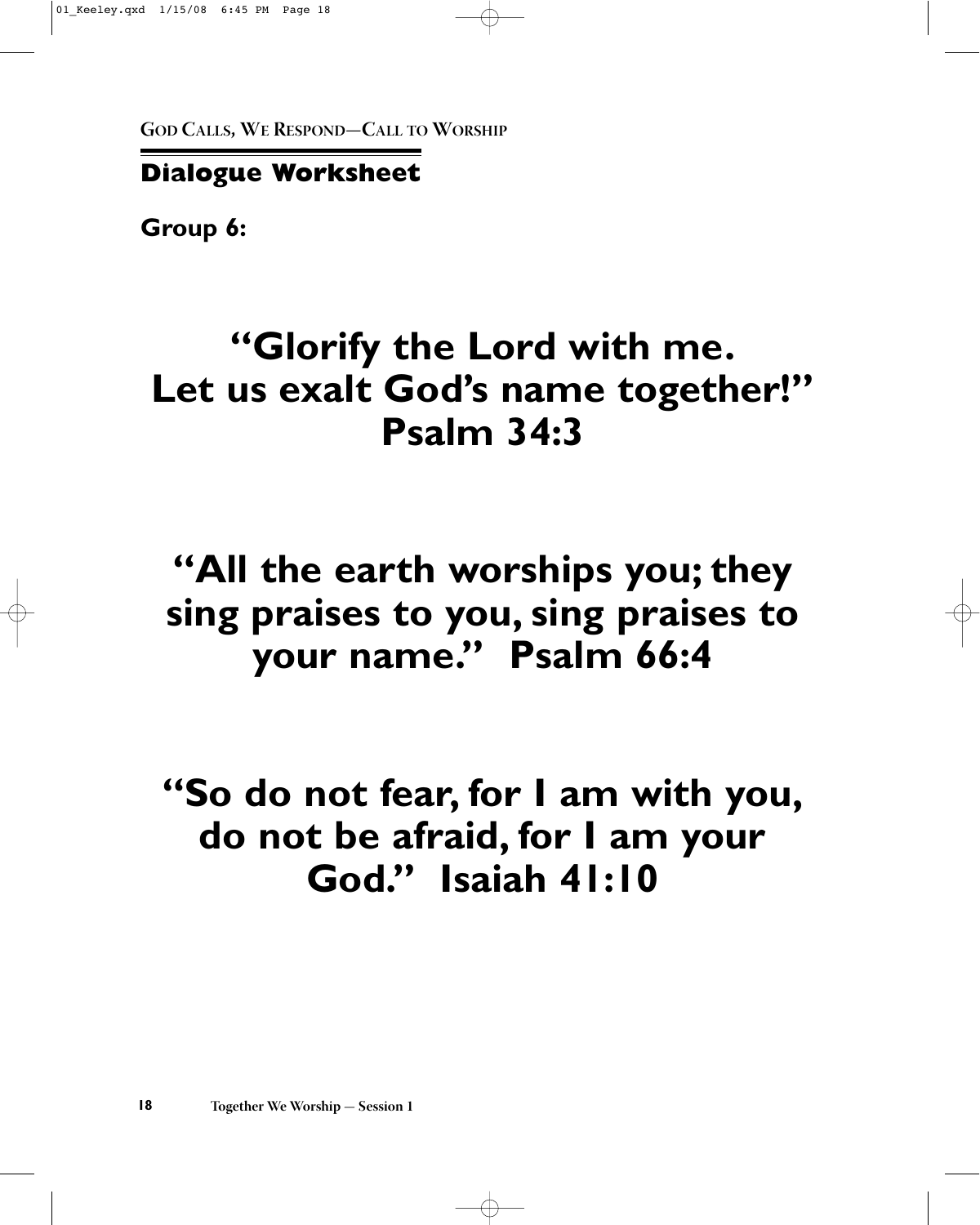## Dialogue Worksheet

**Group 6:**

# "Glorify the Lord with me. Let us exalt God's name together!" Psalm 34:3

# "All the earth worships you; they sing praises to you, sing praises to your name." Psalm 66:4

# "So do not fear, for I am with you, do not be afraid, for I am your God." Isaiah 41:10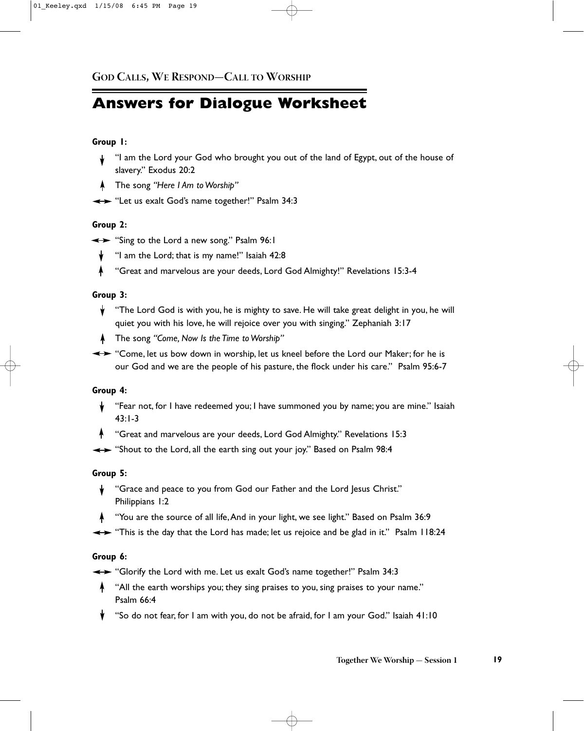GOD CALLS, WE RESPOND—CALL TO WORSHIP

# Answers for Dialogue Worksheet

**Group 1:**

↓ "I am the Lord your God who brought you out of the land of Egypt, out of the house of slavery." Exodus 20:2

↑ The song *"Here I Am to Worship"*

↔ "Let us exalt God's name together!" Psalm 34:3

**Group 2:**

↔ "Sing to the Lord a new song." Psalm 96:1

↓ "I am the Lord; that is my name!" Isaiah 42:8

↑ "Great and marvelous are your deeds, Lord God Almighty!" Revelations 15:3-4

**Group 3:**

↓ "The Lord God is with you, he is mighty to save. He will take great delight in you, he will quiet you with his love, he will rejoice over you with singing." Zephaniah 3:17

↑ The song *"Come, Now Is the Time to Worship"*

↔ "Come, let us bow down in worship, let us kneel before the Lord our Maker; for he is our God and we are the people of his pasture, the flock under his care." Psalm 95:6-7

**Group 4:**

↓ "Fear not, for I have redeemed you; I have summoned you by name; you are mine." Isaiah 43:1-3

↑ "Great and marvelous are your deeds, Lord God Almighty." Revelations 15:3

↔ "Shout to the Lord, all the earth sing out your joy." Based on Psalm 98:4

**Group 5:**

↓ "Grace and peace to you from God our Father and the Lord Jesus Christ." Philippians 1:2

↑ "You are the source of all life, And in your light, we see light." Based on Psalm 36:9

↔ "This is the day that the Lord has made; let us rejoice and be glad in it." Psalm 118:24

**Group 6:**

↔ "Glorify the Lord with me. Let us exalt God's name together!" Psalm 34:3

↑ "All the earth worships you; they sing praises to you, sing praises to your name." Psalm 66:4

↓ "So do not fear, for I am with you, do not be afraid, for I am your God." Isaiah 41:10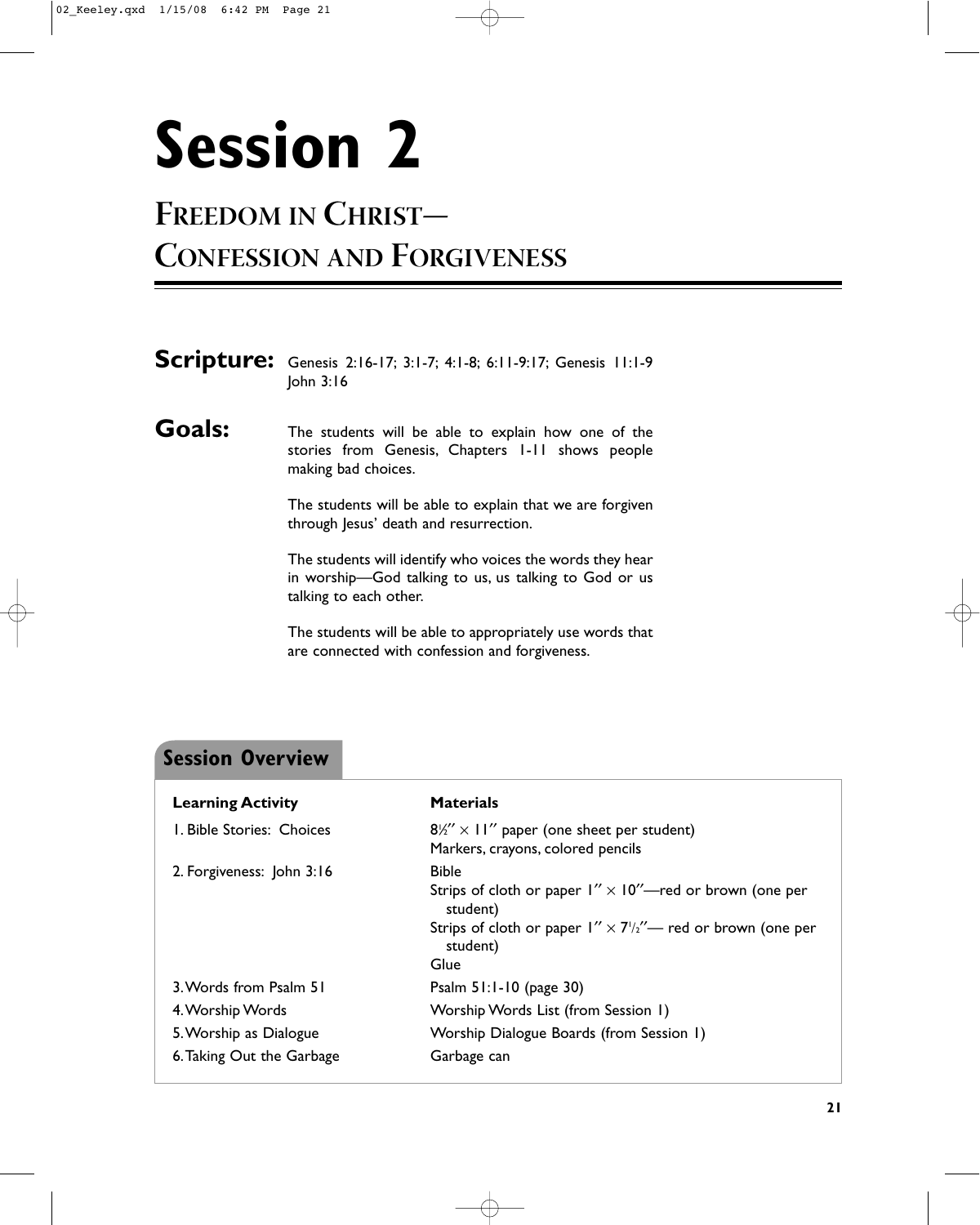# Session 2

## Freedom in Christ— Confession and Forgiveness

**Scripture:** Genesis 2:16-17; 3:1-7; 4:1-8; 6:11-9:17; Genesis 11:1-9
John 3:16

**Goals:** The students will be able to explain how one of the stories from Genesis, Chapters 1-11 shows people making bad choices.

The students will be able to explain that we are forgiven through Jesus' death and resurrection.

The students will identify who voices the words they hear in worship—God talking to us, us talking to God or us talking to each other.

The students will be able to appropriately use words that are connected with confession and forgiveness.

### Session Overview

| Learning Activity | Materials |
|---|---|
| 1. Bible Stories: Choices | 8½″ × 11″ paper (one sheet per student)<br>Markers, crayons, colored pencils |
| 2. Forgiveness: John 3:16 | Bible<br>Strips of cloth or paper 1″ × 10″—red or brown (one per student)<br>Strips of cloth or paper 1″ × 7½″— red or brown (one per student)<br>Glue |
| 3. Words from Psalm 51 | Psalm 51:1-10 (page 30) |
| 4. Worship Words | Worship Words List (from Session 1) |
| 5. Worship as Dialogue | Worship Dialogue Boards (from Session 1) |
| 6. Taking Out the Garbage | Garbage can |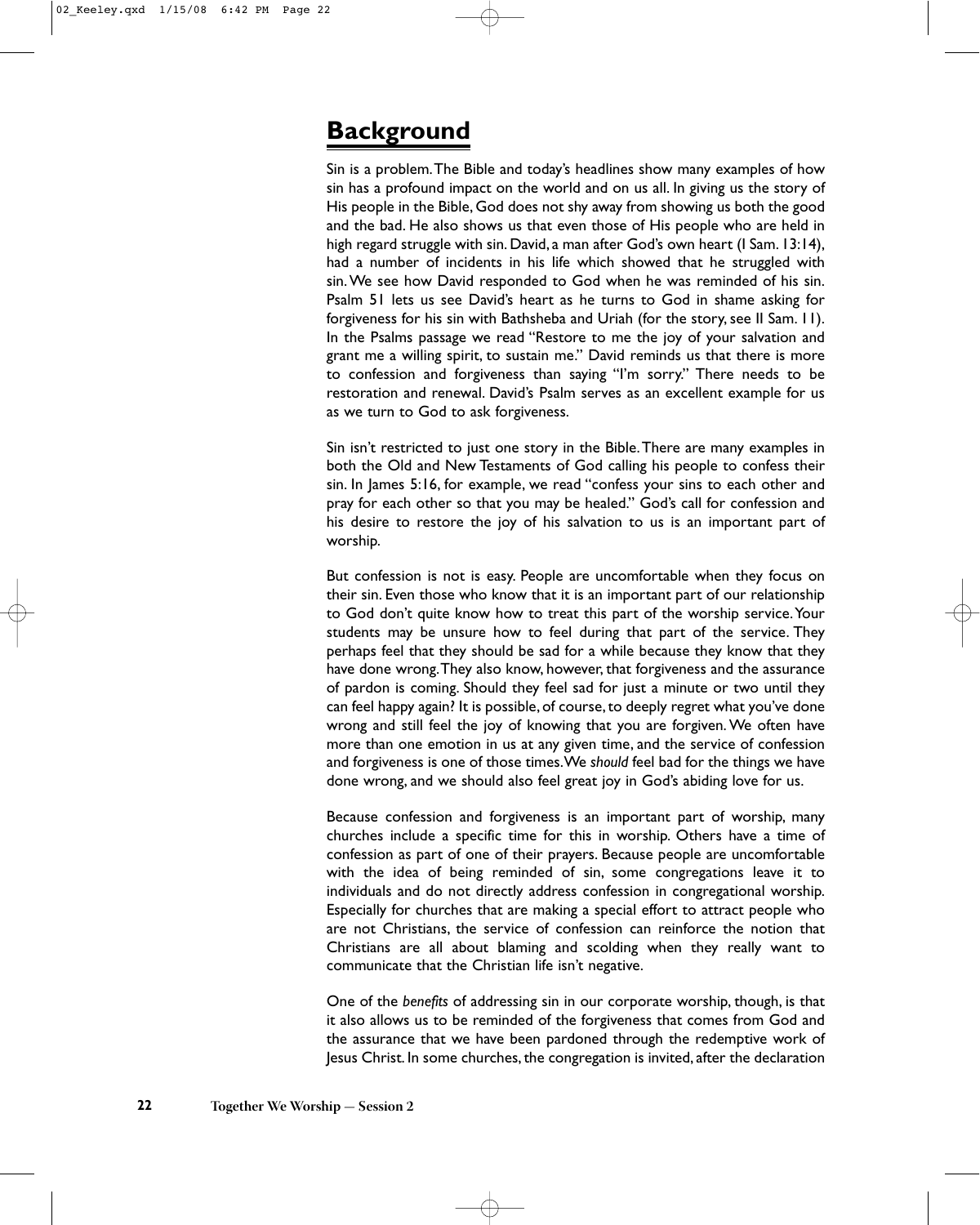## Background

Sin is a problem. The Bible and today's headlines show many examples of how sin has a profound impact on the world and on us all. In giving us the story of His people in the Bible, God does not shy away from showing us both the good and the bad. He also shows us that even those of His people who are held in high regard struggle with sin. David, a man after God's own heart (I Sam. 13:14), had a number of incidents in his life which showed that he struggled with sin. We see how David responded to God when he was reminded of his sin. Psalm 51 lets us see David's heart as he turns to God in shame asking for forgiveness for his sin with Bathsheba and Uriah (for the story, see II Sam. 11). In the Psalms passage we read "Restore to me the joy of your salvation and grant me a willing spirit, to sustain me." David reminds us that there is more to confession and forgiveness than saying "I'm sorry." There needs to be restoration and renewal. David's Psalm serves as an excellent example for us as we turn to God to ask forgiveness.

Sin isn't restricted to just one story in the Bible. There are many examples in both the Old and New Testaments of God calling his people to confess their sin. In James 5:16, for example, we read "confess your sins to each other and pray for each other so that you may be healed." God's call for confession and his desire to restore the joy of his salvation to us is an important part of worship.

But confession is not is easy. People are uncomfortable when they focus on their sin. Even those who know that it is an important part of our relationship to God don't quite know how to treat this part of the worship service. Your students may be unsure how to feel during that part of the service. They perhaps feel that they should be sad for a while because they know that they have done wrong. They also know, however, that forgiveness and the assurance of pardon is coming. Should they feel sad for just a minute or two until they can feel happy again? It is possible, of course, to deeply regret what you've done wrong and still feel the joy of knowing that you are forgiven. We often have more than one emotion in us at any given time, and the service of confession and forgiveness is one of those times. We *should* feel bad for the things we have done wrong, and we should also feel great joy in God's abiding love for us.

Because confession and forgiveness is an important part of worship, many churches include a specific time for this in worship. Others have a time of confession as part of one of their prayers. Because people are uncomfortable with the idea of being reminded of sin, some congregations leave it to individuals and do not directly address confession in congregational worship. Especially for churches that are making a special effort to attract people who are not Christians, the service of confession can reinforce the notion that Christians are all about blaming and scolding when they really want to communicate that the Christian life isn't negative.

One of the *benefits* of addressing sin in our corporate worship, though, is that it also allows us to be reminded of the forgiveness that comes from God and the assurance that we have been pardoned through the redemptive work of Jesus Christ. In some churches, the congregation is invited, after the declaration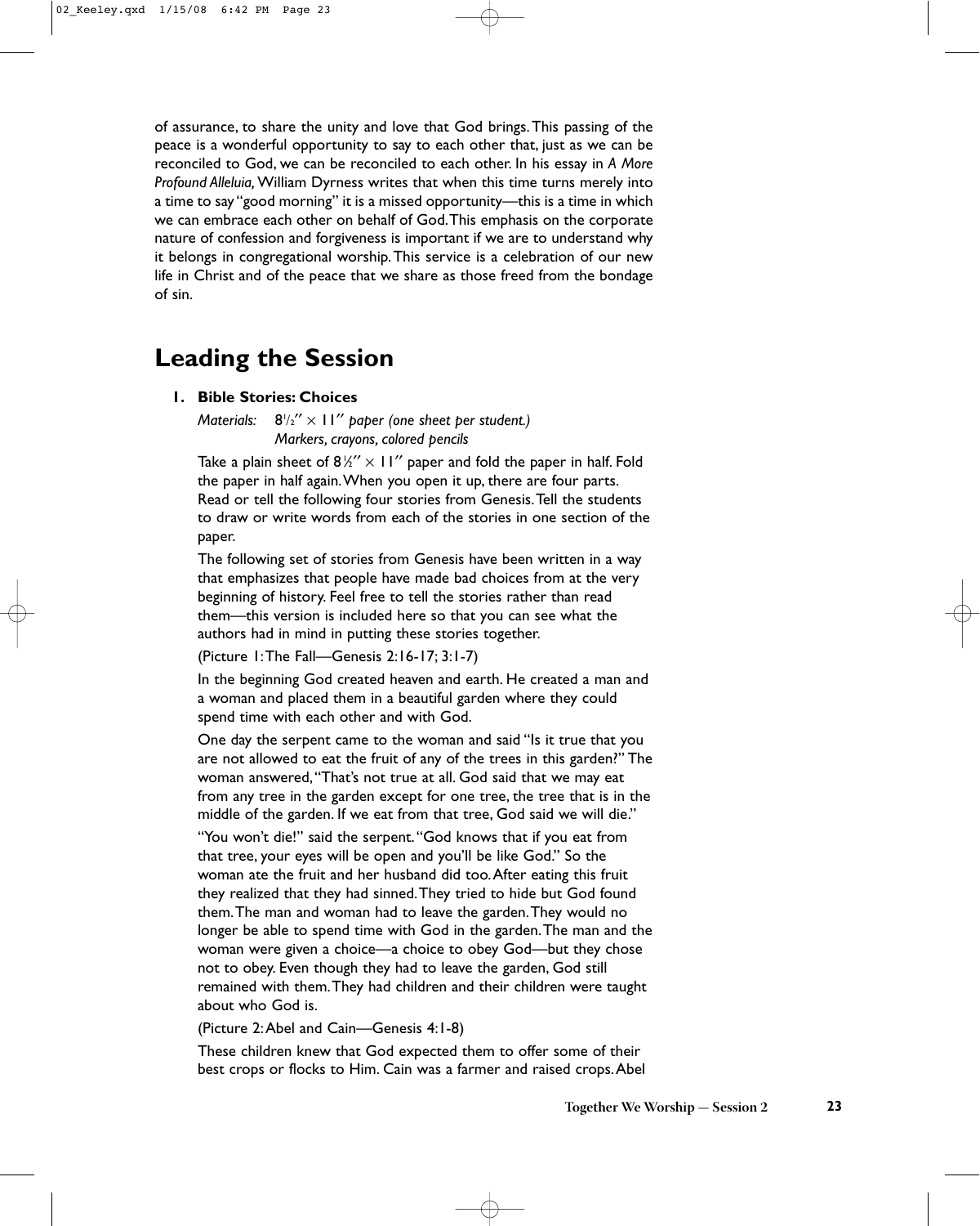of assurance, to share the unity and love that God brings. This passing of the peace is a wonderful opportunity to say to each other that, just as we can be reconciled to God, we can be reconciled to each other. In his essay in *A More Profound Alleluia,* William Dyrness writes that when this time turns merely into a time to say "good morning" it is a missed opportunity—this is a time in which we can embrace each other on behalf of God. This emphasis on the corporate nature of confession and forgiveness is important if we are to understand why it belongs in congregational worship. This service is a celebration of our new life in Christ and of the peace that we share as those freed from the bondage of sin.

## Leading the Session

### 1. Bible Stories: Choices

*Materials:* *8½″ × 11″ paper (one sheet per student.)*
*Markers, crayons, colored pencils*

Take a plain sheet of 8½″ × 11″ paper and fold the paper in half. Fold the paper in half again. When you open it up, there are four parts. Read or tell the following four stories from Genesis. Tell the students to draw or write words from each of the stories in one section of the paper.

The following set of stories from Genesis have been written in a way that emphasizes that people have made bad choices from at the very beginning of history. Feel free to tell the stories rather than read them—this version is included here so that you can see what the authors had in mind in putting these stories together.

(Picture 1: The Fall—Genesis 2:16-17; 3:1-7)

In the beginning God created heaven and earth. He created a man and a woman and placed them in a beautiful garden where they could spend time with each other and with God.

One day the serpent came to the woman and said "Is it true that you are not allowed to eat the fruit of any of the trees in this garden?" The woman answered, "That's not true at all. God said that we may eat from any tree in the garden except for one tree, the tree that is in the middle of the garden. If we eat from that tree, God said we will die."

"You won't die!" said the serpent. "God knows that if you eat from that tree, your eyes will be open and you'll be like God." So the woman ate the fruit and her husband did too. After eating this fruit they realized that they had sinned. They tried to hide but God found them. The man and woman had to leave the garden. They would no longer be able to spend time with God in the garden. The man and the woman were given a choice—a choice to obey God—but they chose not to obey. Even though they had to leave the garden, God still remained with them. They had children and their children were taught about who God is.

(Picture 2: Abel and Cain—Genesis 4:1-8)

These children knew that God expected them to offer some of their best crops or flocks to Him. Cain was a farmer and raised crops. Abel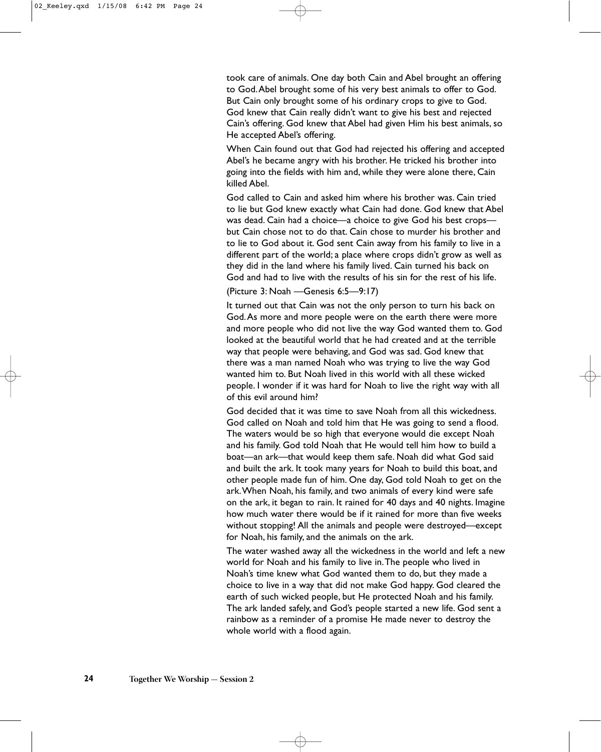took care of animals. One day both Cain and Abel brought an offering to God. Abel brought some of his very best animals to offer to God. But Cain only brought some of his ordinary crops to give to God. God knew that Cain really didn't want to give his best and rejected Cain's offering. God knew that Abel had given Him his best animals, so He accepted Abel's offering.

When Cain found out that God had rejected his offering and accepted Abel's he became angry with his brother. He tricked his brother into going into the fields with him and, while they were alone there, Cain killed Abel.

God called to Cain and asked him where his brother was. Cain tried to lie but God knew exactly what Cain had done. God knew that Abel was dead. Cain had a choice—a choice to give God his best crops—but Cain chose not to do that. Cain chose to murder his brother and to lie to God about it. God sent Cain away from his family to live in a different part of the world; a place where crops didn't grow as well as they did in the land where his family lived. Cain turned his back on God and had to live with the results of his sin for the rest of his life.

(Picture 3: Noah —Genesis 6:5—9:17)

It turned out that Cain was not the only person to turn his back on God. As more and more people were on the earth there were more and more people who did not live the way God wanted them to. God looked at the beautiful world that he had created and at the terrible way that people were behaving, and God was sad. God knew that there was a man named Noah who was trying to live the way God wanted him to. But Noah lived in this world with all these wicked people. I wonder if it was hard for Noah to live the right way with all of this evil around him?

God decided that it was time to save Noah from all this wickedness. God called on Noah and told him that He was going to send a flood. The waters would be so high that everyone would die except Noah and his family. God told Noah that He would tell him how to build a boat—an ark—that would keep them safe. Noah did what God said and built the ark. It took many years for Noah to build this boat, and other people made fun of him. One day, God told Noah to get on the ark. When Noah, his family, and two animals of every kind were safe on the ark, it began to rain. It rained for 40 days and 40 nights. Imagine how much water there would be if it rained for more than five weeks without stopping! All the animals and people were destroyed—except for Noah, his family, and the animals on the ark.

The water washed away all the wickedness in the world and left a new world for Noah and his family to live in. The people who lived in Noah's time knew what God wanted them to do, but they made a choice to live in a way that did not make God happy. God cleared the earth of such wicked people, but He protected Noah and his family. The ark landed safely, and God's people started a new life. God sent a rainbow as a reminder of a promise He made never to destroy the whole world with a flood again.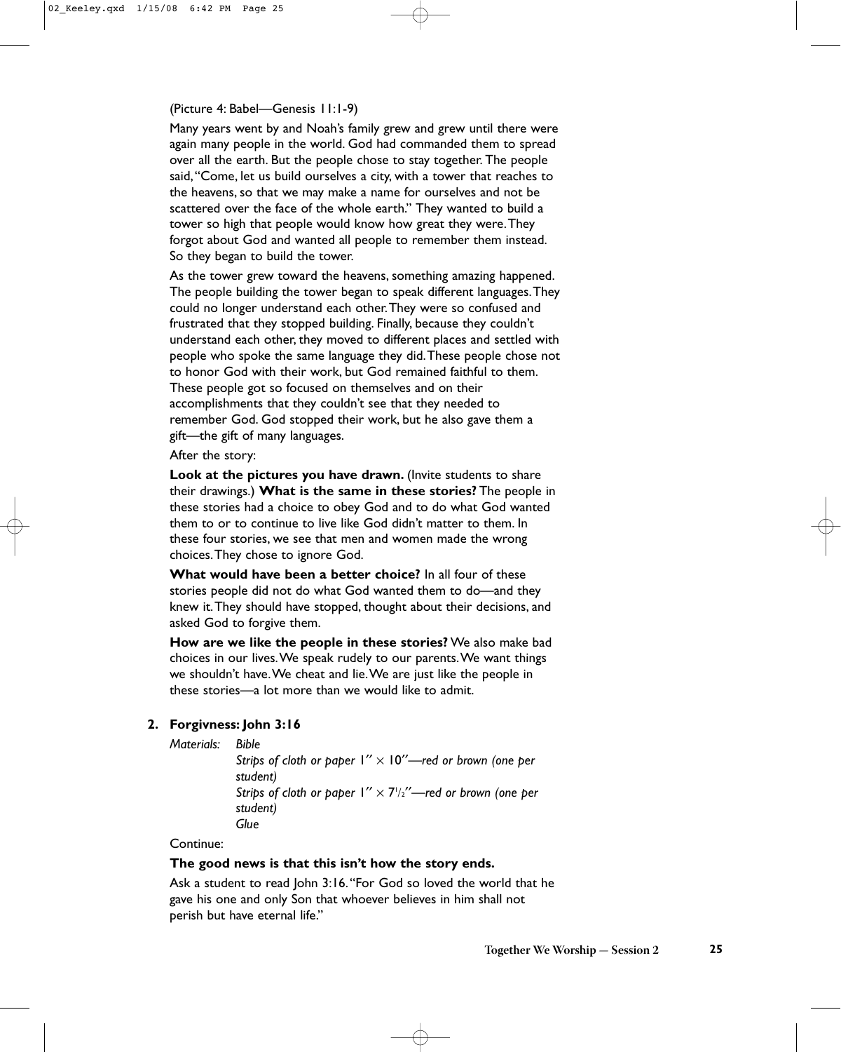(Picture 4: Babel—Genesis 11:1-9)

Many years went by and Noah's family grew and grew until there were again many people in the world. God had commanded them to spread over all the earth. But the people chose to stay together. The people said, "Come, let us build ourselves a city, with a tower that reaches to the heavens, so that we may make a name for ourselves and not be scattered over the face of the whole earth." They wanted to build a tower so high that people would know how great they were. They forgot about God and wanted all people to remember them instead. So they began to build the tower.

As the tower grew toward the heavens, something amazing happened. The people building the tower began to speak different languages. They could no longer understand each other. They were so confused and frustrated that they stopped building. Finally, because they couldn't understand each other, they moved to different places and settled with people who spoke the same language they did. These people chose not to honor God with their work, but God remained faithful to them. These people got so focused on themselves and on their accomplishments that they couldn't see that they needed to remember God. God stopped their work, but he also gave them a gift—the gift of many languages.

After the story:

**Look at the pictures you have drawn.** (Invite students to share their drawings.) **What is the same in these stories?** The people in these stories had a choice to obey God and to do what God wanted them to or to continue to live like God didn't matter to them. In these four stories, we see that men and women made the wrong choices. They chose to ignore God.

**What would have been a better choice?** In all four of these stories people did not do what God wanted them to do—and they knew it. They should have stopped, thought about their decisions, and asked God to forgive them.

**How are we like the people in these stories?** We also make bad choices in our lives. We speak rudely to our parents. We want things we shouldn't have. We cheat and lie. We are just like the people in these stories—a lot more than we would like to admit.

**2. Forgivness: John 3:16**

*Materials:* *Bible*
*Strips of cloth or paper 1″ × 10″—red or brown (one per student)*
*Strips of cloth or paper 1″ × 7½″—red or brown (one per student)*
*Glue*

Continue:

**The good news is that this isn't how the story ends.**

Ask a student to read John 3:16. "For God so loved the world that he gave his one and only Son that whoever believes in him shall not perish but have eternal life."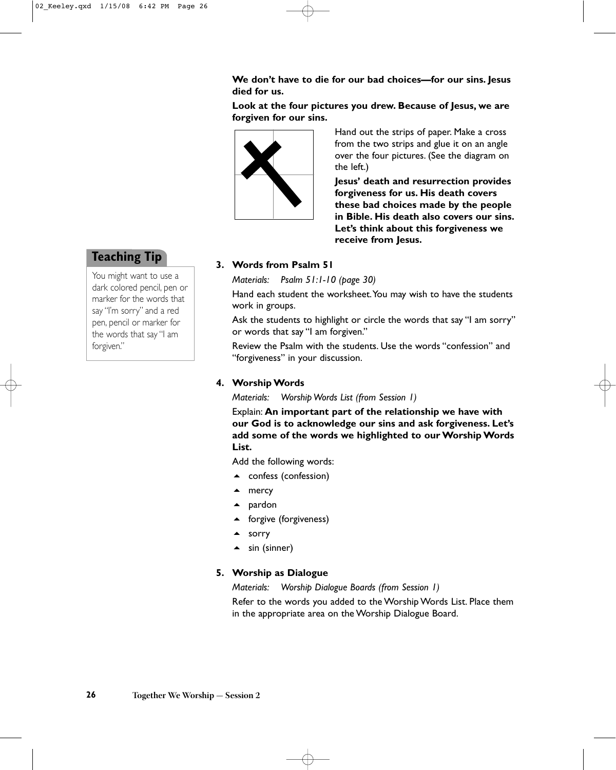**We don't have to die for our bad choices—for our sins. Jesus died for us.**

**Look at the four pictures you drew. Because of Jesus, we are forgiven for our sins.**

Hand out the strips of paper. Make a cross from the two strips and glue it on an angle over the four pictures. (See the diagram on the left.)

**Jesus' death and resurrection provides forgiveness for us. His death covers these bad choices made by the people in Bible. His death also covers our sins. Let's think about this forgiveness we receive from Jesus.**

## Teaching Tip

You might want to use a dark colored pencil, pen or marker for the words that say "I'm sorry" and a red pen, pencil or marker for the words that say "I am forgiven."

**3. Words from Psalm 51**

*Materials: Psalm 51:1-10 (page 30)*

Hand each student the worksheet. You may wish to have the students work in groups.

Ask the students to highlight or circle the words that say "I am sorry" or words that say "I am forgiven."

Review the Psalm with the students. Use the words "confession" and "forgiveness" in your discussion.

**4. Worship Words**

*Materials: Worship Words List (from Session 1)*

Explain: **An important part of the relationship we have with our God is to acknowledge our sins and ask forgiveness. Let's add some of the words we highlighted to our Worship Words List.**

Add the following words:

- confess (confession)
- mercy
- pardon
- forgive (forgiveness)
- sorry
- sin (sinner)

**5. Worship as Dialogue**

*Materials: Worship Dialogue Boards (from Session 1)*

Refer to the words you added to the Worship Words List. Place them in the appropriate area on the Worship Dialogue Board.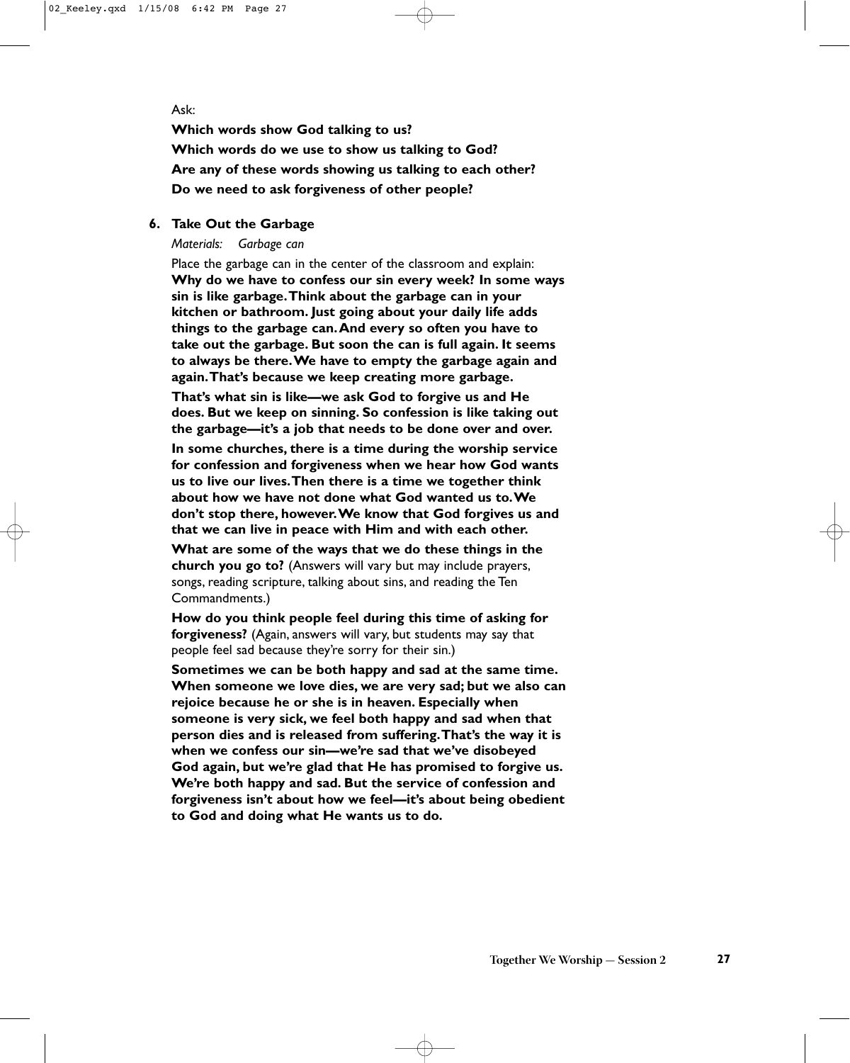Ask:

**Which words show God talking to us?**

**Which words do we use to show us talking to God?**

**Are any of these words showing us talking to each other?**

**Do we need to ask forgiveness of other people?**

**6. Take Out the Garbage**

*Materials: Garbage can*

Place the garbage can in the center of the classroom and explain: **Why do we have to confess our sin every week? In some ways sin is like garbage. Think about the garbage can in your kitchen or bathroom. Just going about your daily life adds things to the garbage can. And every so often you have to take out the garbage. But soon the can is full again. It seems to always be there. We have to empty the garbage again and again. That's because we keep creating more garbage.**

**That's what sin is like—we ask God to forgive us and He does. But we keep on sinning. So confession is like taking out the garbage—it's a job that needs to be done over and over.**

**In some churches, there is a time during the worship service for confession and forgiveness when we hear how God wants us to live our lives. Then there is a time we together think about how we have not done what God wanted us to. We don't stop there, however. We know that God forgives us and that we can live in peace with Him and with each other.**

**What are some of the ways that we do these things in the church you go to?** (Answers will vary but may include prayers, songs, reading scripture, talking about sins, and reading the Ten Commandments.)

**How do you think people feel during this time of asking for forgiveness?** (Again, answers will vary, but students may say that people feel sad because they're sorry for their sin.)

**Sometimes we can be both happy and sad at the same time. When someone we love dies, we are very sad; but we also can rejoice because he or she is in heaven. Especially when someone is very sick, we feel both happy and sad when that person dies and is released from suffering. That's the way it is when we confess our sin—we're sad that we've disobeyed God again, but we're glad that He has promised to forgive us. We're both happy and sad. But the service of confession and forgiveness isn't about how we feel—it's about being obedient to God and doing what He wants us to do.**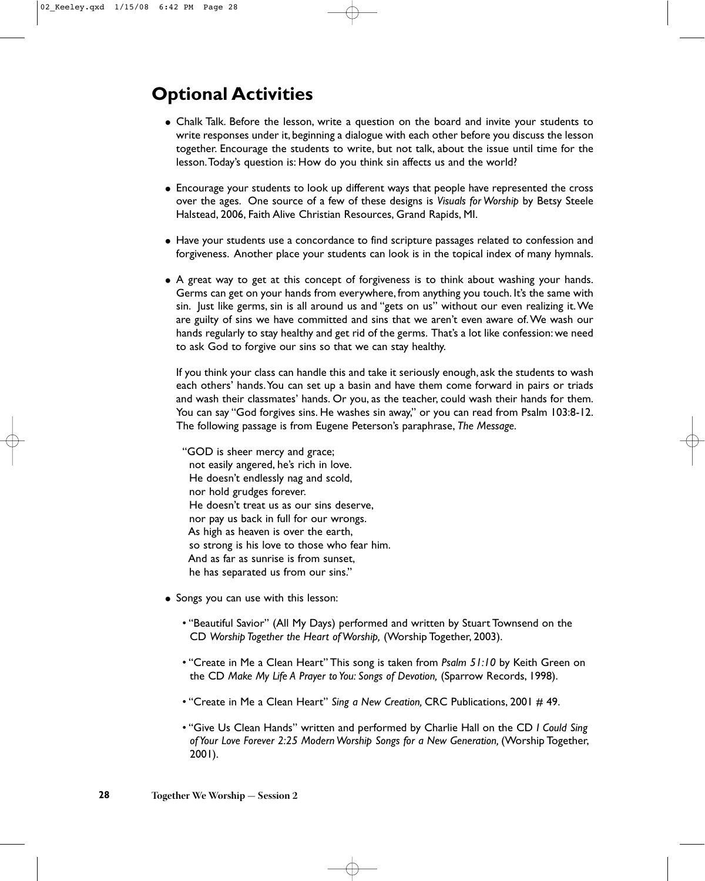## Optional Activities

- Chalk Talk. Before the lesson, write a question on the board and invite your students to write responses under it, beginning a dialogue with each other before you discuss the lesson together. Encourage the students to write, but not talk, about the issue until time for the lesson. Today's question is: How do you think sin affects us and the world?

- Encourage your students to look up different ways that people have represented the cross over the ages. One source of a few of these designs is *Visuals for Worship* by Betsy Steele Halstead, 2006, Faith Alive Christian Resources, Grand Rapids, MI.

- Have your students use a concordance to find scripture passages related to confession and forgiveness. Another place your students can look is in the topical index of many hymnals.

- A great way to get at this concept of forgiveness is to think about washing your hands. Germs can get on your hands from everywhere, from anything you touch. It's the same with sin. Just like germs, sin is all around us and "gets on us" without our even realizing it. We are guilty of sins we have committed and sins that we aren't even aware of. We wash our hands regularly to stay healthy and get rid of the germs. That's a lot like confession: we need to ask God to forgive our sins so that we can stay healthy.

  If you think your class can handle this and take it seriously enough, ask the students to wash each others' hands. You can set up a basin and have them come forward in pairs or triads and wash their classmates' hands. Or you, as the teacher, could wash their hands for them. You can say "God forgives sins. He washes sin away," or you can read from Psalm 103:8-12. The following passage is from Eugene Peterson's paraphrase, *The Message*.

  "GOD is sheer mercy and grace;  
  not easily angered, he's rich in love.  
  He doesn't endlessly nag and scold,  
  nor hold grudges forever.  
  He doesn't treat us as our sins deserve,  
  nor pay us back in full for our wrongs.  
  As high as heaven is over the earth,  
  so strong is his love to those who fear him.  
  And as far as sunrise is from sunset,  
  he has separated us from our sins."

- Songs you can use with this lesson:
  - "Beautiful Savior" (All My Days) performed and written by Stuart Townsend on the CD *Worship Together the Heart of Worship,* (Worship Together, 2003).
  - "Create in Me a Clean Heart" This song is taken from *Psalm 51:10* by Keith Green on the CD *Make My Life A Prayer to You: Songs of Devotion,* (Sparrow Records, 1998).
  - "Create in Me a Clean Heart" *Sing a New Creation,* CRC Publications, 2001 # 49.
  - "Give Us Clean Hands" written and performed by Charlie Hall on the CD *I Could Sing of Your Love Forever 2:25 Modern Worship Songs for a New Generation,* (Worship Together, 2001).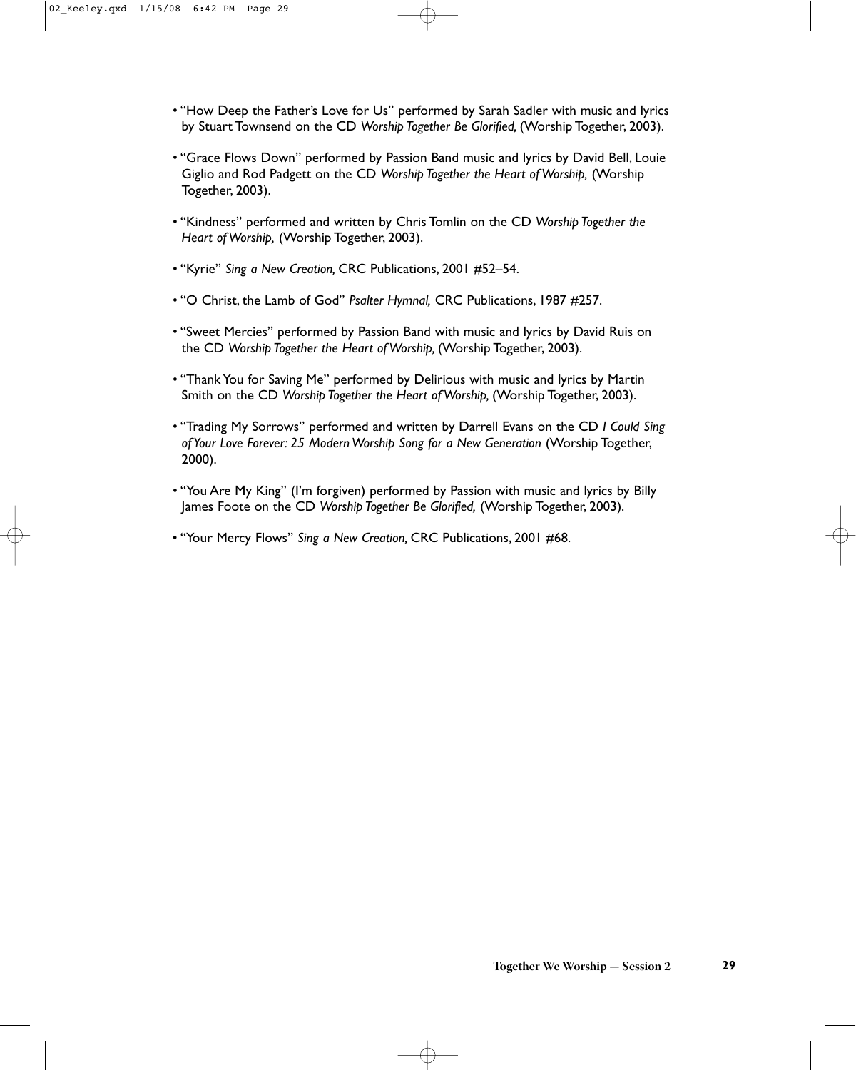- "How Deep the Father's Love for Us" performed by Sarah Sadler with music and lyrics by Stuart Townsend on the CD *Worship Together Be Glorified,* (Worship Together, 2003).

- "Grace Flows Down" performed by Passion Band music and lyrics by David Bell, Louie Giglio and Rod Padgett on the CD *Worship Together the Heart of Worship,* (Worship Together, 2003).

- "Kindness" performed and written by Chris Tomlin on the CD *Worship Together the Heart of Worship,* (Worship Together, 2003).

- "Kyrie" *Sing a New Creation,* CRC Publications, 2001 #52–54.

- "O Christ, the Lamb of God" *Psalter Hymnal,* CRC Publications, 1987 #257.

- "Sweet Mercies" performed by Passion Band with music and lyrics by David Ruis on the CD *Worship Together the Heart of Worship,* (Worship Together, 2003).

- "Thank You for Saving Me" performed by Delirious with music and lyrics by Martin Smith on the CD *Worship Together the Heart of Worship,* (Worship Together, 2003).

- "Trading My Sorrows" performed and written by Darrell Evans on the CD *I Could Sing of Your Love Forever: 25 Modern Worship Song for a New Generation* (Worship Together, 2000).

- "You Are My King" (I'm forgiven) performed by Passion with music and lyrics by Billy James Foote on the CD *Worship Together Be Glorified,* (Worship Together, 2003).

- "Your Mercy Flows" *Sing a New Creation,* CRC Publications, 2001 #68.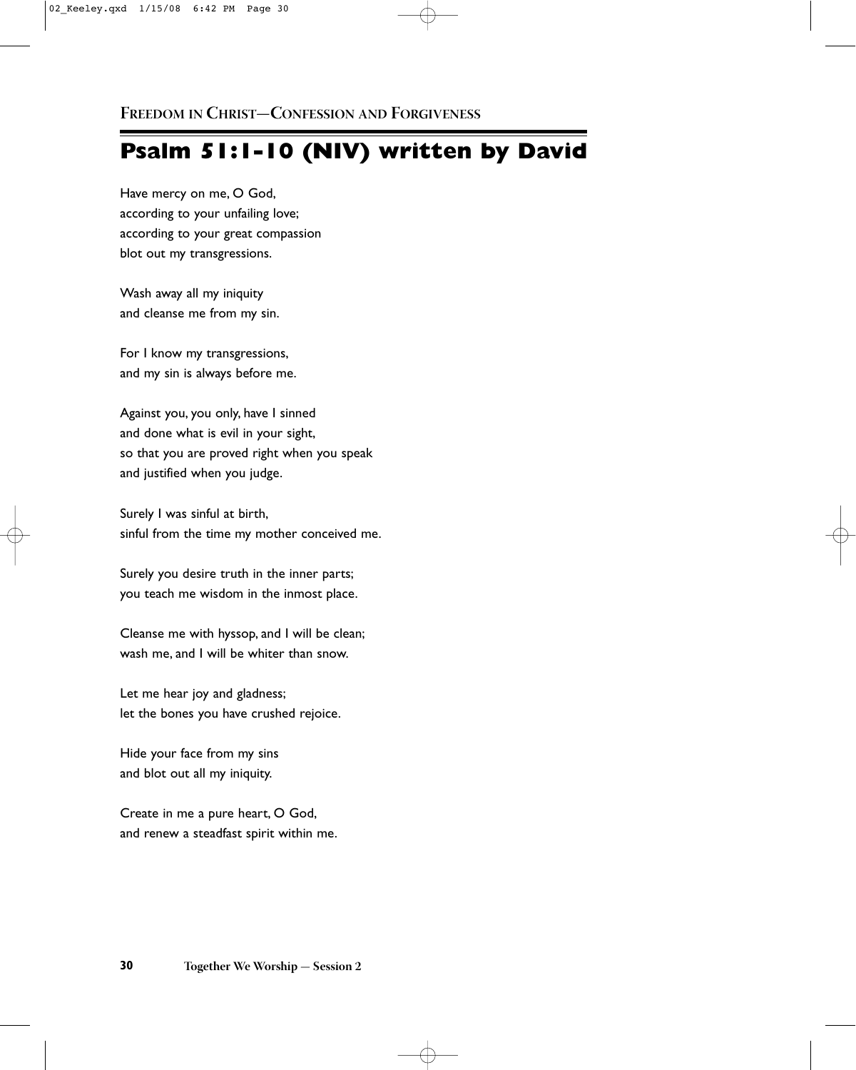FREEDOM IN CHRIST—CONFESSION AND FORGIVENESS

# Psalm 51:1-10 (NIV) written by David

Have mercy on me, O God,  
according to your unfailing love;  
according to your great compassion  
blot out my transgressions.

Wash away all my iniquity  
and cleanse me from my sin.

For I know my transgressions,  
and my sin is always before me.

Against you, you only, have I sinned  
and done what is evil in your sight,  
so that you are proved right when you speak  
and justified when you judge.

Surely I was sinful at birth,  
sinful from the time my mother conceived me.

Surely you desire truth in the inner parts;  
you teach me wisdom in the inmost place.

Cleanse me with hyssop, and I will be clean;  
wash me, and I will be whiter than snow.

Let me hear joy and gladness;  
let the bones you have crushed rejoice.

Hide your face from my sins  
and blot out all my iniquity.

Create in me a pure heart, O God,  
and renew a steadfast spirit within me.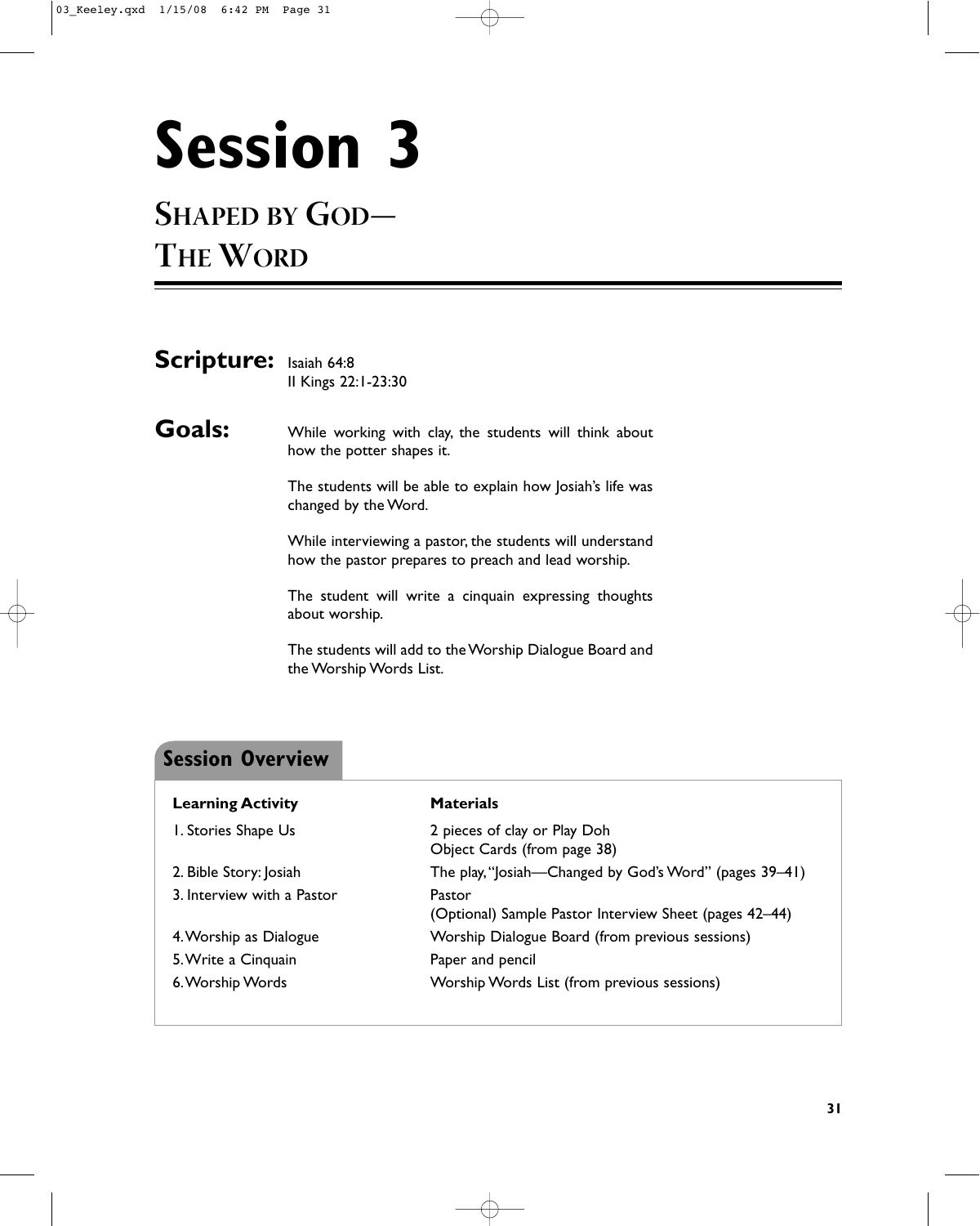# Session 3

## Shaped by God— The Word

**Scripture:** Isaiah 64:8
II Kings 22:1-23:30

**Goals:** While working with clay, the students will think about how the potter shapes it.

The students will be able to explain how Josiah's life was changed by the Word.

While interviewing a pastor, the students will understand how the pastor prepares to preach and lead worship.

The student will write a cinquain expressing thoughts about worship.

The students will add to the Worship Dialogue Board and the Worship Words List.

### Session Overview

| Learning Activity | Materials |
|---|---|
| 1. Stories Shape Us | 2 pieces of clay or Play Doh<br>Object Cards (from page 38) |
| 2. Bible Story: Josiah | The play, "Josiah—Changed by God's Word" (pages 39–41) |
| 3. Interview with a Pastor | Pastor<br>(Optional) Sample Pastor Interview Sheet (pages 42–44) |
| 4. Worship as Dialogue | Worship Dialogue Board (from previous sessions) |
| 5. Write a Cinquain | Paper and pencil |
| 6. Worship Words | Worship Words List (from previous sessions) |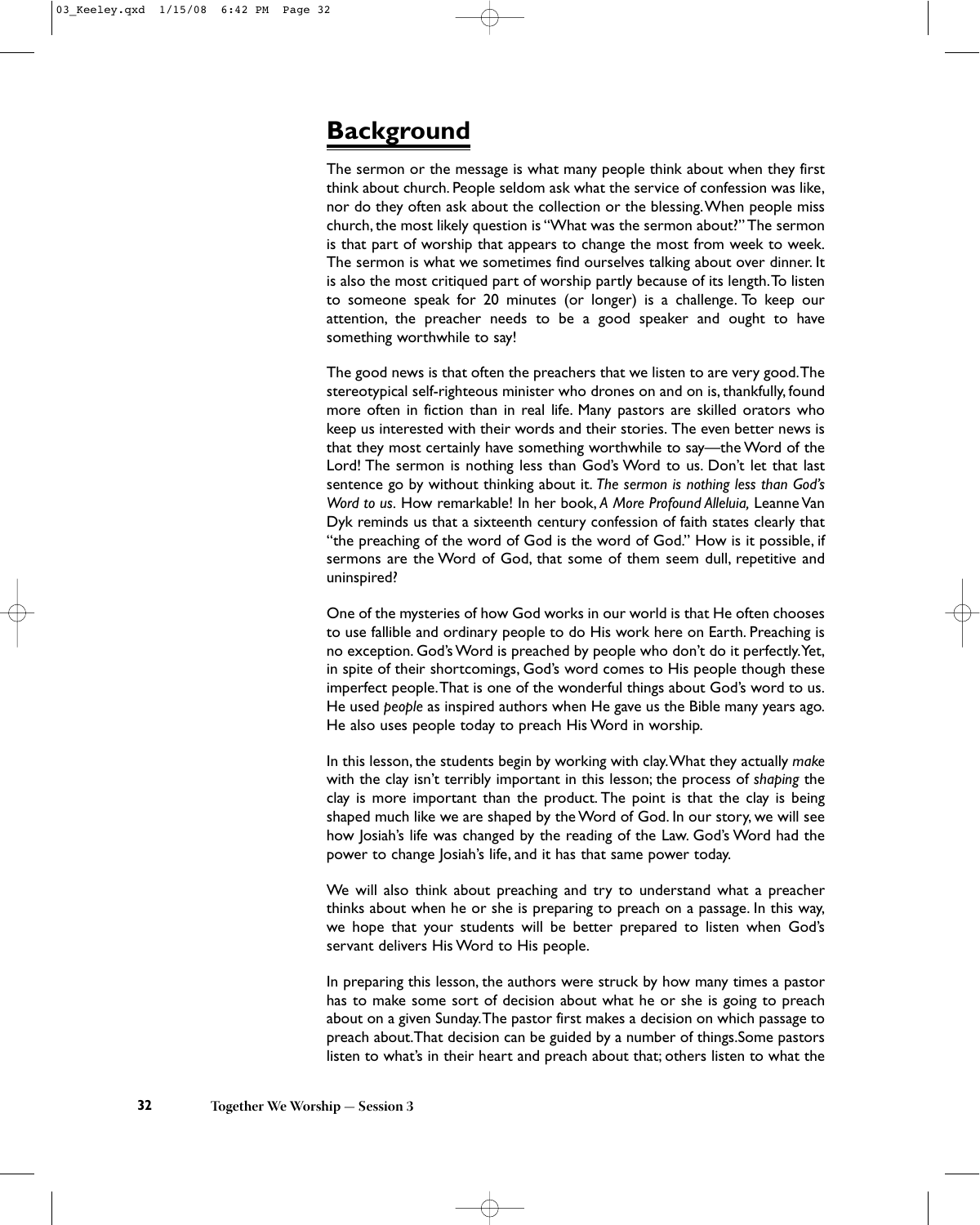# Background

The sermon or the message is what many people think about when they first think about church. People seldom ask what the service of confession was like, nor do they often ask about the collection or the blessing. When people miss church, the most likely question is "What was the sermon about?" The sermon is that part of worship that appears to change the most from week to week. The sermon is what we sometimes find ourselves talking about over dinner. It is also the most critiqued part of worship partly because of its length. To listen to someone speak for 20 minutes (or longer) is a challenge. To keep our attention, the preacher needs to be a good speaker and ought to have something worthwhile to say!

The good news is that often the preachers that we listen to are very good. The stereotypical self-righteous minister who drones on and on is, thankfully, found more often in fiction than in real life. Many pastors are skilled orators who keep us interested with their words and their stories. The even better news is that they most certainly have something worthwhile to say—the Word of the Lord! The sermon is nothing less than God's Word to us. Don't let that last sentence go by without thinking about it. *The sermon is nothing less than God's Word to us.* How remarkable! In her book, *A More Profound Alleluia,* Leanne Van Dyk reminds us that a sixteenth century confession of faith states clearly that "the preaching of the word of God is the word of God." How is it possible, if sermons are the Word of God, that some of them seem dull, repetitive and uninspired?

One of the mysteries of how God works in our world is that He often chooses to use fallible and ordinary people to do His work here on Earth. Preaching is no exception. God's Word is preached by people who don't do it perfectly. Yet, in spite of their shortcomings, God's word comes to His people though these imperfect people. That is one of the wonderful things about God's word to us. He used *people* as inspired authors when He gave us the Bible many years ago. He also uses people today to preach His Word in worship.

In this lesson, the students begin by working with clay. What they actually *make* with the clay isn't terribly important in this lesson; the process of *shaping* the clay is more important than the product. The point is that the clay is being shaped much like we are shaped by the Word of God. In our story, we will see how Josiah's life was changed by the reading of the Law. God's Word had the power to change Josiah's life, and it has that same power today.

We will also think about preaching and try to understand what a preacher thinks about when he or she is preparing to preach on a passage. In this way, we hope that your students will be better prepared to listen when God's servant delivers His Word to His people.

In preparing this lesson, the authors were struck by how many times a pastor has to make some sort of decision about what he or she is going to preach about on a given Sunday. The pastor first makes a decision on which passage to preach about. That decision can be guided by a number of things. Some pastors listen to what's in their heart and preach about that; others listen to what the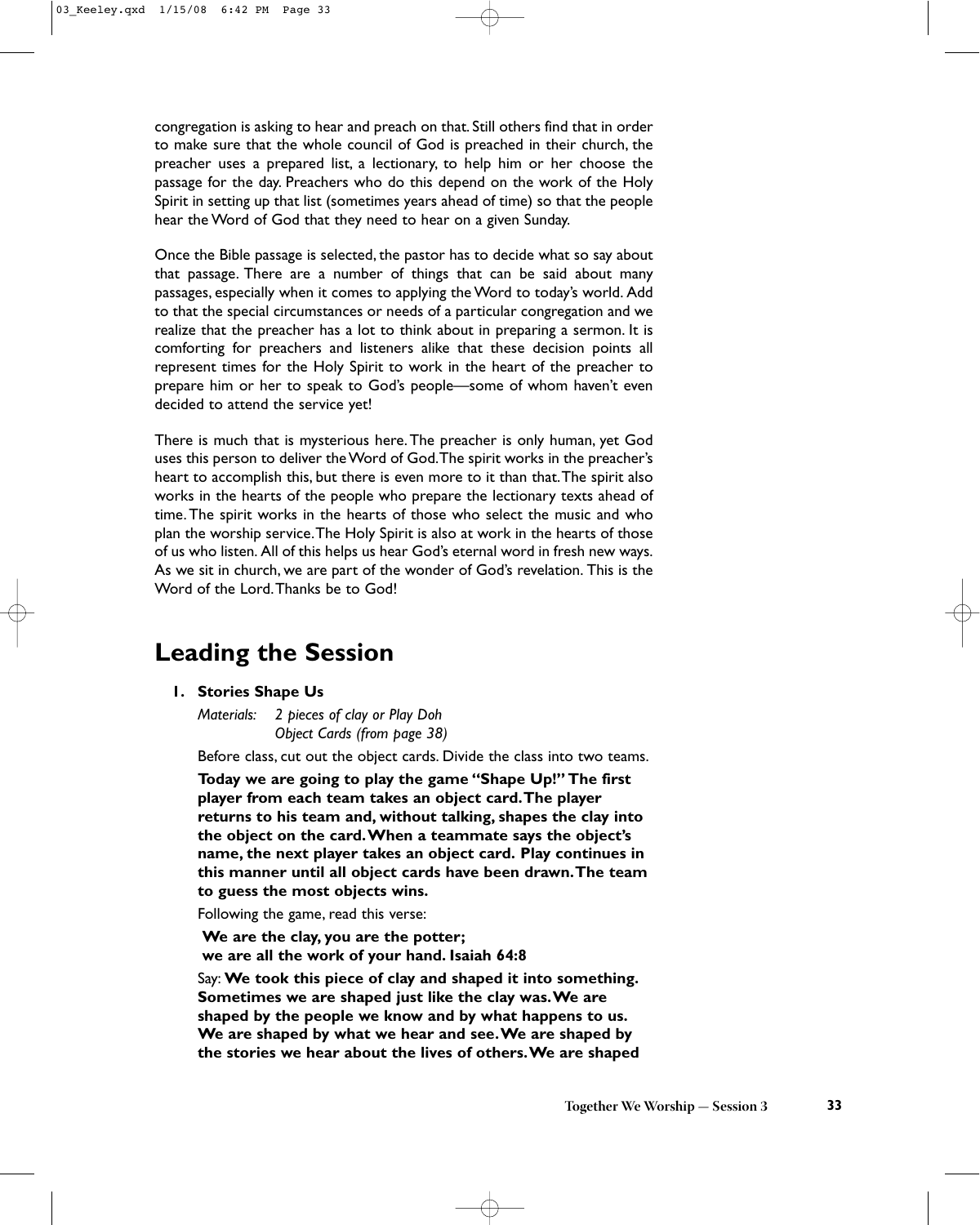congregation is asking to hear and preach on that. Still others find that in order to make sure that the whole council of God is preached in their church, the preacher uses a prepared list, a lectionary, to help him or her choose the passage for the day. Preachers who do this depend on the work of the Holy Spirit in setting up that list (sometimes years ahead of time) so that the people hear the Word of God that they need to hear on a given Sunday.

Once the Bible passage is selected, the pastor has to decide what so say about that passage. There are a number of things that can be said about many passages, especially when it comes to applying the Word to today's world. Add to that the special circumstances or needs of a particular congregation and we realize that the preacher has a lot to think about in preparing a sermon. It is comforting for preachers and listeners alike that these decision points all represent times for the Holy Spirit to work in the heart of the preacher to prepare him or her to speak to God's people—some of whom haven't even decided to attend the service yet!

There is much that is mysterious here. The preacher is only human, yet God uses this person to deliver the Word of God. The spirit works in the preacher's heart to accomplish this, but there is even more to it than that. The spirit also works in the hearts of the people who prepare the lectionary texts ahead of time. The spirit works in the hearts of those who select the music and who plan the worship service. The Holy Spirit is also at work in the hearts of those of us who listen. All of this helps us hear God's eternal word in fresh new ways. As we sit in church, we are part of the wonder of God's revelation. This is the Word of the Lord. Thanks be to God!

## Leading the Session

1. **Stories Shape Us**

   *Materials: 2 pieces of clay or Play Doh*
   *Object Cards (from page 38)*

   Before class, cut out the object cards. Divide the class into two teams.

   **Today we are going to play the game "Shape Up!" The first player from each team takes an object card. The player returns to his team and, without talking, shapes the clay into the object on the card. When a teammate says the object's name, the next player takes an object card. Play continues in this manner until all object cards have been drawn. The team to guess the most objects wins.**

   Following the game, read this verse:

   **We are the clay, you are the potter;**
   **we are all the work of your hand. Isaiah 64:8**

   Say: **We took this piece of clay and shaped it into something. Sometimes we are shaped just like the clay was. We are shaped by the people we know and by what happens to us. We are shaped by what we hear and see. We are shaped by the stories we hear about the lives of others. We are shaped**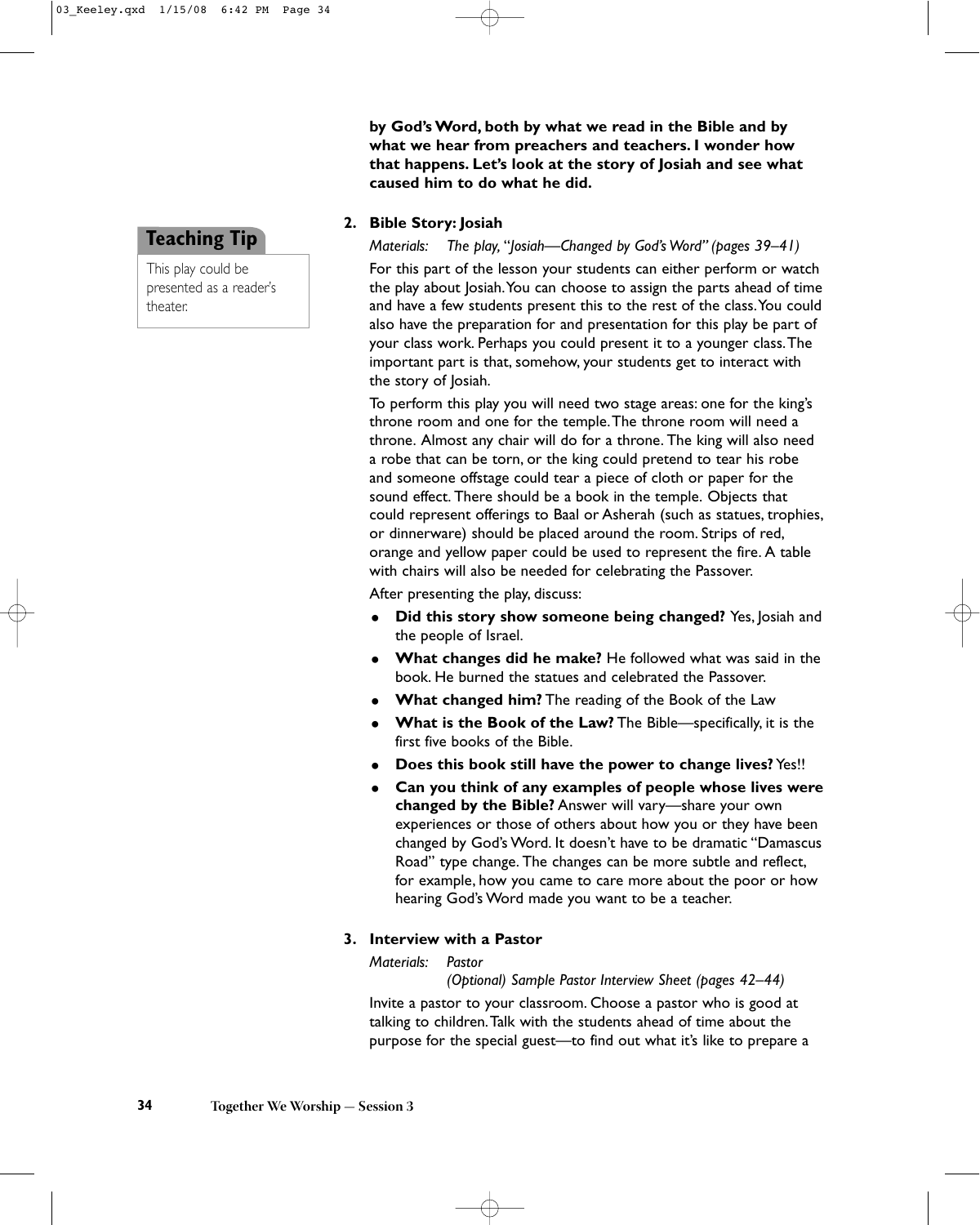**by God's Word, both by what we read in the Bible and by what we hear from preachers and teachers. I wonder how that happens. Let's look at the story of Josiah and see what caused him to do what he did.**

> **Teaching Tip**
>
> This play could be presented as a reader's theater.

2. **Bible Story: Josiah**

   *Materials: The play, "Josiah—Changed by God's Word" (pages 39–41)*

   For this part of the lesson your students can either perform or watch the play about Josiah. You can choose to assign the parts ahead of time and have a few students present this to the rest of the class. You could also have the preparation for and presentation for this play be part of your class work. Perhaps you could present it to a younger class. The important part is that, somehow, your students get to interact with the story of Josiah.

   To perform this play you will need two stage areas: one for the king's throne room and one for the temple. The throne room will need a throne. Almost any chair will do for a throne. The king will also need a robe that can be torn, or the king could pretend to tear his robe and someone offstage could tear a piece of cloth or paper for the sound effect. There should be a book in the temple. Objects that could represent offerings to Baal or Asherah (such as statues, trophies, or dinnerware) should be placed around the room. Strips of red, orange and yellow paper could be used to represent the fire. A table with chairs will also be needed for celebrating the Passover.

   After presenting the play, discuss:

   - **Did this story show someone being changed?** Yes, Josiah and the people of Israel.
   - **What changes did he make?** He followed what was said in the book. He burned the statues and celebrated the Passover.
   - **What changed him?** The reading of the Book of the Law
   - **What is the Book of the Law?** The Bible—specifically, it is the first five books of the Bible.
   - **Does this book still have the power to change lives?** Yes!!
   - **Can you think of any examples of people whose lives were changed by the Bible?** Answer will vary—share your own experiences or those of others about how you or they have been changed by God's Word. It doesn't have to be dramatic "Damascus Road" type change. The changes can be more subtle and reflect, for example, how you came to care more about the poor or how hearing God's Word made you want to be a teacher.

3. **Interview with a Pastor**

   *Materials: Pastor*
   *(Optional) Sample Pastor Interview Sheet (pages 42–44)*

   Invite a pastor to your classroom. Choose a pastor who is good at talking to children. Talk with the students ahead of time about the purpose for the special guest—to find out what it's like to prepare a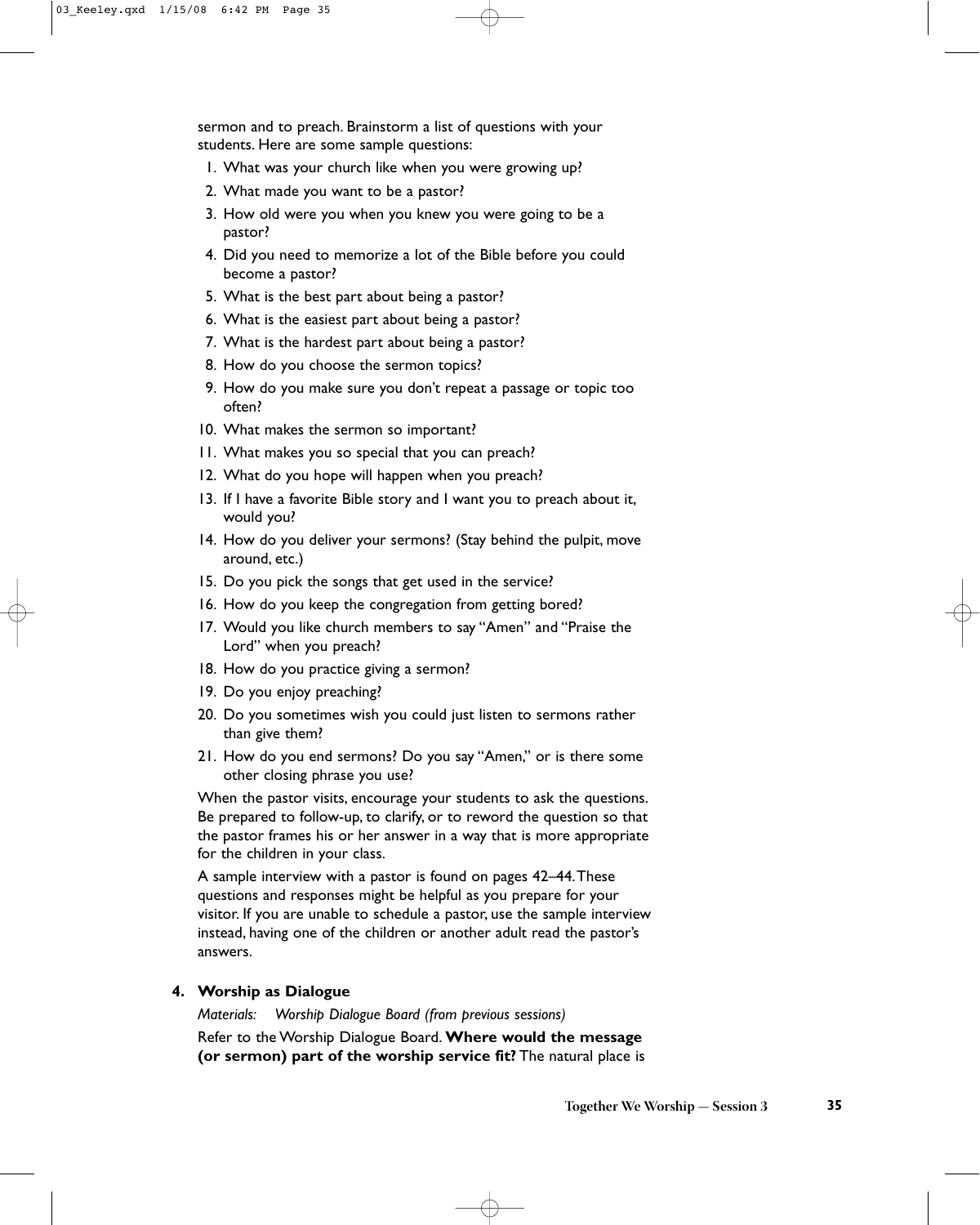sermon and to preach. Brainstorm a list of questions with your students. Here are some sample questions:

1. What was your church like when you were growing up?
2. What made you want to be a pastor?
3. How old were you when you knew you were going to be a pastor?
4. Did you need to memorize a lot of the Bible before you could become a pastor?
5. What is the best part about being a pastor?
6. What is the easiest part about being a pastor?
7. What is the hardest part about being a pastor?
8. How do you choose the sermon topics?
9. How do you make sure you don't repeat a passage or topic too often?
10. What makes the sermon so important?
11. What makes you so special that you can preach?
12. What do you hope will happen when you preach?
13. If I have a favorite Bible story and I want you to preach about it, would you?
14. How do you deliver your sermons? (Stay behind the pulpit, move around, etc.)
15. Do you pick the songs that get used in the service?
16. How do you keep the congregation from getting bored?
17. Would you like church members to say "Amen" and "Praise the Lord" when you preach?
18. How do you practice giving a sermon?
19. Do you enjoy preaching?
20. Do you sometimes wish you could just listen to sermons rather than give them?
21. How do you end sermons? Do you say "Amen," or is there some other closing phrase you use?

When the pastor visits, encourage your students to ask the questions. Be prepared to follow-up, to clarify, or to reword the question so that the pastor frames his or her answer in a way that is more appropriate for the children in your class.

A sample interview with a pastor is found on pages 42–44. These questions and responses might be helpful as you prepare for your visitor. If you are unable to schedule a pastor, use the sample interview instead, having one of the children or another adult read the pastor's answers.

### 4. Worship as Dialogue

*Materials: Worship Dialogue Board (from previous sessions)*

Refer to the Worship Dialogue Board. **Where would the message (or sermon) part of the worship service fit?** The natural place is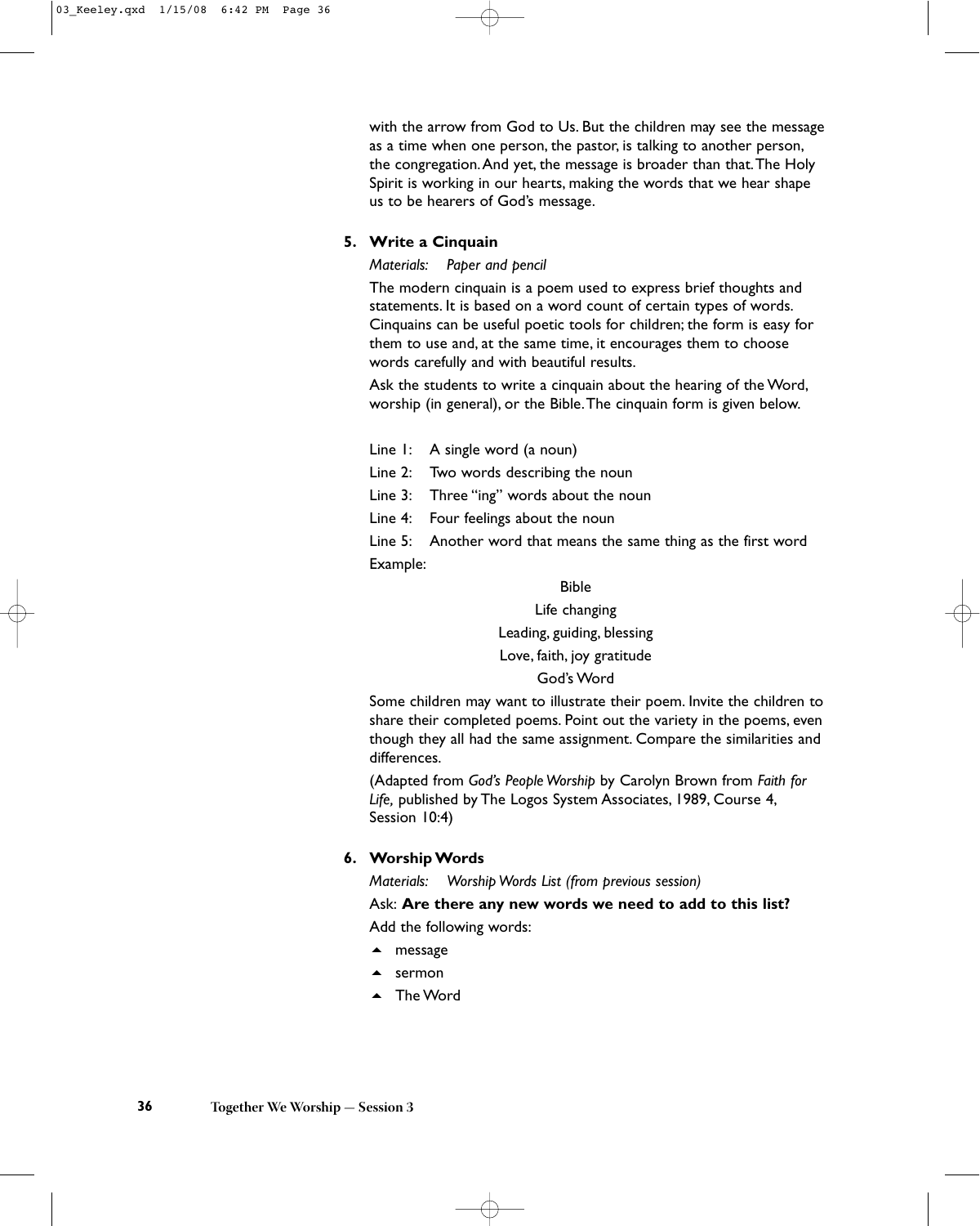with the arrow from God to Us. But the children may see the message as a time when one person, the pastor, is talking to another person, the congregation. And yet, the message is broader than that. The Holy Spirit is working in our hearts, making the words that we hear shape us to be hearers of God's message.

**5. Write a Cinquain**

*Materials: Paper and pencil*

The modern cinquain is a poem used to express brief thoughts and statements. It is based on a word count of certain types of words. Cinquains can be useful poetic tools for children; the form is easy for them to use and, at the same time, it encourages them to choose words carefully and with beautiful results.

Ask the students to write a cinquain about the hearing of the Word, worship (in general), or the Bible. The cinquain form is given below.

Line 1: A single word (a noun)

Line 2: Two words describing the noun

Line 3: Three "ing" words about the noun

Line 4: Four feelings about the noun

Line 5: Another word that means the same thing as the first word

Example:

Bible
Life changing
Leading, guiding, blessing
Love, faith, joy gratitude
God's Word

Some children may want to illustrate their poem. Invite the children to share their completed poems. Point out the variety in the poems, even though they all had the same assignment. Compare the similarities and differences.

(Adapted from *God's People Worship* by Carolyn Brown from *Faith for Life,* published by The Logos System Associates, 1989, Course 4, Session 10:4)

**6. Worship Words**

*Materials: Worship Words List (from previous session)*

Ask: **Are there any new words we need to add to this list?**

Add the following words:

- message
- sermon
- The Word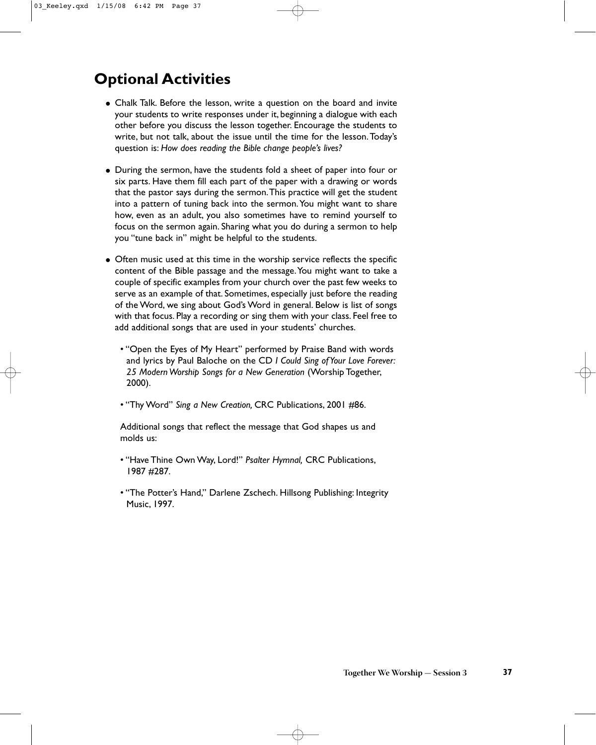## Optional Activities

- Chalk Talk. Before the lesson, write a question on the board and invite your students to write responses under it, beginning a dialogue with each other before you discuss the lesson together. Encourage the students to write, but not talk, about the issue until the time for the lesson. Today's question is: *How does reading the Bible change people's lives?*

- During the sermon, have the students fold a sheet of paper into four or six parts. Have them fill each part of the paper with a drawing or words that the pastor says during the sermon. This practice will get the student into a pattern of tuning back into the sermon. You might want to share how, even as an adult, you also sometimes have to remind yourself to focus on the sermon again. Sharing what you do during a sermon to help you "tune back in" might be helpful to the students.

- Often music used at this time in the worship service reflects the specific content of the Bible passage and the message. You might want to take a couple of specific examples from your church over the past few weeks to serve as an example of that. Sometimes, especially just before the reading of the Word, we sing about God's Word in general. Below is list of songs with that focus. Play a recording or sing them with your class. Feel free to add additional songs that are used in your students' churches.

  - "Open the Eyes of My Heart" performed by Praise Band with words and lyrics by Paul Baloche on the CD *I Could Sing of Your Love Forever: 25 Modern Worship Songs for a New Generation* (Worship Together, 2000).

  - "Thy Word" *Sing a New Creation,* CRC Publications, 2001 #86.

  Additional songs that reflect the message that God shapes us and molds us:

  - "Have Thine Own Way, Lord!" *Psalter Hymnal,* CRC Publications, 1987 #287.

  - "The Potter's Hand," Darlene Zschech. Hillsong Publishing: Integrity Music, 1997.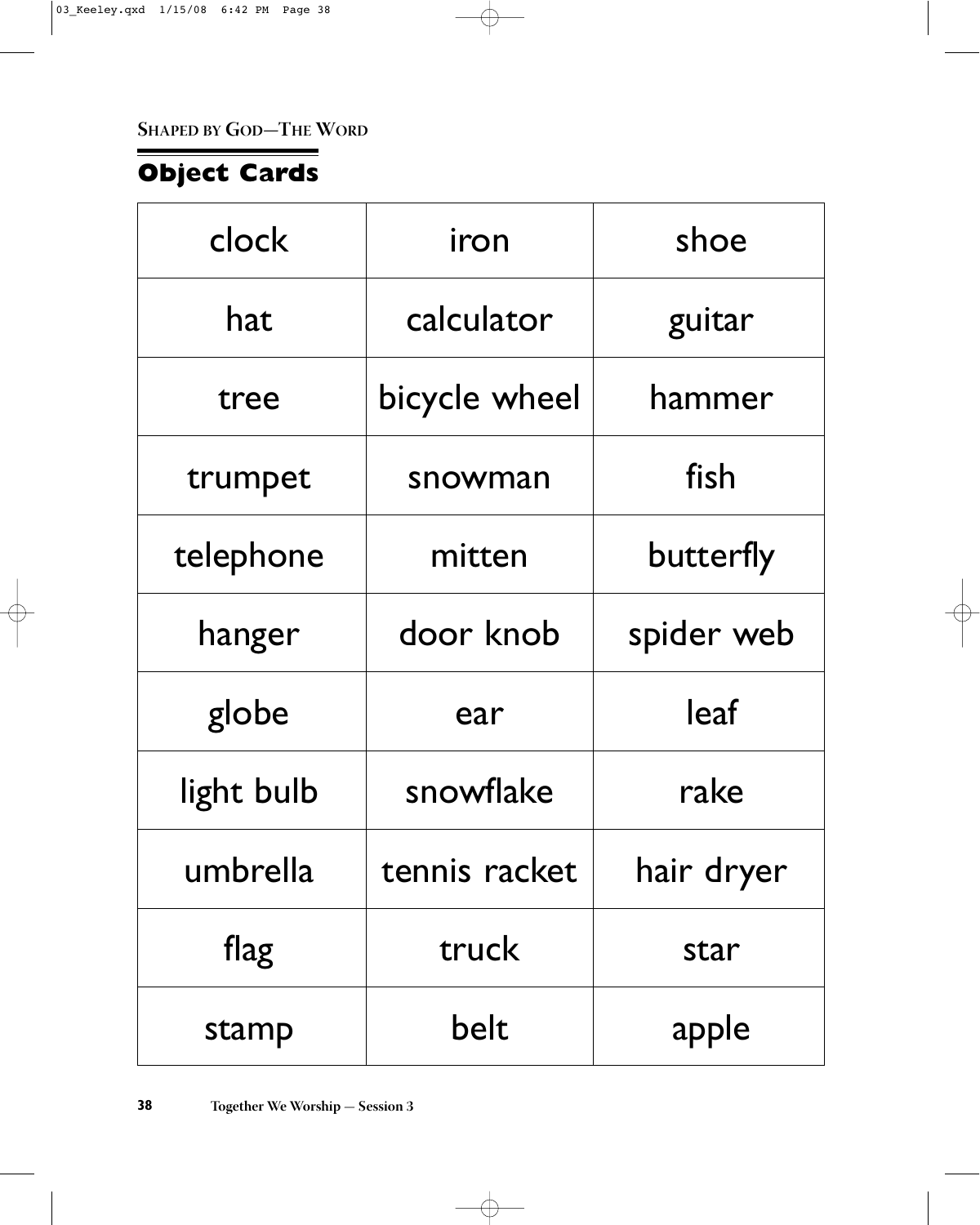SHAPED BY GOD—THE WORD

## Object Cards

| clock | iron | shoe |
|---|---|---|
| hat | calculator | guitar |
| tree | bicycle wheel | hammer |
| trumpet | snowman | fish |
| telephone | mitten | butterfly |
| hanger | door knob | spider web |
| globe | ear | leaf |
| light bulb | snowflake | rake |
| umbrella | tennis racket | hair dryer |
| flag | truck | star |
| stamp | belt | apple |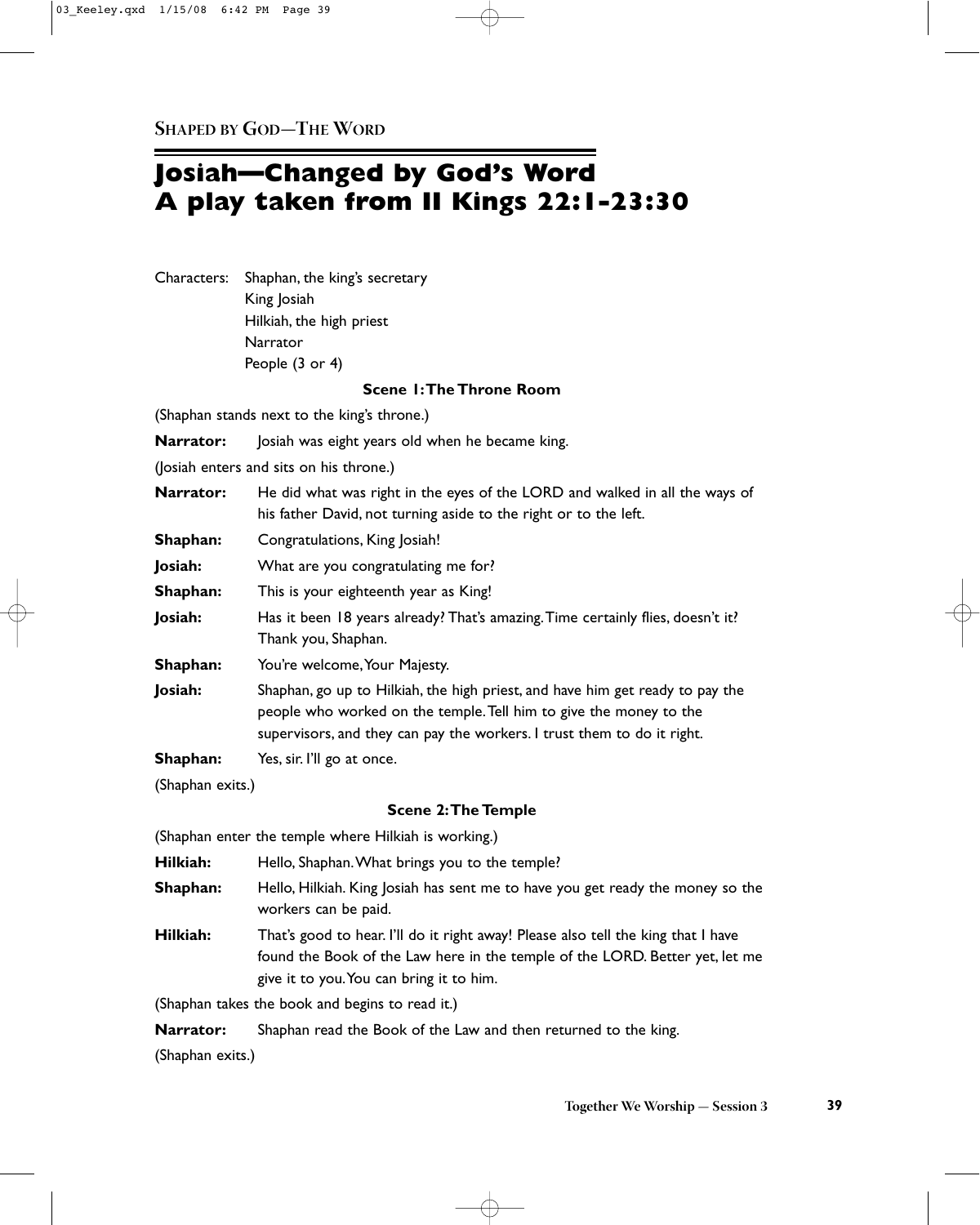SHAPED BY GOD—THE WORD

# Josiah—Changed by God's Word
# A play taken from II Kings 22:1-23:30

Characters: Shaphan, the king's secretary
King Josiah
Hilkiah, the high priest
Narrator
People (3 or 4)

### Scene 1: The Throne Room

(Shaphan stands next to the king's throne.)

**Narrator:** Josiah was eight years old when he became king.

(Josiah enters and sits on his throne.)

**Narrator:** He did what was right in the eyes of the LORD and walked in all the ways of his father David, not turning aside to the right or to the left.

**Shaphan:** Congratulations, King Josiah!

**Josiah:** What are you congratulating me for?

**Shaphan:** This is your eighteenth year as King!

**Josiah:** Has it been 18 years already? That's amazing. Time certainly flies, doesn't it? Thank you, Shaphan.

**Shaphan:** You're welcome, Your Majesty.

**Josiah:** Shaphan, go up to Hilkiah, the high priest, and have him get ready to pay the people who worked on the temple. Tell him to give the money to the supervisors, and they can pay the workers. I trust them to do it right.

**Shaphan:** Yes, sir. I'll go at once.

(Shaphan exits.)

### Scene 2: The Temple

(Shaphan enter the temple where Hilkiah is working.)

**Hilkiah:** Hello, Shaphan. What brings you to the temple?

**Shaphan:** Hello, Hilkiah. King Josiah has sent me to have you get ready the money so the workers can be paid.

**Hilkiah:** That's good to hear. I'll do it right away! Please also tell the king that I have found the Book of the Law here in the temple of the LORD. Better yet, let me give it to you. You can bring it to him.

(Shaphan takes the book and begins to read it.)

**Narrator:** Shaphan read the Book of the Law and then returned to the king.

(Shaphan exits.)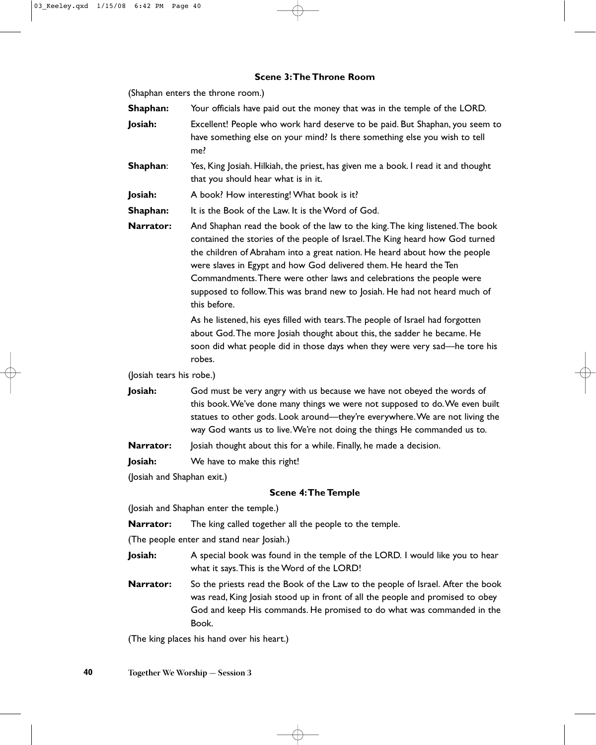### Scene 3: The Throne Room

(Shaphan enters the throne room.)

**Shaphan:** Your officials have paid out the money that was in the temple of the LORD.

**Josiah:** Excellent! People who work hard deserve to be paid. But Shaphan, you seem to have something else on your mind? Is there something else you wish to tell me?

**Shaphan**: Yes, King Josiah. Hilkiah, the priest, has given me a book. I read it and thought that you should hear what is in it.

**Josiah:** A book? How interesting! What book is it?

**Shaphan:** It is the Book of the Law. It is the Word of God.

**Narrator:** And Shaphan read the book of the law to the king. The king listened. The book contained the stories of the people of Israel. The King heard how God turned the children of Abraham into a great nation. He heard about how the people were slaves in Egypt and how God delivered them. He heard the Ten Commandments. There were other laws and celebrations the people were supposed to follow. This was brand new to Josiah. He had not heard much of this before.

As he listened, his eyes filled with tears. The people of Israel had forgotten about God. The more Josiah thought about this, the sadder he became. He soon did what people did in those days when they were very sad—he tore his robes.

(Josiah tears his robe.)

**Josiah:** God must be very angry with us because we have not obeyed the words of this book. We've done many things we were not supposed to do. We even built statues to other gods. Look around—they're everywhere. We are not living the way God wants us to live. We're not doing the things He commanded us to.

**Narrator:** Josiah thought about this for a while. Finally, he made a decision.

**Josiah:** We have to make this right!

(Josiah and Shaphan exit.)

### Scene 4: The Temple

(Josiah and Shaphan enter the temple.)

**Narrator:** The king called together all the people to the temple.

(The people enter and stand near Josiah.)

**Josiah:** A special book was found in the temple of the LORD. I would like you to hear what it says. This is the Word of the LORD!

**Narrator:** So the priests read the Book of the Law to the people of Israel. After the book was read, King Josiah stood up in front of all the people and promised to obey God and keep His commands. He promised to do what was commanded in the Book.

(The king places his hand over his heart.)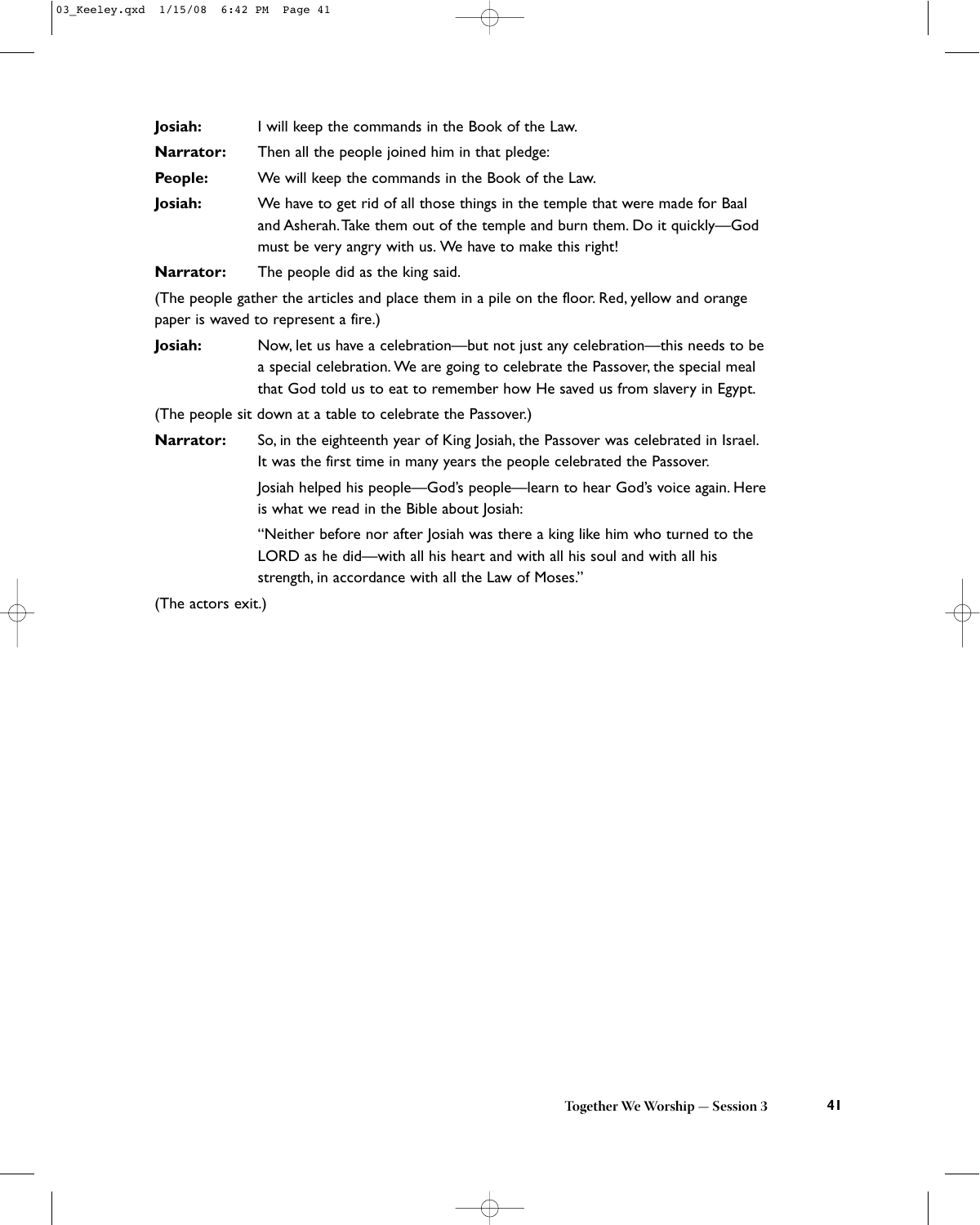**Josiah:** I will keep the commands in the Book of the Law.

**Narrator:** Then all the people joined him in that pledge:

**People:** We will keep the commands in the Book of the Law.

**Josiah:** We have to get rid of all those things in the temple that were made for Baal and Asherah. Take them out of the temple and burn them. Do it quickly—God must be very angry with us. We have to make this right!

**Narrator:** The people did as the king said.

(The people gather the articles and place them in a pile on the floor. Red, yellow and orange paper is waved to represent a fire.)

**Josiah:** Now, let us have a celebration—but not just any celebration—this needs to be a special celebration. We are going to celebrate the Passover, the special meal that God told us to eat to remember how He saved us from slavery in Egypt.

(The people sit down at a table to celebrate the Passover.)

**Narrator:** So, in the eighteenth year of King Josiah, the Passover was celebrated in Israel. It was the first time in many years the people celebrated the Passover.

Josiah helped his people—God's people—learn to hear God's voice again. Here is what we read in the Bible about Josiah:

"Neither before nor after Josiah was there a king like him who turned to the LORD as he did—with all his heart and with all his soul and with all his strength, in accordance with all the Law of Moses."

(The actors exit.)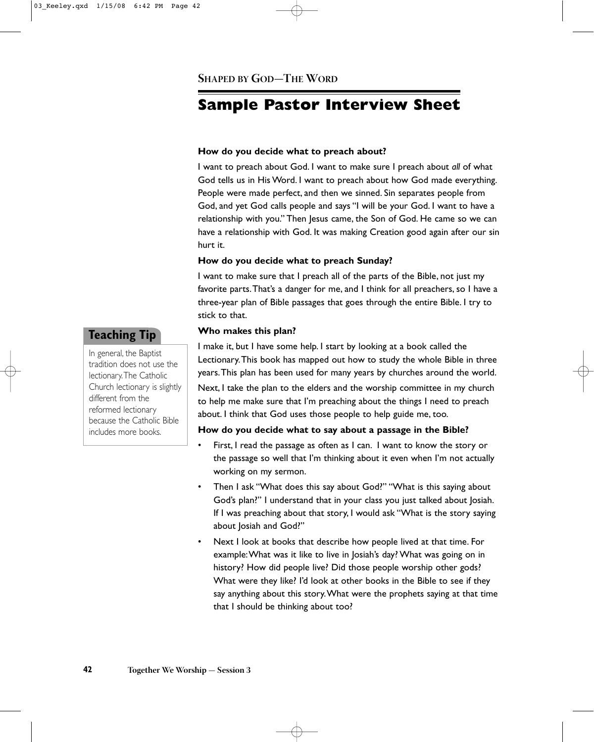SHAPED BY GOD—THE WORD

# Sample Pastor Interview Sheet

**How do you decide what to preach about?**

I want to preach about God. I want to make sure I preach about *all* of what God tells us in His Word. I want to preach about how God made everything. People were made perfect, and then we sinned. Sin separates people from God, and yet God calls people and says "I will be your God. I want to have a relationship with you." Then Jesus came, the Son of God. He came so we can have a relationship with God. It was making Creation good again after our sin hurt it.

**How do you decide what to preach Sunday?**

I want to make sure that I preach all of the parts of the Bible, not just my favorite parts. That's a danger for me, and I think for all preachers, so I have a three-year plan of Bible passages that goes through the entire Bible. I try to stick to that.

**Who makes this plan?**

I make it, but I have some help. I start by looking at a book called the Lectionary. This book has mapped out how to study the whole Bible in three years. This plan has been used for many years by churches around the world.

Next, I take the plan to the elders and the worship committee in my church to help me make sure that I'm preaching about the things I need to preach about. I think that God uses those people to help guide me, too.

> **Teaching Tip**
>
> In general, the Baptist tradition does not use the lectionary. The Catholic Church lectionary is slightly different from the reformed lectionary because the Catholic Bible includes more books.

**How do you decide what to say about a passage in the Bible?**

- First, I read the passage as often as I can. I want to know the story or the passage so well that I'm thinking about it even when I'm not actually working on my sermon.
- Then I ask "What does this say about God?" "What is this saying about God's plan?" I understand that in your class you just talked about Josiah. If I was preaching about that story, I would ask "What is the story saying about Josiah and God?"
- Next I look at books that describe how people lived at that time. For example: What was it like to live in Josiah's day? What was going on in history? How did people live? Did those people worship other gods? What were they like? I'd look at other books in the Bible to see if they say anything about this story. What were the prophets saying at that time that I should be thinking about too?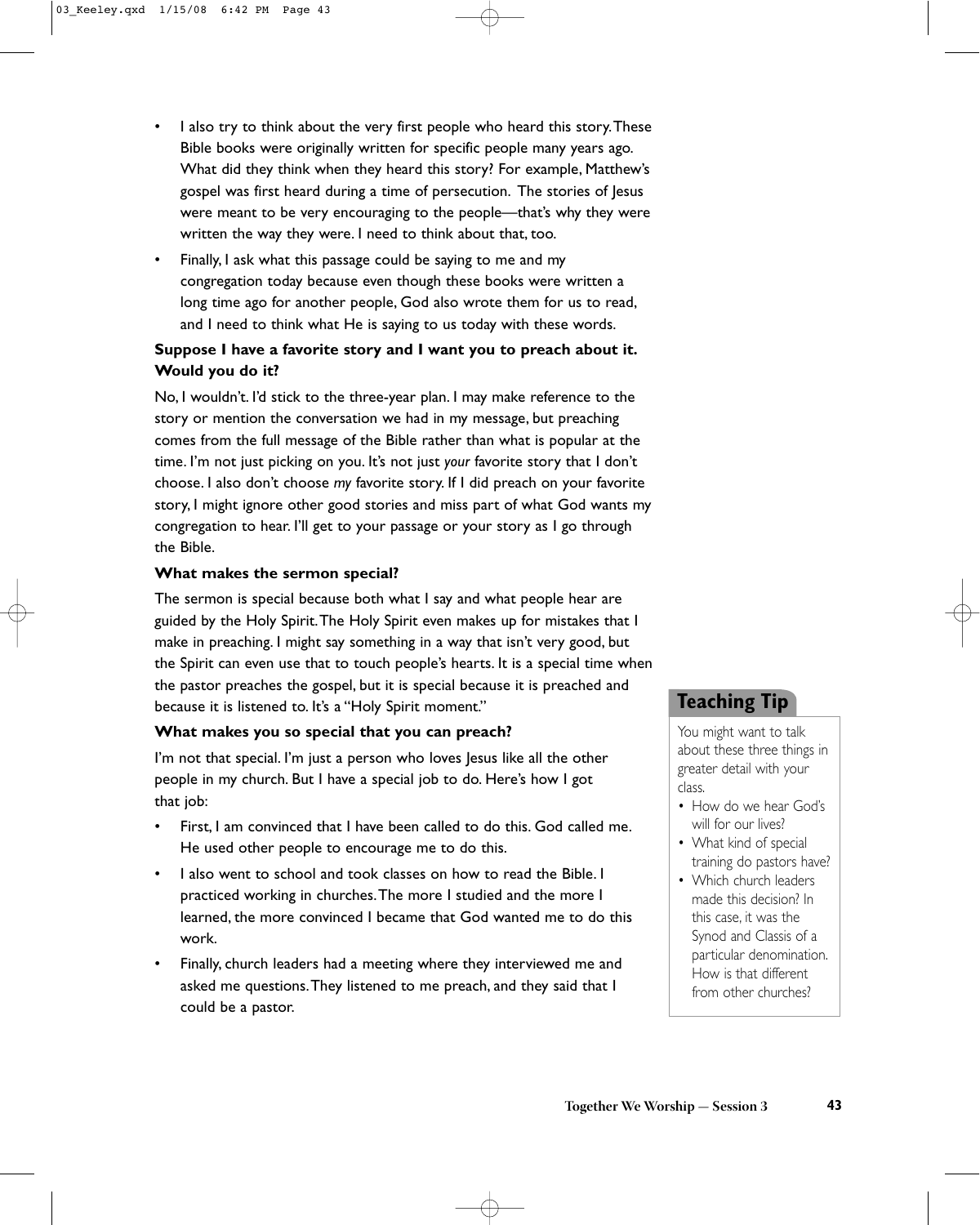- I also try to think about the very first people who heard this story. These Bible books were originally written for specific people many years ago. What did they think when they heard this story? For example, Matthew's gospel was first heard during a time of persecution. The stories of Jesus were meant to be very encouraging to the people—that's why they were written the way they were. I need to think about that, too.
- Finally, I ask what this passage could be saying to me and my congregation today because even though these books were written a long time ago for another people, God also wrote them for us to read, and I need to think what He is saying to us today with these words.

**Suppose I have a favorite story and I want you to preach about it. Would you do it?**

No, I wouldn't. I'd stick to the three-year plan. I may make reference to the story or mention the conversation we had in my message, but preaching comes from the full message of the Bible rather than what is popular at the time. I'm not just picking on you. It's not just *your* favorite story that I don't choose. I also don't choose *my* favorite story. If I did preach on your favorite story, I might ignore other good stories and miss part of what God wants my congregation to hear. I'll get to your passage or your story as I go through the Bible.

**What makes the sermon special?**

The sermon is special because both what I say and what people hear are guided by the Holy Spirit. The Holy Spirit even makes up for mistakes that I make in preaching. I might say something in a way that isn't very good, but the Spirit can even use that to touch people's hearts. It is a special time when the pastor preaches the gospel, but it is special because it is preached and because it is listened to. It's a "Holy Spirit moment."

**What makes you so special that you can preach?**

I'm not that special. I'm just a person who loves Jesus like all the other people in my church. But I have a special job to do. Here's how I got that job:

- First, I am convinced that I have been called to do this. God called me. He used other people to encourage me to do this.
- I also went to school and took classes on how to read the Bible. I practiced working in churches. The more I studied and the more I learned, the more convinced I became that God wanted me to do this work.
- Finally, church leaders had a meeting where they interviewed me and asked me questions. They listened to me preach, and they said that I could be a pastor.

**Teaching Tip**

You might want to talk about these three things in greater detail with your class.

- How do we hear God's will for our lives?
- What kind of special training do pastors have?
- Which church leaders made this decision? In this case, it was the Synod and Classis of a particular denomination. How is that different from other churches?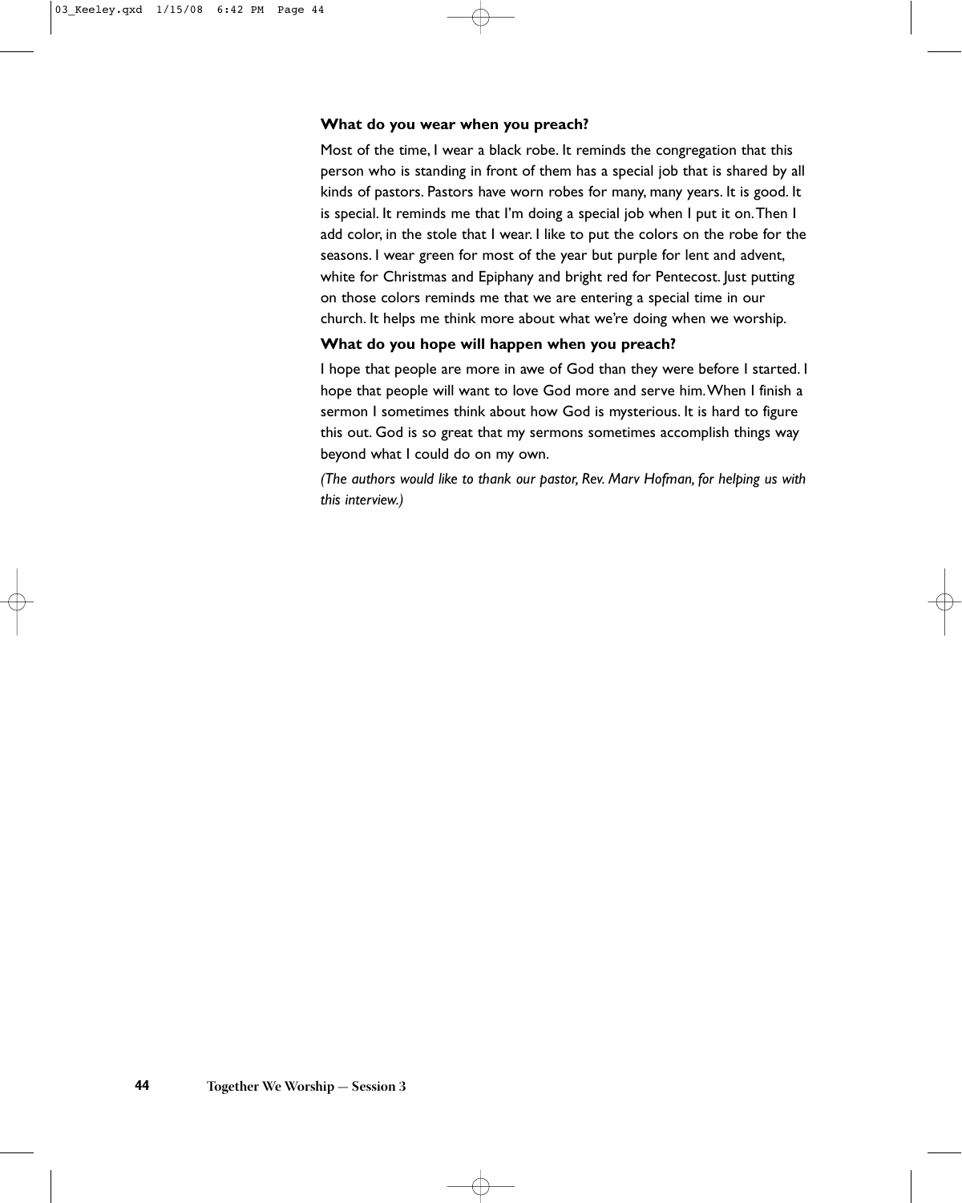**What do you wear when you preach?**

Most of the time, I wear a black robe. It reminds the congregation that this person who is standing in front of them has a special job that is shared by all kinds of pastors. Pastors have worn robes for many, many years. It is good. It is special. It reminds me that I'm doing a special job when I put it on. Then I add color, in the stole that I wear. I like to put the colors on the robe for the seasons. I wear green for most of the year but purple for lent and advent, white for Christmas and Epiphany and bright red for Pentecost. Just putting on those colors reminds me that we are entering a special time in our church. It helps me think more about what we're doing when we worship.

**What do you hope will happen when you preach?**

I hope that people are more in awe of God than they were before I started. I hope that people will want to love God more and serve him. When I finish a sermon I sometimes think about how God is mysterious. It is hard to figure this out. God is so great that my sermons sometimes accomplish things way beyond what I could do on my own.

*(The authors would like to thank our pastor, Rev. Marv Hofman, for helping us with this interview.)*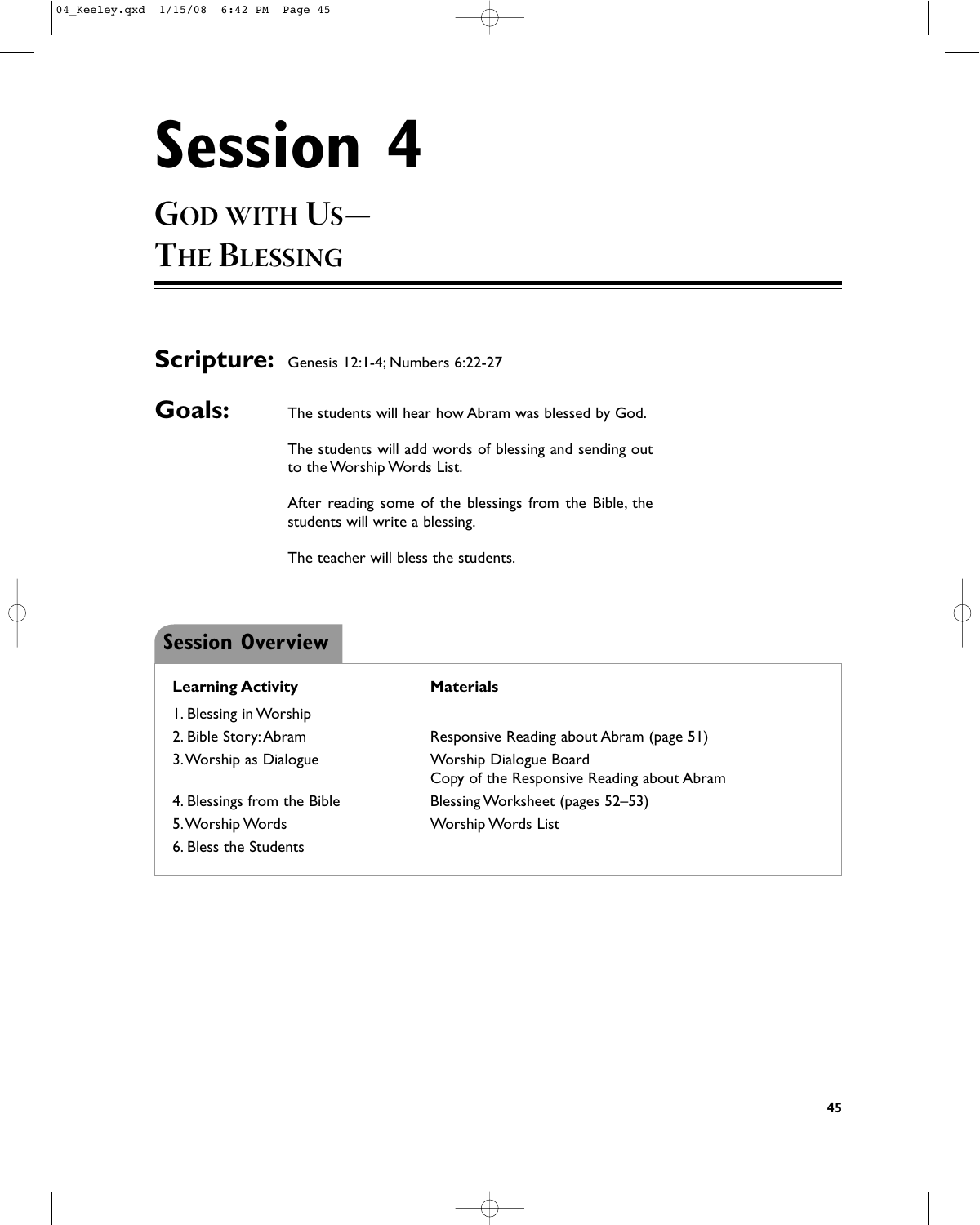# Session 4

## God with Us— The Blessing

**Scripture:** Genesis 12:1-4; Numbers 6:22-27

**Goals:**

The students will hear how Abram was blessed by God.

The students will add words of blessing and sending out to the Worship Words List.

After reading some of the blessings from the Bible, the students will write a blessing.

The teacher will bless the students.

### Session Overview

| Learning Activity | Materials |
|---|---|
| 1. Blessing in Worship | |
| 2. Bible Story: Abram | Responsive Reading about Abram (page 51) |
| 3. Worship as Dialogue | Worship Dialogue Board<br>Copy of the Responsive Reading about Abram |
| 4. Blessings from the Bible | Blessing Worksheet (pages 52–53) |
| 5. Worship Words | Worship Words List |
| 6. Bless the Students | |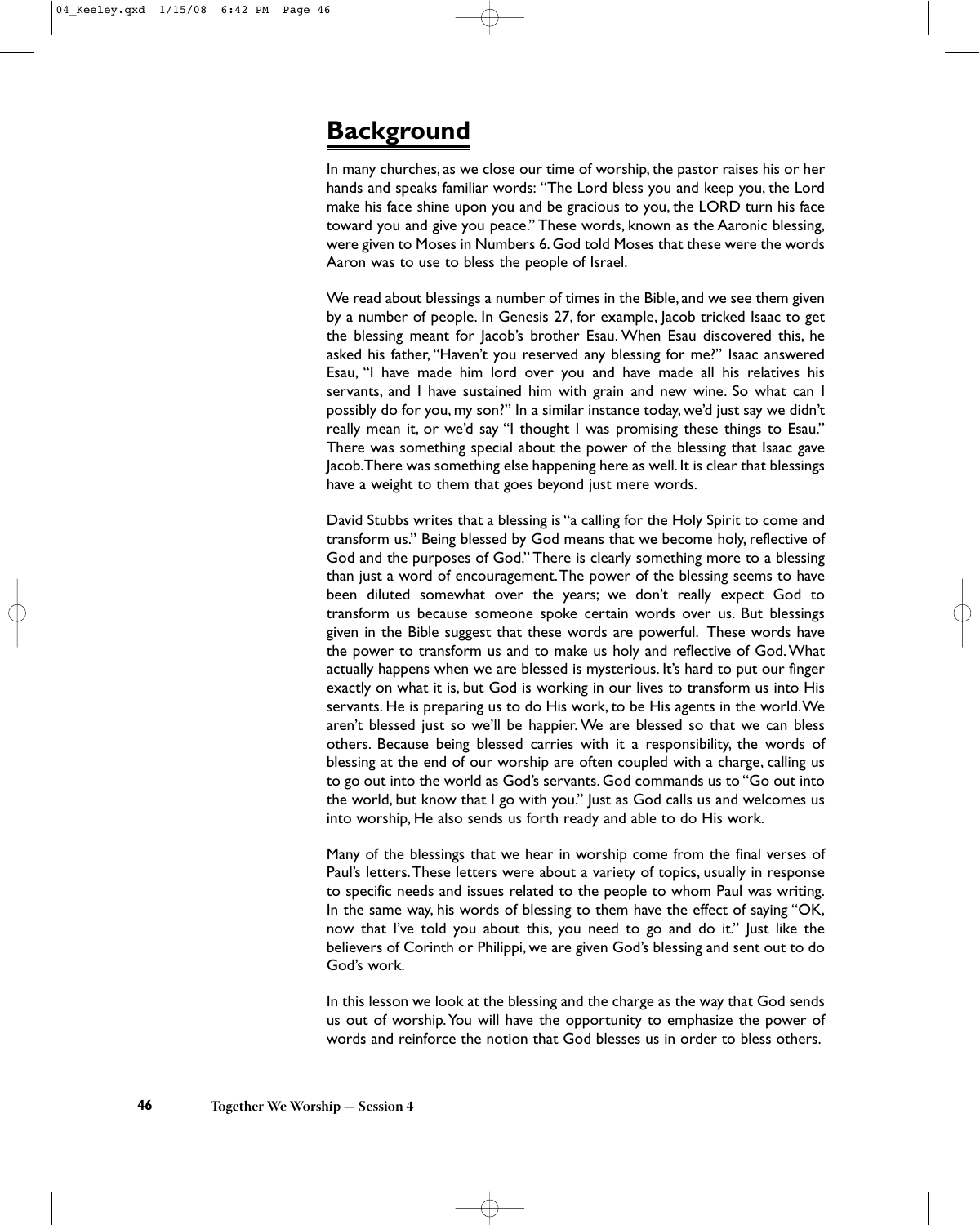## Background

In many churches, as we close our time of worship, the pastor raises his or her hands and speaks familiar words: "The Lord bless you and keep you, the Lord make his face shine upon you and be gracious to you, the LORD turn his face toward you and give you peace." These words, known as the Aaronic blessing, were given to Moses in Numbers 6. God told Moses that these were the words Aaron was to use to bless the people of Israel.

We read about blessings a number of times in the Bible, and we see them given by a number of people. In Genesis 27, for example, Jacob tricked Isaac to get the blessing meant for Jacob's brother Esau. When Esau discovered this, he asked his father, "Haven't you reserved any blessing for me?" Isaac answered Esau, "I have made him lord over you and have made all his relatives his servants, and I have sustained him with grain and new wine. So what can I possibly do for you, my son?" In a similar instance today, we'd just say we didn't really mean it, or we'd say "I thought I was promising these things to Esau." There was something special about the power of the blessing that Isaac gave Jacob. There was something else happening here as well. It is clear that blessings have a weight to them that goes beyond just mere words.

David Stubbs writes that a blessing is "a calling for the Holy Spirit to come and transform us." Being blessed by God means that we become holy, reflective of God and the purposes of God." There is clearly something more to a blessing than just a word of encouragement. The power of the blessing seems to have been diluted somewhat over the years; we don't really expect God to transform us because someone spoke certain words over us. But blessings given in the Bible suggest that these words are powerful. These words have the power to transform us and to make us holy and reflective of God. What actually happens when we are blessed is mysterious. It's hard to put our finger exactly on what it is, but God is working in our lives to transform us into His servants. He is preparing us to do His work, to be His agents in the world. We aren't blessed just so we'll be happier. We are blessed so that we can bless others. Because being blessed carries with it a responsibility, the words of blessing at the end of our worship are often coupled with a charge, calling us to go out into the world as God's servants. God commands us to "Go out into the world, but know that I go with you." Just as God calls us and welcomes us into worship, He also sends us forth ready and able to do His work.

Many of the blessings that we hear in worship come from the final verses of Paul's letters. These letters were about a variety of topics, usually in response to specific needs and issues related to the people to whom Paul was writing. In the same way, his words of blessing to them have the effect of saying "OK, now that I've told you about this, you need to go and do it." Just like the believers of Corinth or Philippi, we are given God's blessing and sent out to do God's work.

In this lesson we look at the blessing and the charge as the way that God sends us out of worship. You will have the opportunity to emphasize the power of words and reinforce the notion that God blesses us in order to bless others.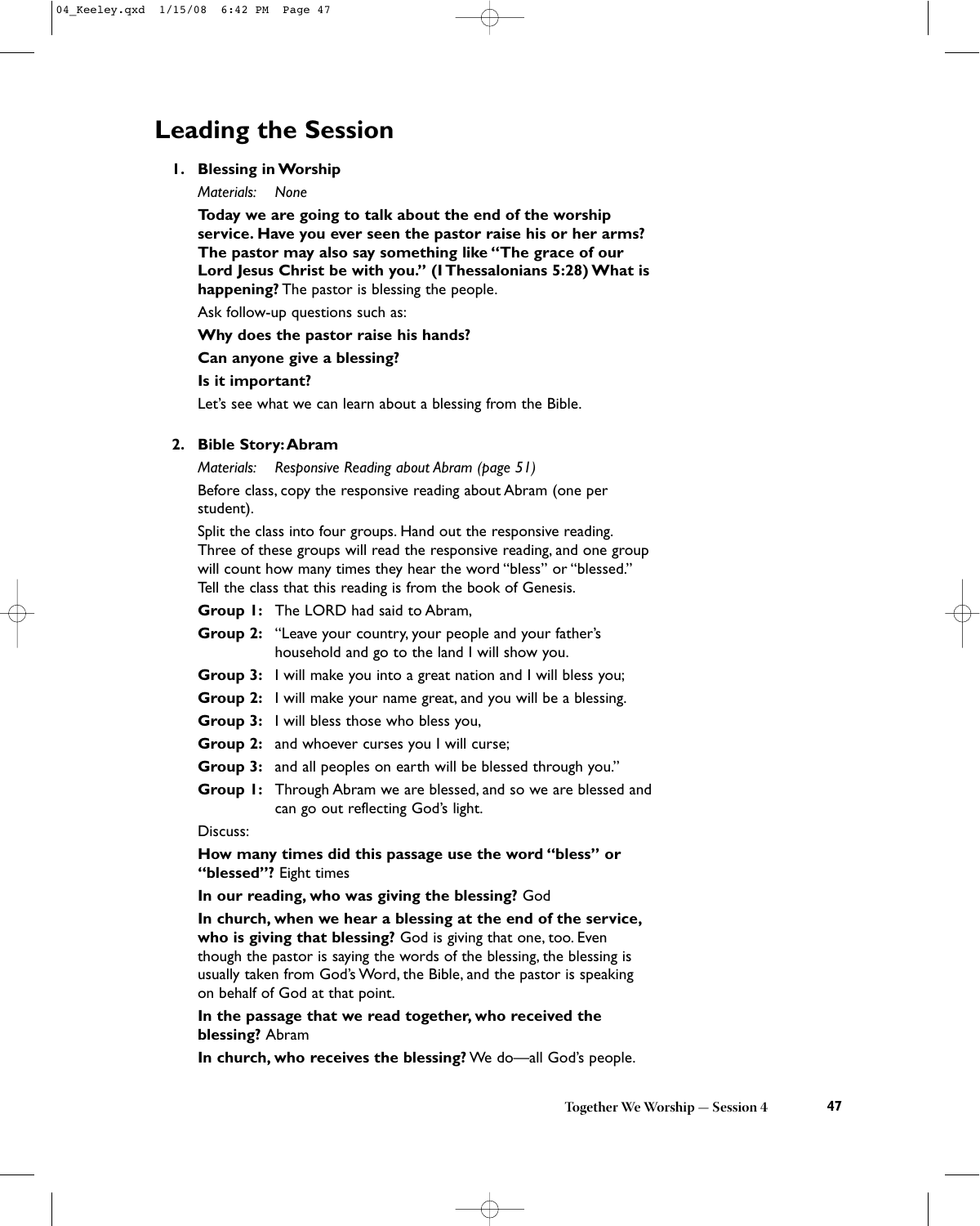# Leading the Session

## 1. Blessing in Worship

*Materials: None*

**Today we are going to talk about the end of the worship service. Have you ever seen the pastor raise his or her arms? The pastor may also say something like "The grace of our Lord Jesus Christ be with you." (1 Thessalonians 5:28) What is happening?** The pastor is blessing the people.

Ask follow-up questions such as:

**Why does the pastor raise his hands?**

**Can anyone give a blessing?**

**Is it important?**

Let's see what we can learn about a blessing from the Bible.

## 2. Bible Story: Abram

*Materials: Responsive Reading about Abram (page 51)*

Before class, copy the responsive reading about Abram (one per student).

Split the class into four groups. Hand out the responsive reading. Three of these groups will read the responsive reading, and one group will count how many times they hear the word "bless" or "blessed." Tell the class that this reading is from the book of Genesis.

**Group 1:** The LORD had said to Abram,

**Group 2:** "Leave your country, your people and your father's household and go to the land I will show you.

**Group 3:** I will make you into a great nation and I will bless you;

**Group 2:** I will make your name great, and you will be a blessing.

**Group 3:** I will bless those who bless you,

**Group 2:** and whoever curses you I will curse;

**Group 3:** and all peoples on earth will be blessed through you."

**Group 1:** Through Abram we are blessed, and so we are blessed and can go out reflecting God's light.

Discuss:

**How many times did this passage use the word "bless" or "blessed"?** Eight times

**In our reading, who was giving the blessing?** God

**In church, when we hear a blessing at the end of the service, who is giving that blessing?** God is giving that one, too. Even though the pastor is saying the words of the blessing, the blessing is usually taken from God's Word, the Bible, and the pastor is speaking on behalf of God at that point.

**In the passage that we read together, who received the blessing?** Abram

**In church, who receives the blessing?** We do—all God's people.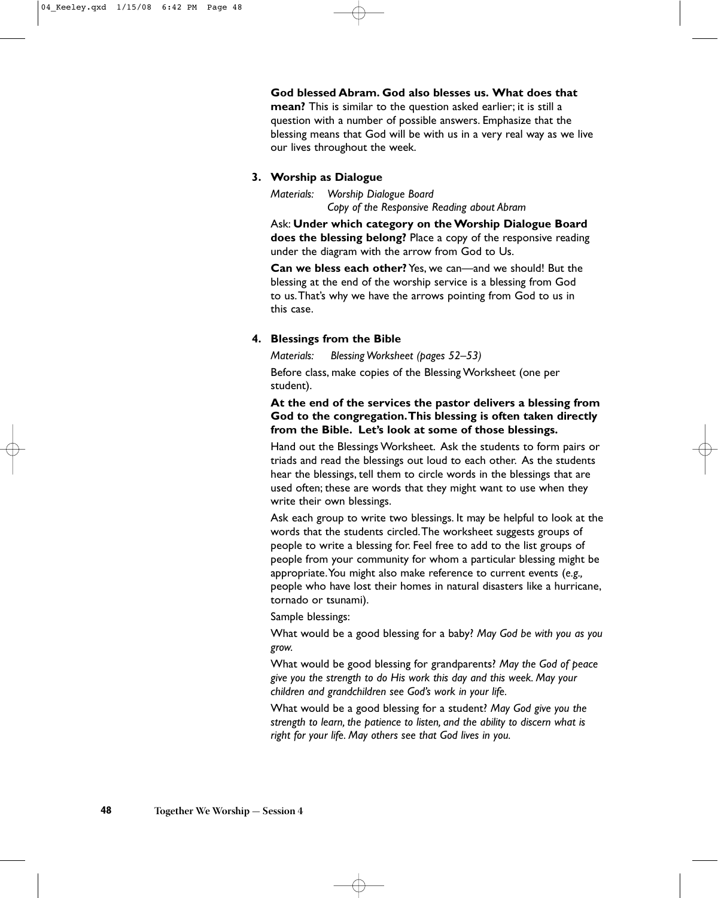**God blessed Abram. God also blesses us. What does that mean?** This is similar to the question asked earlier; it is still a question with a number of possible answers. Emphasize that the blessing means that God will be with us in a very real way as we live our lives throughout the week.

### 3. Worship as Dialogue

*Materials: Worship Dialogue Board*
*Copy of the Responsive Reading about Abram*

Ask: **Under which category on the Worship Dialogue Board does the blessing belong?** Place a copy of the responsive reading under the diagram with the arrow from God to Us.

**Can we bless each other?** Yes, we can—and we should! But the blessing at the end of the worship service is a blessing from God to us. That's why we have the arrows pointing from God to us in this case.

### 4. Blessings from the Bible

*Materials: Blessing Worksheet (pages 52–53)*

Before class, make copies of the Blessing Worksheet (one per student).

**At the end of the services the pastor delivers a blessing from God to the congregation. This blessing is often taken directly from the Bible. Let's look at some of those blessings.**

Hand out the Blessings Worksheet. Ask the students to form pairs or triads and read the blessings out loud to each other. As the students hear the blessings, tell them to circle words in the blessings that are used often; these are words that they might want to use when they write their own blessings.

Ask each group to write two blessings. It may be helpful to look at the words that the students circled. The worksheet suggests groups of people to write a blessing for. Feel free to add to the list groups of people from your community for whom a particular blessing might be appropriate. You might also make reference to current events (*e.g.,* people who have lost their homes in natural disasters like a hurricane, tornado or tsunami).

Sample blessings:

What would be a good blessing for a baby? *May God be with you as you grow.*

What would be good blessing for grandparents? *May the God of peace give you the strength to do His work this day and this week. May your children and grandchildren see God's work in your life.*

What would be a good blessing for a student? *May God give you the strength to learn, the patience to listen, and the ability to discern what is right for your life. May others see that God lives in you.*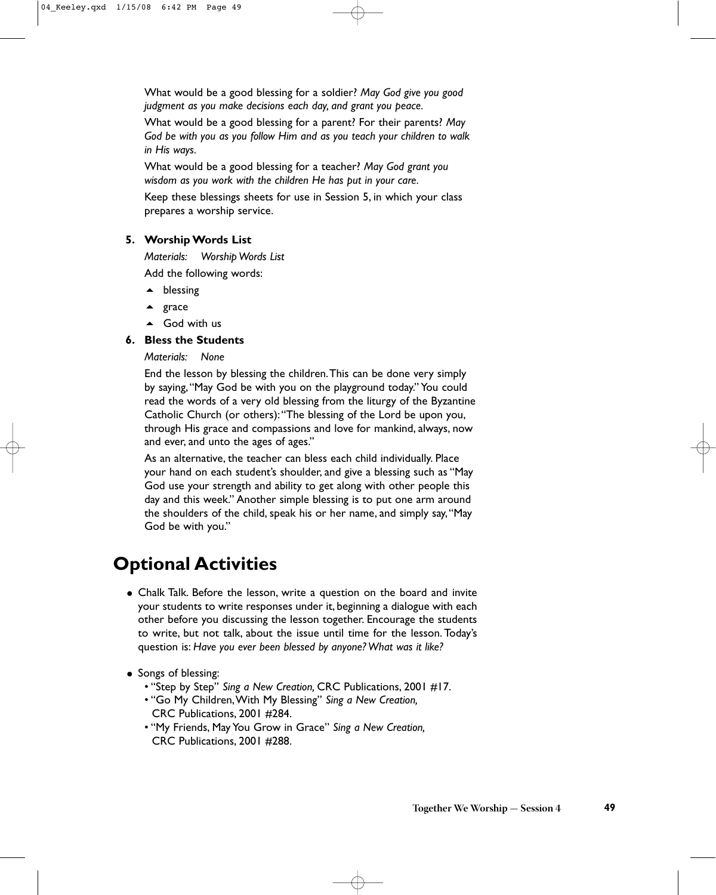What would be a good blessing for a soldier? *May God give you good judgment as you make decisions each day, and grant you peace.*

What would be a good blessing for a parent? For their parents? *May God be with you as you follow Him and as you teach your children to walk in His ways.*

What would be a good blessing for a teacher? *May God grant you wisdom as you work with the children He has put in your care.*

Keep these blessings sheets for use in Session 5, in which your class prepares a worship service.

**5. Worship Words List**

*Materials: Worship Words List*

Add the following words:

- blessing
- grace
- God with us

**6. Bless the Students**

*Materials: None*

End the lesson by blessing the children. This can be done very simply by saying, "May God be with you on the playground today." You could read the words of a very old blessing from the liturgy of the Byzantine Catholic Church (or others): "The blessing of the Lord be upon you, through His grace and compassions and love for mankind, always, now and ever, and unto the ages of ages."

As an alternative, the teacher can bless each child individually. Place your hand on each student's shoulder, and give a blessing such as "May God use your strength and ability to get along with other people this day and this week." Another simple blessing is to put one arm around the shoulders of the child, speak his or her name, and simply say, "May God be with you."

# Optional Activities

- Chalk Talk. Before the lesson, write a question on the board and invite your students to write responses under it, beginning a dialogue with each other before you discussing the lesson together. Encourage the students to write, but not talk, about the issue until time for the lesson. Today's question is: *Have you ever been blessed by anyone? What was it like?*

- Songs of blessing:
  - "Step by Step" *Sing a New Creation,* CRC Publications, 2001 #17.
  - "Go My Children, With My Blessing" *Sing a New Creation,* CRC Publications, 2001 #284.
  - "My Friends, May You Grow in Grace" *Sing a New Creation,* CRC Publications, 2001 #288.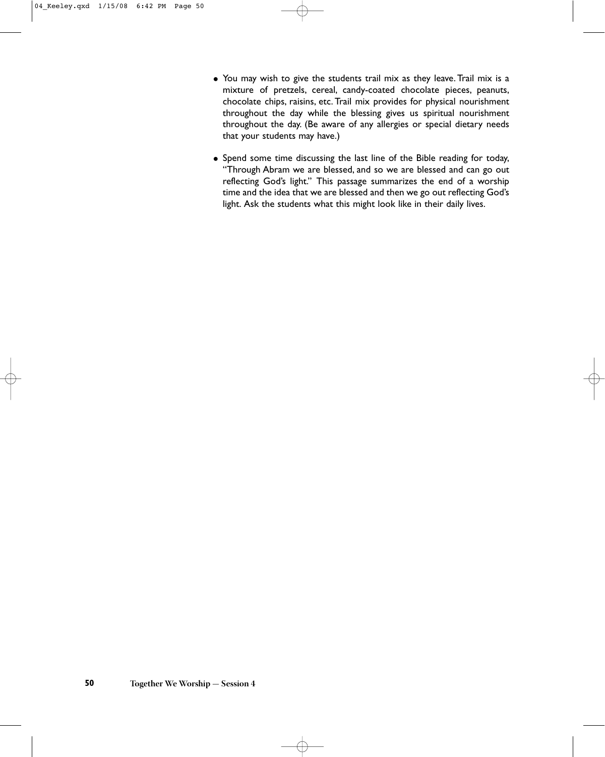- You may wish to give the students trail mix as they leave. Trail mix is a mixture of pretzels, cereal, candy-coated chocolate pieces, peanuts, chocolate chips, raisins, etc. Trail mix provides for physical nourishment throughout the day while the blessing gives us spiritual nourishment throughout the day. (Be aware of any allergies or special dietary needs that your students may have.)

- Spend some time discussing the last line of the Bible reading for today, "Through Abram we are blessed, and so we are blessed and can go out reflecting God's light." This passage summarizes the end of a worship time and the idea that we are blessed and then we go out reflecting God's light. Ask the students what this might look like in their daily lives.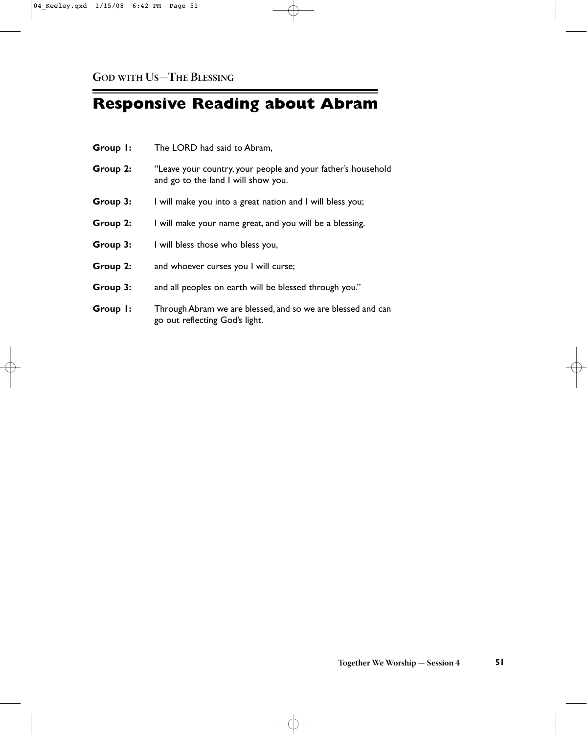GOD WITH US—THE BLESSING

# Responsive Reading about Abram

**Group 1:** The LORD had said to Abram,

**Group 2:** "Leave your country, your people and your father's household and go to the land I will show you.

**Group 3:** I will make you into a great nation and I will bless you;

**Group 2:** I will make your name great, and you will be a blessing.

**Group 3:** I will bless those who bless you,

**Group 2:** and whoever curses you I will curse;

**Group 3:** and all peoples on earth will be blessed through you."

**Group 1:** Through Abram we are blessed, and so we are blessed and can go out reflecting God's light.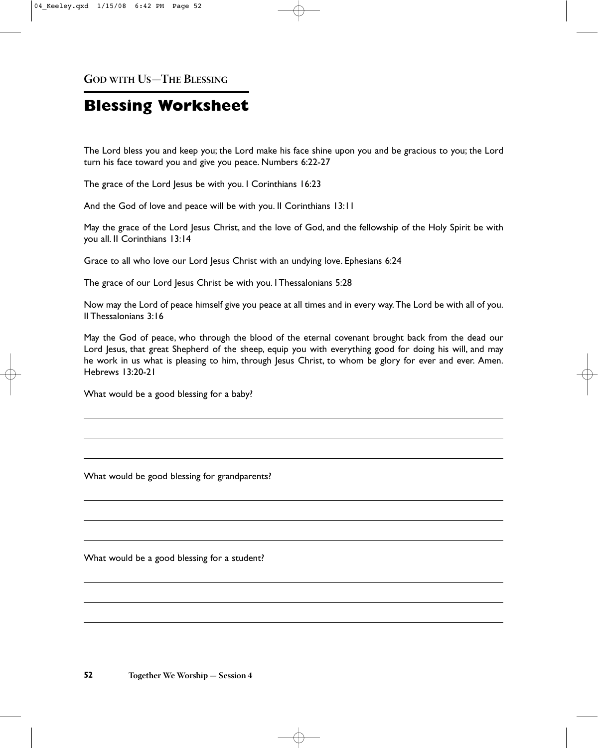GOD WITH US—THE BLESSING

# Blessing Worksheet

The Lord bless you and keep you; the Lord make his face shine upon you and be gracious to you; the Lord turn his face toward you and give you peace. Numbers 6:22-27

The grace of the Lord Jesus be with you. I Corinthians 16:23

And the God of love and peace will be with you. II Corinthians 13:11

May the grace of the Lord Jesus Christ, and the love of God, and the fellowship of the Holy Spirit be with you all. II Corinthians 13:14

Grace to all who love our Lord Jesus Christ with an undying love. Ephesians 6:24

The grace of our Lord Jesus Christ be with you. I Thessalonians 5:28

Now may the Lord of peace himself give you peace at all times and in every way. The Lord be with all of you. II Thessalonians 3:16

May the God of peace, who through the blood of the eternal covenant brought back from the dead our Lord Jesus, that great Shepherd of the sheep, equip you with everything good for doing his will, and may he work in us what is pleasing to him, through Jesus Christ, to whom be glory for ever and ever. Amen. Hebrews 13:20-21

What would be a good blessing for a baby?

\_\_\_\_\_\_\_\_\_\_\_\_\_\_\_\_\_\_\_\_\_\_\_\_\_\_\_\_\_\_\_\_\_\_\_\_\_\_\_\_\_\_\_\_\_\_\_\_\_\_\_\_\_\_\_\_\_\_\_\_\_\_\_\_\_\_\_\_\_\_

\_\_\_\_\_\_\_\_\_\_\_\_\_\_\_\_\_\_\_\_\_\_\_\_\_\_\_\_\_\_\_\_\_\_\_\_\_\_\_\_\_\_\_\_\_\_\_\_\_\_\_\_\_\_\_\_\_\_\_\_\_\_\_\_\_\_\_\_\_\_

\_\_\_\_\_\_\_\_\_\_\_\_\_\_\_\_\_\_\_\_\_\_\_\_\_\_\_\_\_\_\_\_\_\_\_\_\_\_\_\_\_\_\_\_\_\_\_\_\_\_\_\_\_\_\_\_\_\_\_\_\_\_\_\_\_\_\_\_\_\_

What would be good blessing for grandparents?

\_\_\_\_\_\_\_\_\_\_\_\_\_\_\_\_\_\_\_\_\_\_\_\_\_\_\_\_\_\_\_\_\_\_\_\_\_\_\_\_\_\_\_\_\_\_\_\_\_\_\_\_\_\_\_\_\_\_\_\_\_\_\_\_\_\_\_\_\_\_

\_\_\_\_\_\_\_\_\_\_\_\_\_\_\_\_\_\_\_\_\_\_\_\_\_\_\_\_\_\_\_\_\_\_\_\_\_\_\_\_\_\_\_\_\_\_\_\_\_\_\_\_\_\_\_\_\_\_\_\_\_\_\_\_\_\_\_\_\_\_

\_\_\_\_\_\_\_\_\_\_\_\_\_\_\_\_\_\_\_\_\_\_\_\_\_\_\_\_\_\_\_\_\_\_\_\_\_\_\_\_\_\_\_\_\_\_\_\_\_\_\_\_\_\_\_\_\_\_\_\_\_\_\_\_\_\_\_\_\_\_

What would be a good blessing for a student?

\_\_\_\_\_\_\_\_\_\_\_\_\_\_\_\_\_\_\_\_\_\_\_\_\_\_\_\_\_\_\_\_\_\_\_\_\_\_\_\_\_\_\_\_\_\_\_\_\_\_\_\_\_\_\_\_\_\_\_\_\_\_\_\_\_\_\_\_\_\_

\_\_\_\_\_\_\_\_\_\_\_\_\_\_\_\_\_\_\_\_\_\_\_\_\_\_\_\_\_\_\_\_\_\_\_\_\_\_\_\_\_\_\_\_\_\_\_\_\_\_\_\_\_\_\_\_\_\_\_\_\_\_\_\_\_\_\_\_\_\_

\_\_\_\_\_\_\_\_\_\_\_\_\_\_\_\_\_\_\_\_\_\_\_\_\_\_\_\_\_\_\_\_\_\_\_\_\_\_\_\_\_\_\_\_\_\_\_\_\_\_\_\_\_\_\_\_\_\_\_\_\_\_\_\_\_\_\_\_\_\_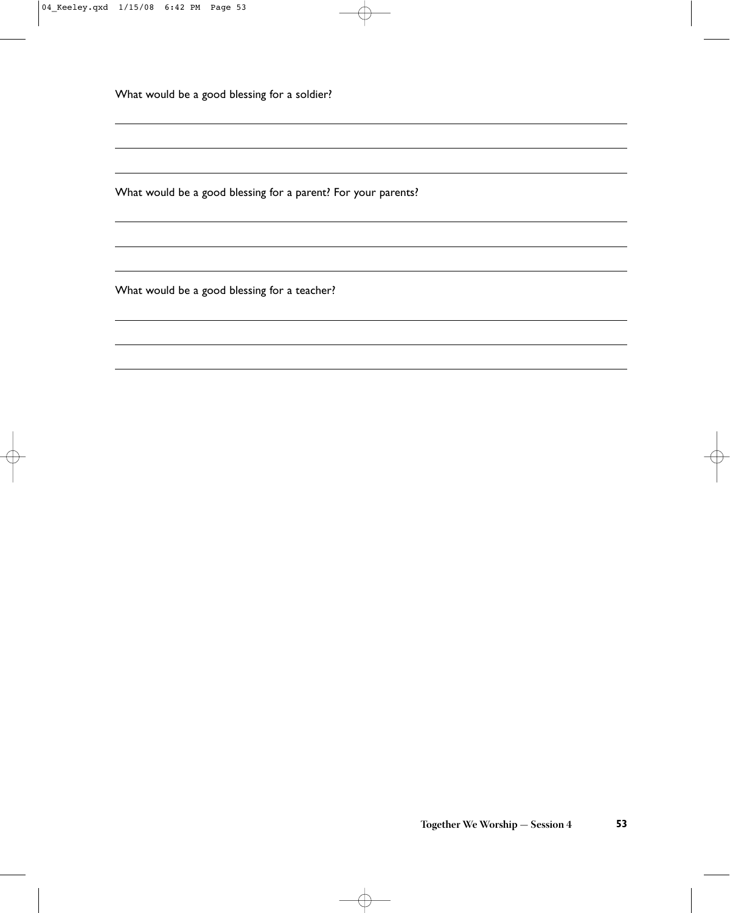What would be a good blessing for a soldier?

\_\_\_\_\_\_\_\_\_\_\_\_\_\_\_\_\_\_\_\_\_\_\_\_\_\_\_\_\_\_\_\_\_\_\_\_\_\_\_\_\_\_\_\_\_\_\_\_\_\_\_\_\_\_\_\_\_\_\_\_

\_\_\_\_\_\_\_\_\_\_\_\_\_\_\_\_\_\_\_\_\_\_\_\_\_\_\_\_\_\_\_\_\_\_\_\_\_\_\_\_\_\_\_\_\_\_\_\_\_\_\_\_\_\_\_\_\_\_\_\_

\_\_\_\_\_\_\_\_\_\_\_\_\_\_\_\_\_\_\_\_\_\_\_\_\_\_\_\_\_\_\_\_\_\_\_\_\_\_\_\_\_\_\_\_\_\_\_\_\_\_\_\_\_\_\_\_\_\_\_\_

What would be a good blessing for a parent? For your parents?

\_\_\_\_\_\_\_\_\_\_\_\_\_\_\_\_\_\_\_\_\_\_\_\_\_\_\_\_\_\_\_\_\_\_\_\_\_\_\_\_\_\_\_\_\_\_\_\_\_\_\_\_\_\_\_\_\_\_\_\_

\_\_\_\_\_\_\_\_\_\_\_\_\_\_\_\_\_\_\_\_\_\_\_\_\_\_\_\_\_\_\_\_\_\_\_\_\_\_\_\_\_\_\_\_\_\_\_\_\_\_\_\_\_\_\_\_\_\_\_\_

\_\_\_\_\_\_\_\_\_\_\_\_\_\_\_\_\_\_\_\_\_\_\_\_\_\_\_\_\_\_\_\_\_\_\_\_\_\_\_\_\_\_\_\_\_\_\_\_\_\_\_\_\_\_\_\_\_\_\_\_

What would be a good blessing for a teacher?

\_\_\_\_\_\_\_\_\_\_\_\_\_\_\_\_\_\_\_\_\_\_\_\_\_\_\_\_\_\_\_\_\_\_\_\_\_\_\_\_\_\_\_\_\_\_\_\_\_\_\_\_\_\_\_\_\_\_\_\_

\_\_\_\_\_\_\_\_\_\_\_\_\_\_\_\_\_\_\_\_\_\_\_\_\_\_\_\_\_\_\_\_\_\_\_\_\_\_\_\_\_\_\_\_\_\_\_\_\_\_\_\_\_\_\_\_\_\_\_\_

\_\_\_\_\_\_\_\_\_\_\_\_\_\_\_\_\_\_\_\_\_\_\_\_\_\_\_\_\_\_\_\_\_\_\_\_\_\_\_\_\_\_\_\_\_\_\_\_\_\_\_\_\_\_\_\_\_\_\_\_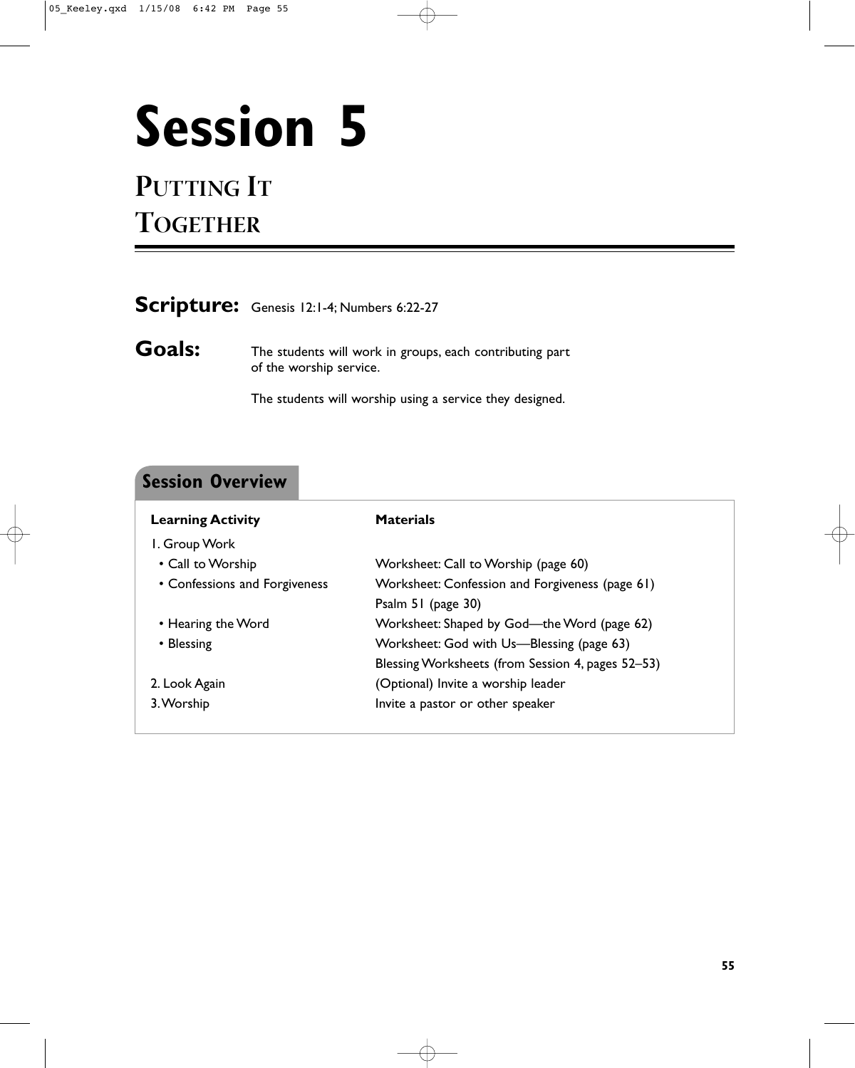# Session 5

## Putting It Together

**Scripture:** Genesis 12:1-4; Numbers 6:22-27

**Goals:** The students will work in groups, each contributing part of the worship service.

The students will worship using a service they designed.

## Session Overview

| Learning Activity | Materials |
|---|---|
| 1. Group Work | |
| • Call to Worship | Worksheet: Call to Worship (page 60) |
| • Confessions and Forgiveness | Worksheet: Confession and Forgiveness (page 61) |
| | Psalm 51 (page 30) |
| • Hearing the Word | Worksheet: Shaped by God—the Word (page 62) |
| • Blessing | Worksheet: God with Us—Blessing (page 63) |
| | Blessing Worksheets (from Session 4, pages 52–53) |
| 2. Look Again | (Optional) Invite a worship leader |
| 3. Worship | Invite a pastor or other speaker |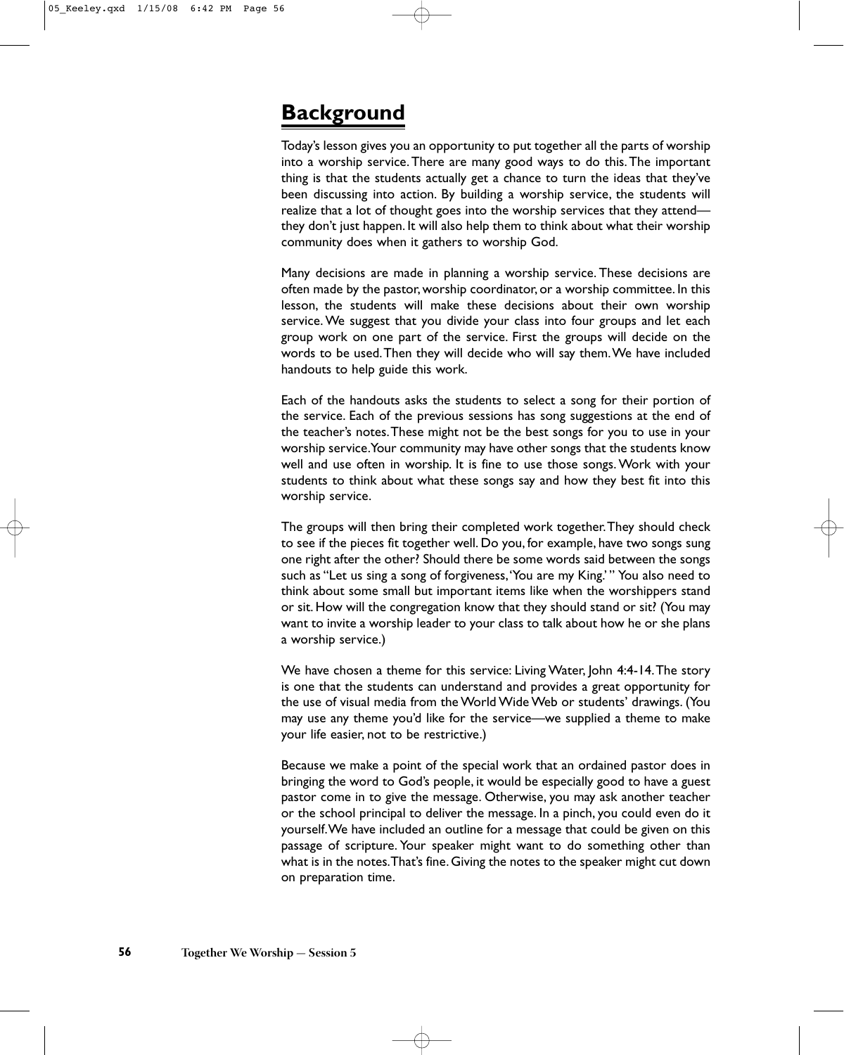# Background

Today's lesson gives you an opportunity to put together all the parts of worship into a worship service. There are many good ways to do this. The important thing is that the students actually get a chance to turn the ideas that they've been discussing into action. By building a worship service, the students will realize that a lot of thought goes into the worship services that they attend—they don't just happen. It will also help them to think about what their worship community does when it gathers to worship God.

Many decisions are made in planning a worship service. These decisions are often made by the pastor, worship coordinator, or a worship committee. In this lesson, the students will make these decisions about their own worship service. We suggest that you divide your class into four groups and let each group work on one part of the service. First the groups will decide on the words to be used. Then they will decide who will say them. We have included handouts to help guide this work.

Each of the handouts asks the students to select a song for their portion of the service. Each of the previous sessions has song suggestions at the end of the teacher's notes. These might not be the best songs for you to use in your worship service. Your community may have other songs that the students know well and use often in worship. It is fine to use those songs. Work with your students to think about what these songs say and how they best fit into this worship service.

The groups will then bring their completed work together. They should check to see if the pieces fit together well. Do you, for example, have two songs sung one right after the other? Should there be some words said between the songs such as "Let us sing a song of forgiveness, 'You are my King.' " You also need to think about some small but important items like when the worshippers stand or sit. How will the congregation know that they should stand or sit? (You may want to invite a worship leader to your class to talk about how he or she plans a worship service.)

We have chosen a theme for this service: Living Water, John 4:4-14. The story is one that the students can understand and provides a great opportunity for the use of visual media from the World Wide Web or students' drawings. (You may use any theme you'd like for the service—we supplied a theme to make your life easier, not to be restrictive.)

Because we make a point of the special work that an ordained pastor does in bringing the word to God's people, it would be especially good to have a guest pastor come in to give the message. Otherwise, you may ask another teacher or the school principal to deliver the message. In a pinch, you could even do it yourself. We have included an outline for a message that could be given on this passage of scripture. Your speaker might want to do something other than what is in the notes. That's fine. Giving the notes to the speaker might cut down on preparation time.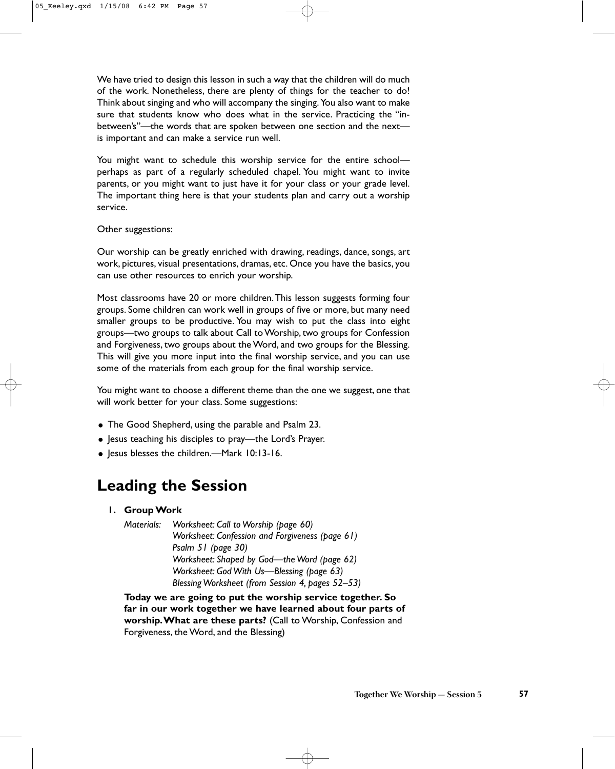We have tried to design this lesson in such a way that the children will do much of the work. Nonetheless, there are plenty of things for the teacher to do! Think about singing and who will accompany the singing. You also want to make sure that students know who does what in the service. Practicing the "in-between's"—the words that are spoken between one section and the next—is important and can make a service run well.

You might want to schedule this worship service for the entire school—perhaps as part of a regularly scheduled chapel. You might want to invite parents, or you might want to just have it for your class or your grade level. The important thing here is that your students plan and carry out a worship service.

Other suggestions:

Our worship can be greatly enriched with drawing, readings, dance, songs, art work, pictures, visual presentations, dramas, etc. Once you have the basics, you can use other resources to enrich your worship.

Most classrooms have 20 or more children. This lesson suggests forming four groups. Some children can work well in groups of five or more, but many need smaller groups to be productive. You may wish to put the class into eight groups—two groups to talk about Call to Worship, two groups for Confession and Forgiveness, two groups about the Word, and two groups for the Blessing. This will give you more input into the final worship service, and you can use some of the materials from each group for the final worship service.

You might want to choose a different theme than the one we suggest, one that will work better for your class. Some suggestions:

- The Good Shepherd, using the parable and Psalm 23.
- Jesus teaching his disciples to pray—the Lord's Prayer.
- Jesus blesses the children.—Mark 10:13-16.

# Leading the Session

**1. Group Work**

*Materials:* *Worksheet: Call to Worship (page 60)*
*Worksheet: Confession and Forgiveness (page 61)*
*Psalm 51 (page 30)*
*Worksheet: Shaped by God—the Word (page 62)*
*Worksheet: God With Us—Blessing (page 63)*
*Blessing Worksheet (from Session 4, pages 52–53)*

**Today we are going to put the worship service together. So far in our work together we have learned about four parts of worship. What are these parts?** (Call to Worship, Confession and Forgiveness, the Word, and the Blessing)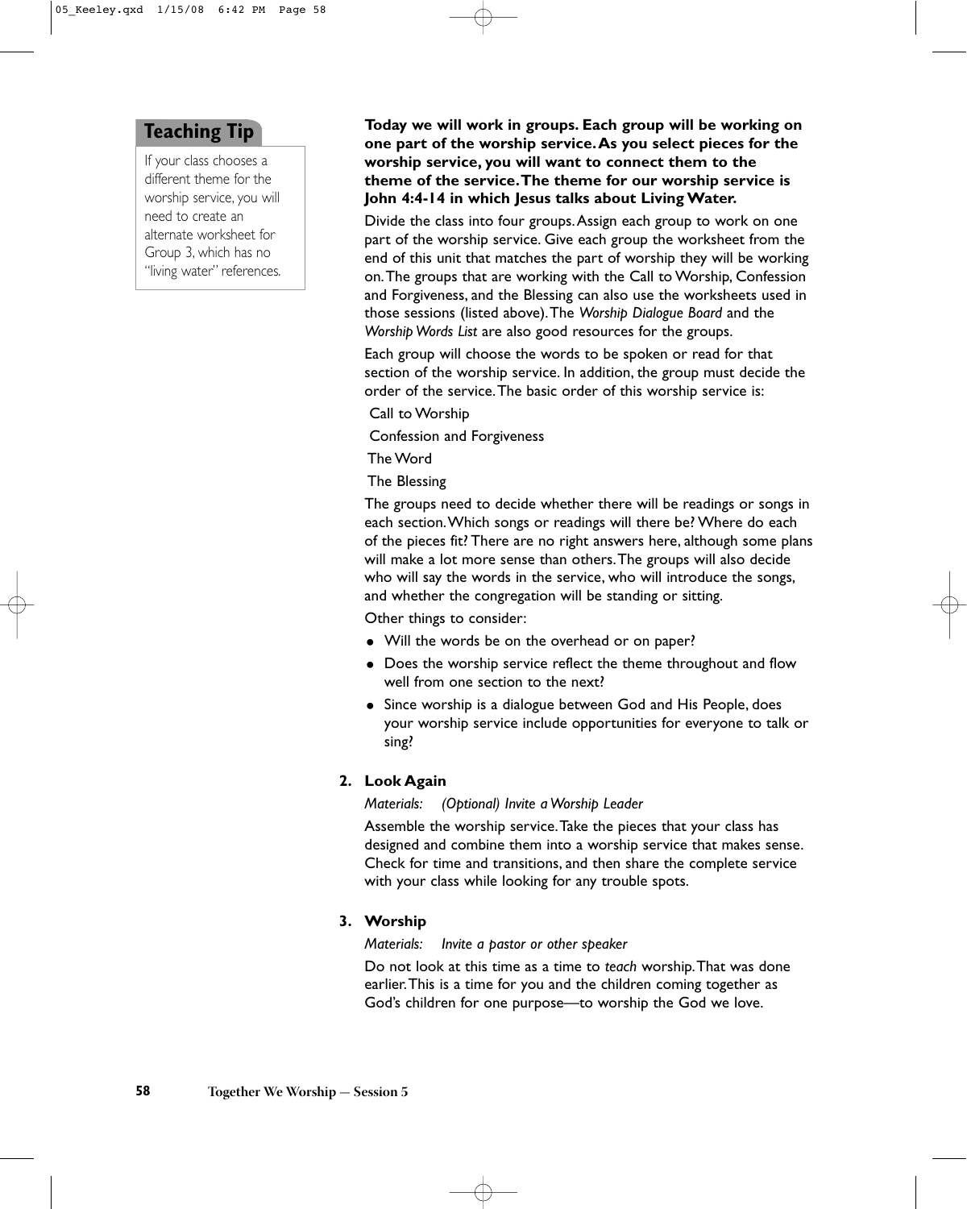## Teaching Tip

If your class chooses a different theme for the worship service, you will need to create an alternate worksheet for Group 3, which has no "living water" references.

**Today we will work in groups. Each group will be working on one part of the worship service. As you select pieces for the worship service, you will want to connect them to the theme of the service. The theme for our worship service is John 4:4-14 in which Jesus talks about Living Water.**

Divide the class into four groups. Assign each group to work on one part of the worship service. Give each group the worksheet from the end of this unit that matches the part of worship they will be working on. The groups that are working with the Call to Worship, Confession and Forgiveness, and the Blessing can also use the worksheets used in those sessions (listed above). The *Worship Dialogue Board* and the *Worship Words List* are also good resources for the groups.

Each group will choose the words to be spoken or read for that section of the worship service. In addition, the group must decide the order of the service. The basic order of this worship service is:

Call to Worship

Confession and Forgiveness

The Word

The Blessing

The groups need to decide whether there will be readings or songs in each section. Which songs or readings will there be? Where do each of the pieces fit? There are no right answers here, although some plans will make a lot more sense than others. The groups will also decide who will say the words in the service, who will introduce the songs, and whether the congregation will be standing or sitting.

Other things to consider:

- Will the words be on the overhead or on paper?
- Does the worship service reflect the theme throughout and flow well from one section to the next?
- Since worship is a dialogue between God and His People, does your worship service include opportunities for everyone to talk or sing?

**2. Look Again**

*Materials: (Optional) Invite a Worship Leader*

Assemble the worship service. Take the pieces that your class has designed and combine them into a worship service that makes sense. Check for time and transitions, and then share the complete service with your class while looking for any trouble spots.

**3. Worship**

*Materials: Invite a pastor or other speaker*

Do not look at this time as a time to *teach* worship. That was done earlier. This is a time for you and the children coming together as God's children for one purpose—to worship the God we love.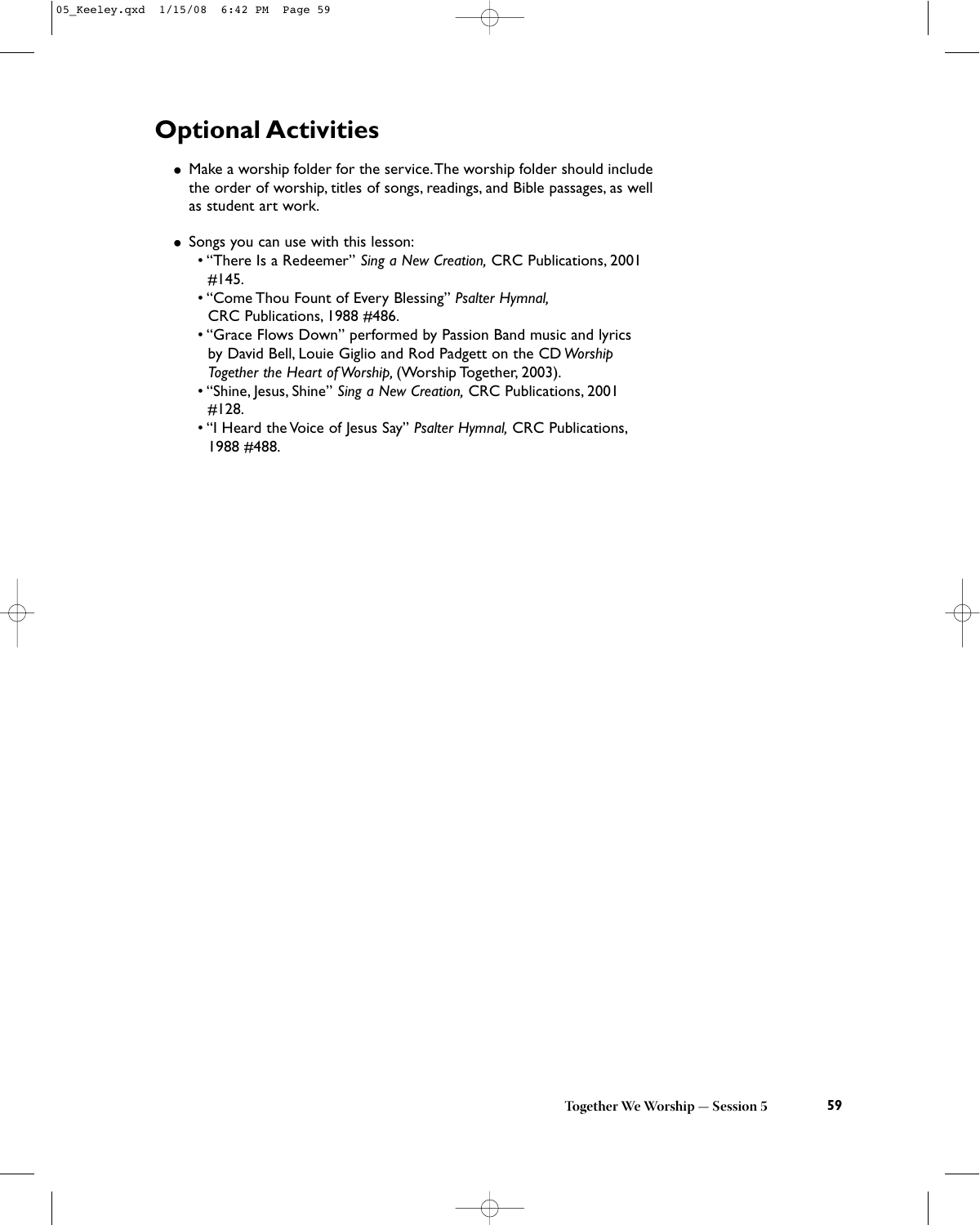## Optional Activities

- Make a worship folder for the service. The worship folder should include the order of worship, titles of songs, readings, and Bible passages, as well as student art work.

- Songs you can use with this lesson:
  - "There Is a Redeemer" *Sing a New Creation,* CRC Publications, 2001 #145.
  - "Come Thou Fount of Every Blessing" *Psalter Hymnal,* CRC Publications, 1988 #486.
  - "Grace Flows Down" performed by Passion Band music and lyrics by David Bell, Louie Giglio and Rod Padgett on the CD *Worship Together the Heart of Worship,* (Worship Together, 2003).
  - "Shine, Jesus, Shine" *Sing a New Creation,* CRC Publications, 2001 #128.
  - "I Heard the Voice of Jesus Say" *Psalter Hymnal,* CRC Publications, 1988 #488.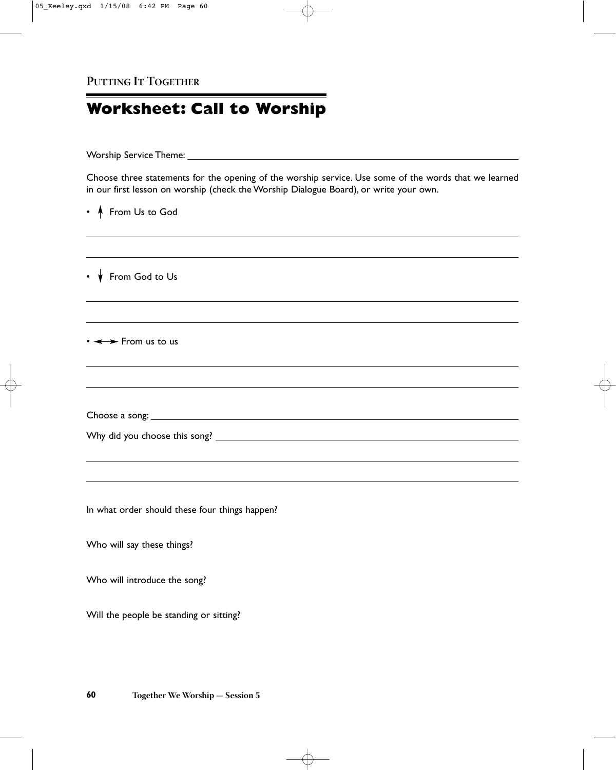PUTTING IT TOGETHER

# Worksheet: Call to Worship

Worship Service Theme: ____________________________________________

Choose three statements for the opening of the worship service. Use some of the words that we learned in our first lesson on worship (check the Worship Dialogue Board), or write your own.

- ↑ From Us to God

____________________________________________

____________________________________________

- ↓ From God to Us

____________________________________________

____________________________________________

- ↔ From us to us

____________________________________________

____________________________________________

Choose a song: ____________________________________________

Why did you choose this song? ____________________________________________

____________________________________________

____________________________________________

In what order should these four things happen?

Who will say these things?

Who will introduce the song?

Will the people be standing or sitting?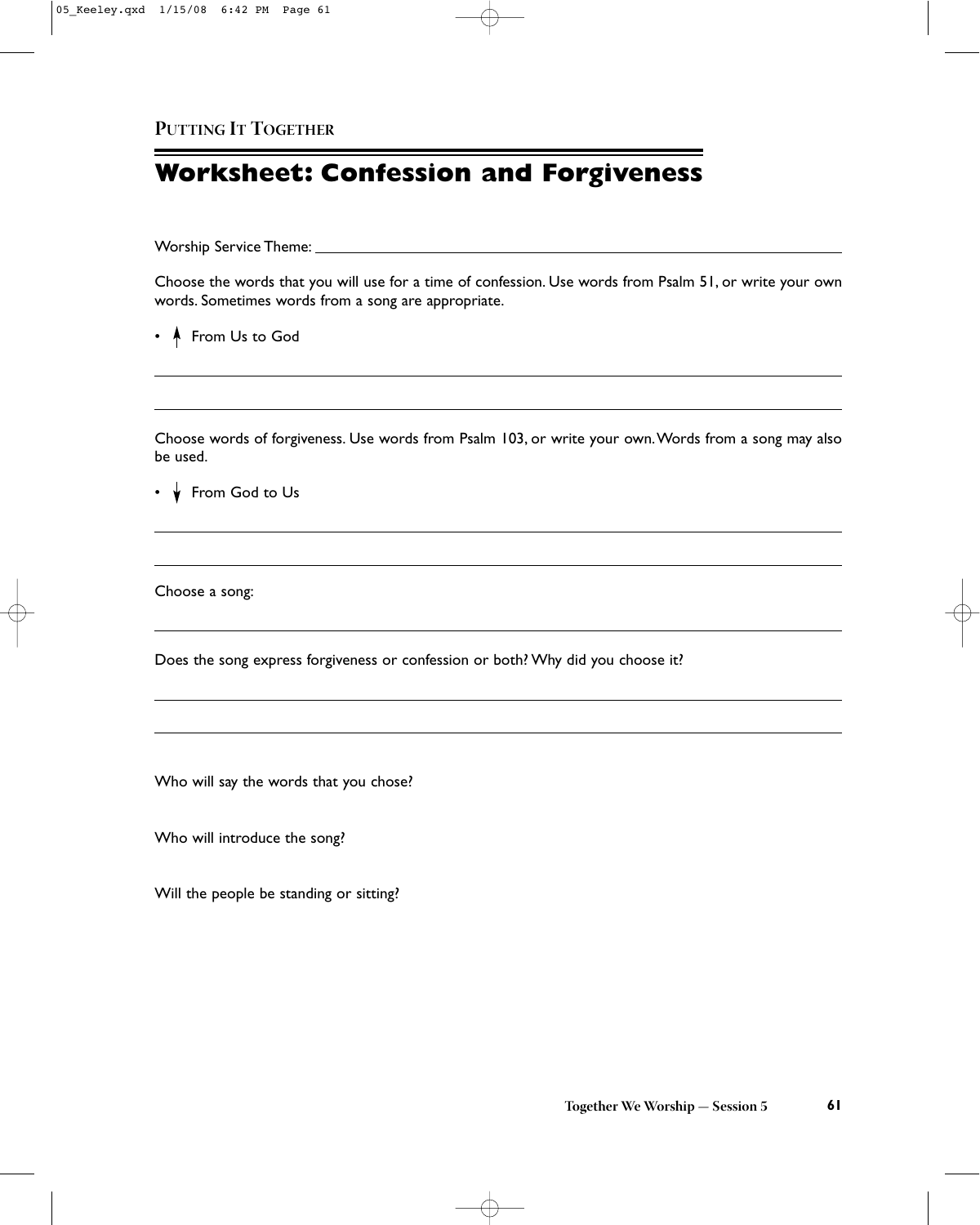PUTTING IT TOGETHER

# Worksheet: Confession and Forgiveness

Worship Service Theme: ______________________________________________

Choose the words that you will use for a time of confession. Use words from Psalm 51, or write your own words. Sometimes words from a song are appropriate.

- ↑ From Us to God

______________________________________________

______________________________________________

Choose words of forgiveness. Use words from Psalm 103, or write your own. Words from a song may also be used.

- ↓ From God to Us

______________________________________________

______________________________________________

Choose a song:

______________________________________________

Does the song express forgiveness or confession or both? Why did you choose it?

______________________________________________

______________________________________________

Who will say the words that you chose?

Who will introduce the song?

Will the people be standing or sitting?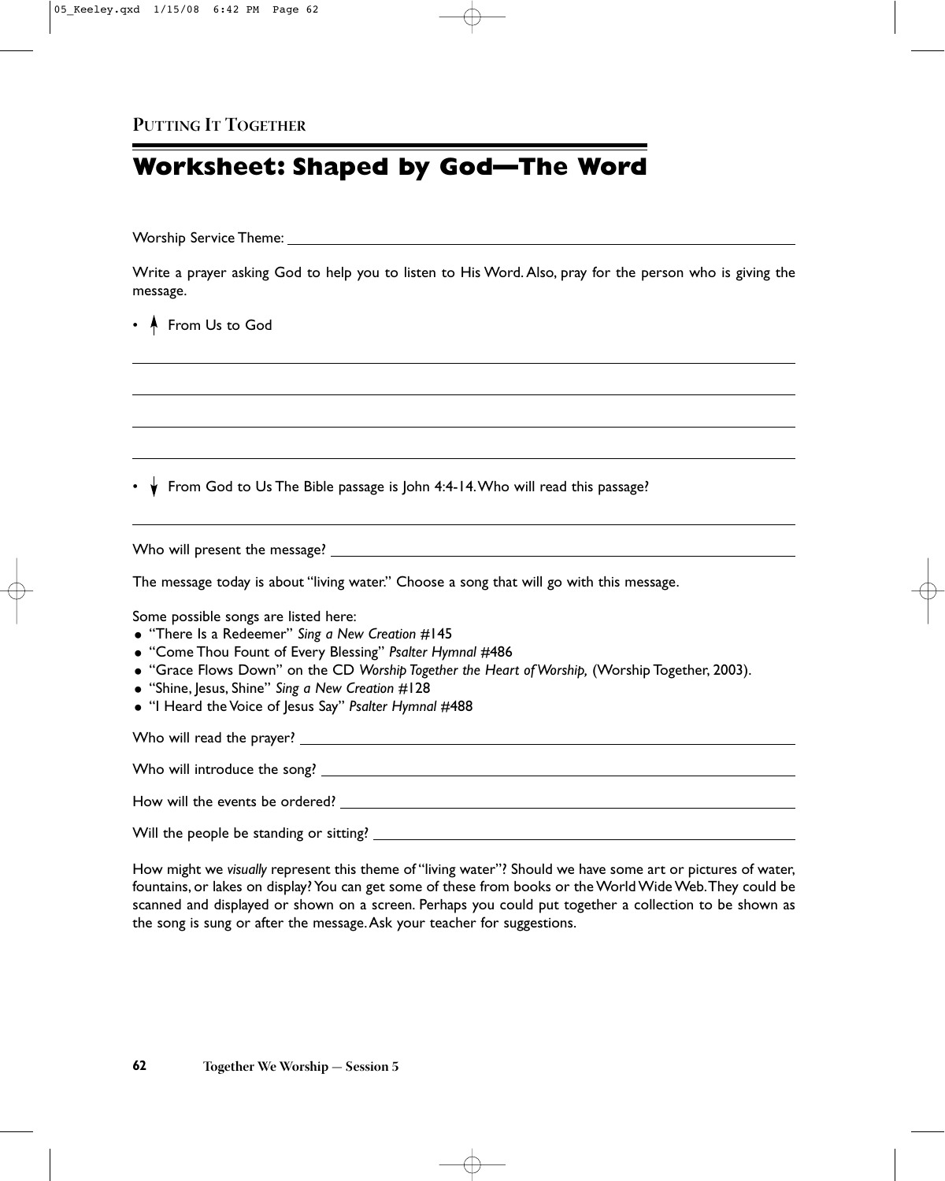PUTTING IT TOGETHER

# Worksheet: Shaped by God—The Word

Worship Service Theme: ______________________________________________

Write a prayer asking God to help you to listen to His Word. Also, pray for the person who is giving the message.

- ↑ From Us to God

______________________________________________

______________________________________________

______________________________________________

______________________________________________

- ↓ From God to Us The Bible passage is John 4:4-14. Who will read this passage?

______________________________________________

Who will present the message? ______________________________________________

The message today is about "living water." Choose a song that will go with this message.

Some possible songs are listed here:

- "There Is a Redeemer" *Sing a New Creation* #145
- "Come Thou Fount of Every Blessing" *Psalter Hymnal* #486
- "Grace Flows Down" on the CD *Worship Together the Heart of Worship,* (Worship Together, 2003).
- "Shine, Jesus, Shine" *Sing a New Creation* #128
- "I Heard the Voice of Jesus Say" *Psalter Hymnal* #488

Who will read the prayer? ______________________________________________

Who will introduce the song? ______________________________________________

How will the events be ordered? ______________________________________________

Will the people be standing or sitting? ______________________________________________

How might we *visually* represent this theme of "living water"? Should we have some art or pictures of water, fountains, or lakes on display? You can get some of these from books or the World Wide Web. They could be scanned and displayed or shown on a screen. Perhaps you could put together a collection to be shown as the song is sung or after the message. Ask your teacher for suggestions.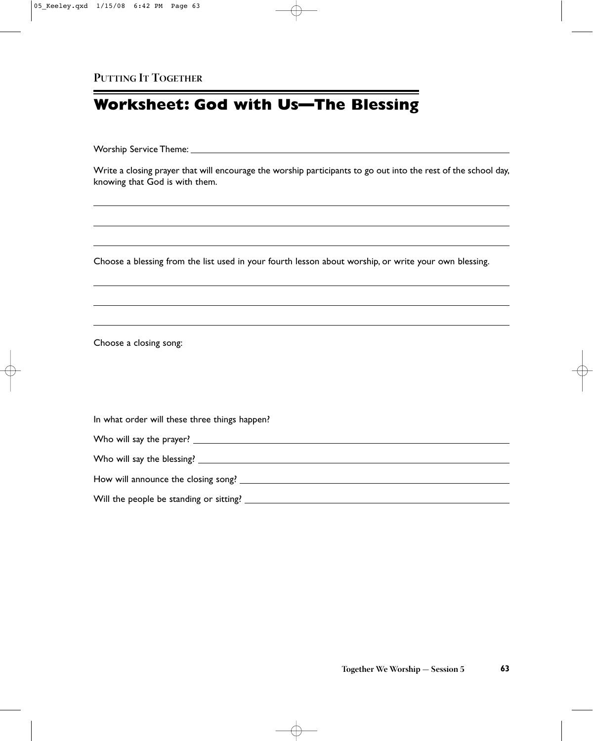**PUTTING IT TOGETHER**

# Worksheet: God with Us—The Blessing

Worship Service Theme: ______________________________________________

Write a closing prayer that will encourage the worship participants to go out into the rest of the school day, knowing that God is with them.

______________________________________________

______________________________________________

______________________________________________

Choose a blessing from the list used in your fourth lesson about worship, or write your own blessing.

______________________________________________

______________________________________________

______________________________________________

Choose a closing song:

In what order will these three things happen?

Who will say the prayer? ______________________________________________

Who will say the blessing? ______________________________________________

How will announce the closing song? ______________________________________________

Will the people be standing or sitting? ______________________________________________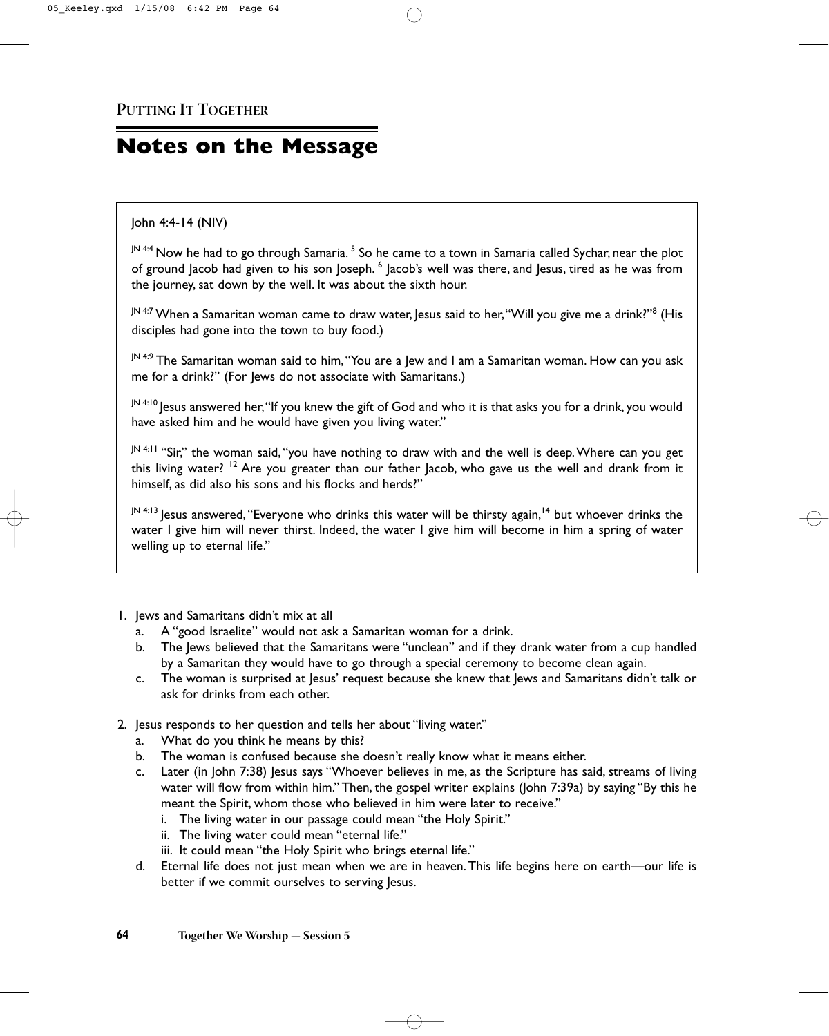**PUTTING IT TOGETHER**

# Notes on the Message

John 4:4-14 (NIV)

JN 4:4 Now he had to go through Samaria. [5] So he came to a town in Samaria called Sychar, near the plot of ground Jacob had given to his son Joseph. [6] Jacob's well was there, and Jesus, tired as he was from the journey, sat down by the well. It was about the sixth hour.

JN 4:7 When a Samaritan woman came to draw water, Jesus said to her, "Will you give me a drink?"[8] (His disciples had gone into the town to buy food.)

JN 4:9 The Samaritan woman said to him, "You are a Jew and I am a Samaritan woman. How can you ask me for a drink?" (For Jews do not associate with Samaritans.)

JN 4:10 Jesus answered her, "If you knew the gift of God and who it is that asks you for a drink, you would have asked him and he would have given you living water."

JN 4:11 "Sir," the woman said, "you have nothing to draw with and the well is deep. Where can you get this living water? [12] Are you greater than our father Jacob, who gave us the well and drank from it himself, as did also his sons and his flocks and herds?"

JN 4:13 Jesus answered, "Everyone who drinks this water will be thirsty again,[14] but whoever drinks the water I give him will never thirst. Indeed, the water I give him will become in him a spring of water welling up to eternal life."

1. Jews and Samaritans didn't mix at all
   a. A "good Israelite" would not ask a Samaritan woman for a drink.
   b. The Jews believed that the Samaritans were "unclean" and if they drank water from a cup handled by a Samaritan they would have to go through a special ceremony to become clean again.
   c. The woman is surprised at Jesus' request because she knew that Jews and Samaritans didn't talk or ask for drinks from each other.

2. Jesus responds to her question and tells her about "living water."
   a. What do you think he means by this?
   b. The woman is confused because she doesn't really know what it means either.
   c. Later (in John 7:38) Jesus says "Whoever believes in me, as the Scripture has said, streams of living water will flow from within him." Then, the gospel writer explains (John 7:39a) by saying "By this he meant the Spirit, whom those who believed in him were later to receive."
      i. The living water in our passage could mean "the Holy Spirit."
      ii. The living water could mean "eternal life."
      iii. It could mean "the Holy Spirit who brings eternal life."
   d. Eternal life does not just mean when we are in heaven. This life begins here on earth—our life is better if we commit ourselves to serving Jesus.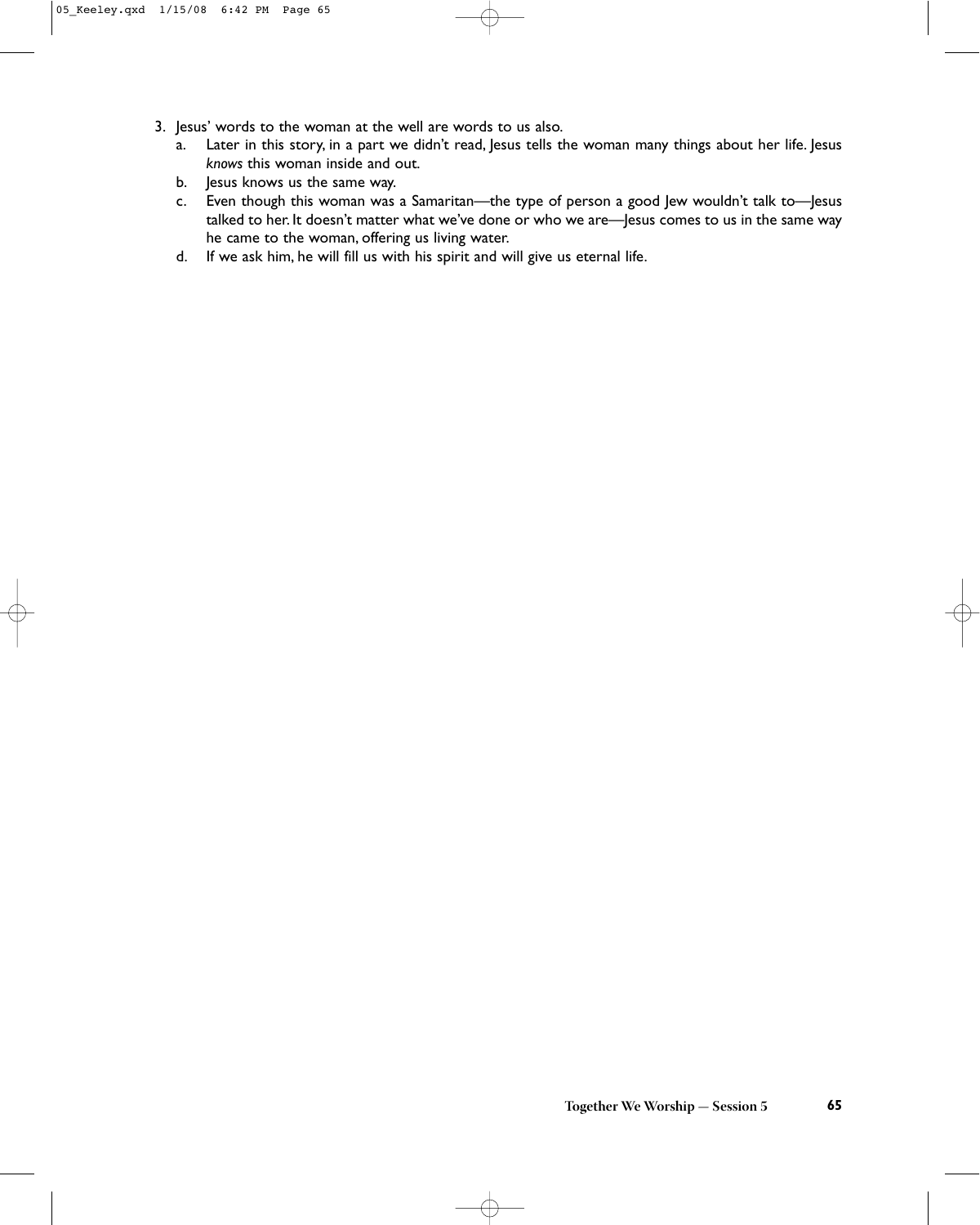3. Jesus' words to the woman at the well are words to us also.
   a. Later in this story, in a part we didn't read, Jesus tells the woman many things about her life. Jesus *knows* this woman inside and out.
   b. Jesus knows us the same way.
   c. Even though this woman was a Samaritan—the type of person a good Jew wouldn't talk to—Jesus talked to her. It doesn't matter what we've done or who we are—Jesus comes to us in the same way he came to the woman, offering us living water.
   d. If we ask him, he will fill us with his spirit and will give us eternal life.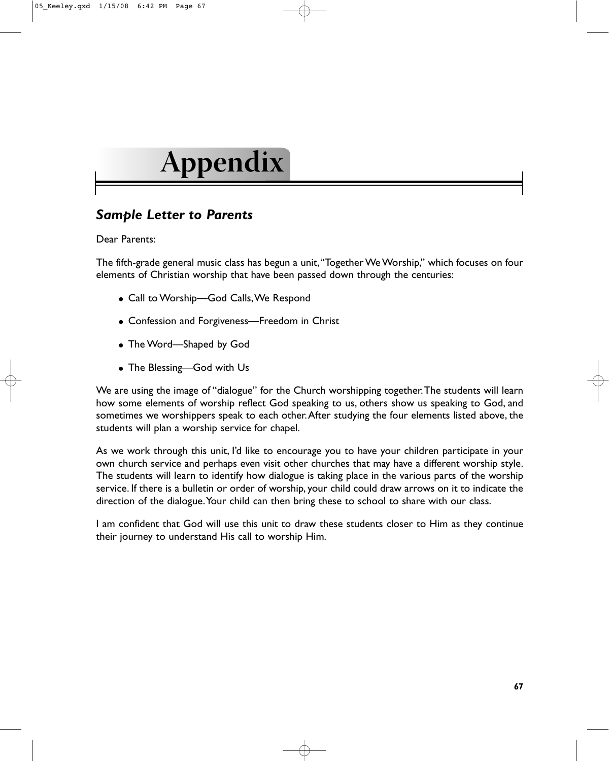# Appendix

## *Sample Letter to Parents*

Dear Parents:

The fifth-grade general music class has begun a unit, "Together We Worship," which focuses on four elements of Christian worship that have been passed down through the centuries:

- Call to Worship—God Calls, We Respond
- Confession and Forgiveness—Freedom in Christ
- The Word—Shaped by God
- The Blessing—God with Us

We are using the image of "dialogue" for the Church worshipping together. The students will learn how some elements of worship reflect God speaking to us, others show us speaking to God, and sometimes we worshippers speak to each other. After studying the four elements listed above, the students will plan a worship service for chapel.

As we work through this unit, I'd like to encourage you to have your children participate in your own church service and perhaps even visit other churches that may have a different worship style. The students will learn to identify how dialogue is taking place in the various parts of the worship service. If there is a bulletin or order of worship, your child could draw arrows on it to indicate the direction of the dialogue. Your child can then bring these to school to share with our class.

I am confident that God will use this unit to draw these students closer to Him as they continue their journey to understand His call to worship Him.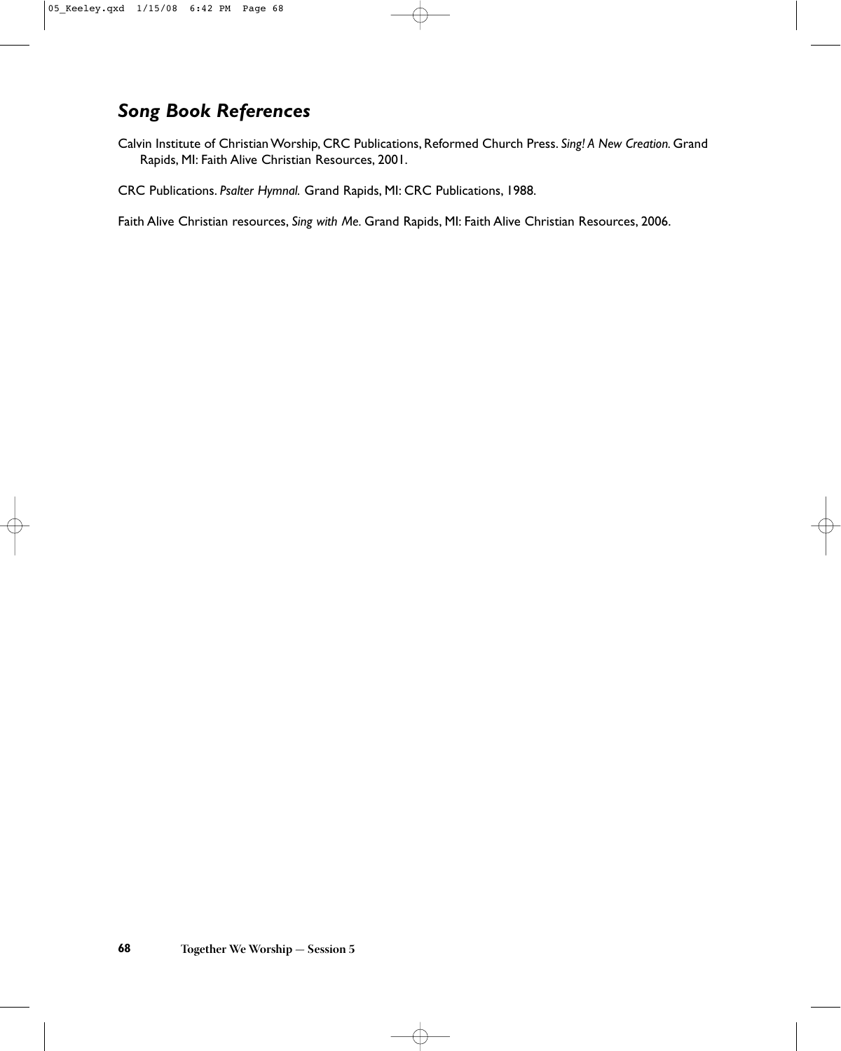## *Song Book References*

Calvin Institute of Christian Worship, CRC Publications, Reformed Church Press. *Sing! A New Creation.* Grand Rapids, MI: Faith Alive Christian Resources, 2001.

CRC Publications. *Psalter Hymnal.* Grand Rapids, MI: CRC Publications, 1988.

Faith Alive Christian resources, *Sing with Me.* Grand Rapids, MI: Faith Alive Christian Resources, 2006.